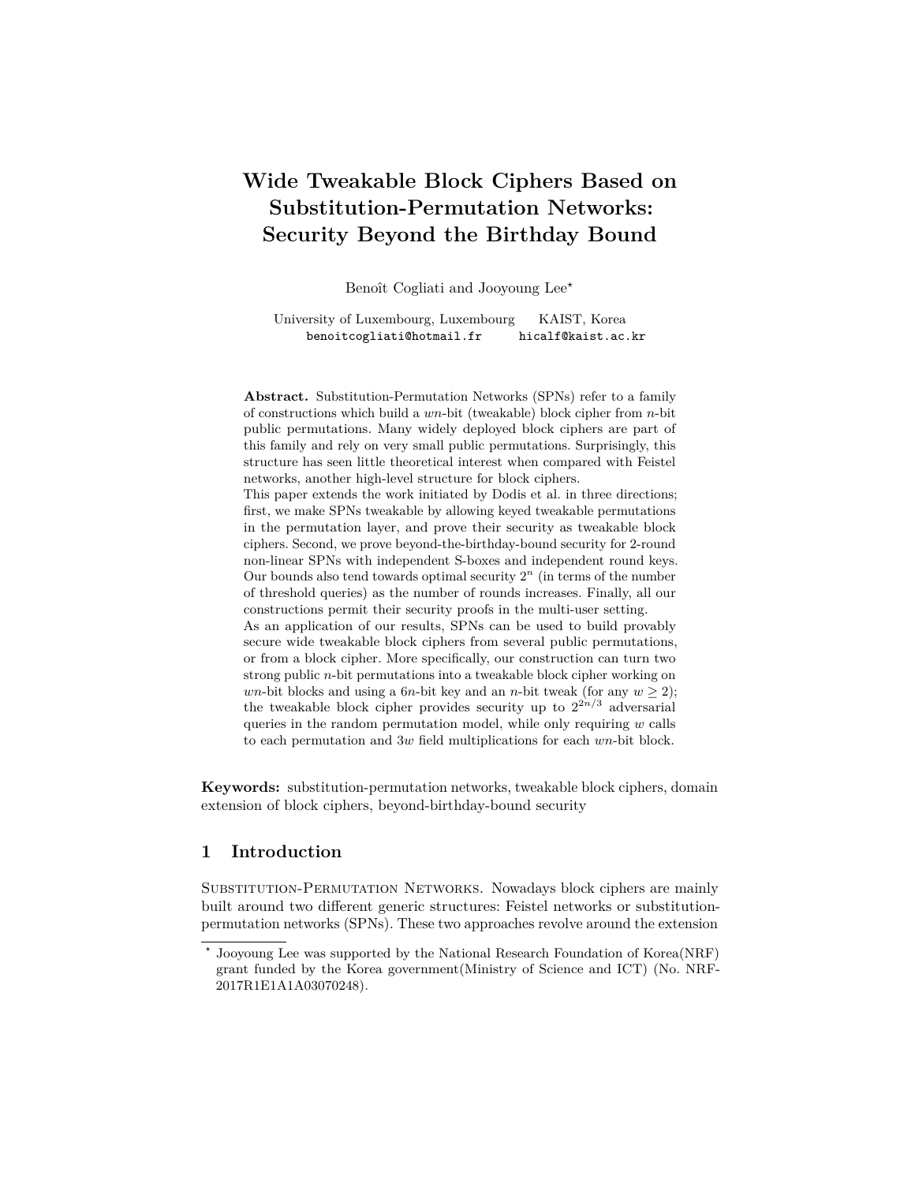# Wide Tweakable Block Ciphers Based on Substitution-Permutation Networks: Security Beyond the Birthday Bound

Benoît Cogliati and Jooyoung Lee*

University of Luxembourg, Luxembourg KAIST, Korea
benoitcogliati@hotmail.fr hicalf@kaist.ac.kr

**Abstract.** Substitution-Permutation Networks (SPNs) refer to a family of constructions which build a $wn$-bit (tweakable) block cipher from $n$-bit public permutations. Many widely deployed block ciphers are part of this family and rely on very small public permutations. Surprisingly, this structure has seen little theoretical interest when compared with Feistel networks, another high-level structure for block ciphers.

This paper extends the work initiated by Dodis et al. in three directions; first, we make SPNs tweakable by allowing keyed tweakable permutations in the permutation layer, and prove their security as tweakable block ciphers. Second, we prove beyond-the-birthday-bound security for 2-round non-linear SPNs with independent S-boxes and independent round keys. Our bounds also tend towards optimal security $2^n$ (in terms of the number of threshold queries) as the number of rounds increases. Finally, all our constructions permit their security proofs in the multi-user setting.

As an application of our results, SPNs can be used to build provably secure wide tweakable block ciphers from several public permutations, or from a block cipher. More specifically, our construction can turn two strong public $n$-bit permutations into a tweakable block cipher working on $wn$-bit blocks and using a $6n$-bit key and an $n$-bit tweak (for any $w \geq 2$); the tweakable block cipher provides security up to $2^{2n/3}$ adversarial queries in the random permutation model, while only requiring $w$ calls to each permutation and $3w$ field multiplications for each $wn$-bit block.

**Keywords:** substitution-permutation networks, tweakable block ciphers, domain extension of block ciphers, beyond-birthday-bound security

## 1 Introduction

Substitution-Permutation Networks. Nowadays block ciphers are mainly built around two different generic structures: Feistel networks or substitution-permutation networks (SPNs). These two approaches revolve around the extension

---

* Jooyoung Lee was supported by the National Research Foundation of Korea(NRF) grant funded by the Korea government(Ministry of Science and ICT) (No. NRF-2017R1E1A1A03070248).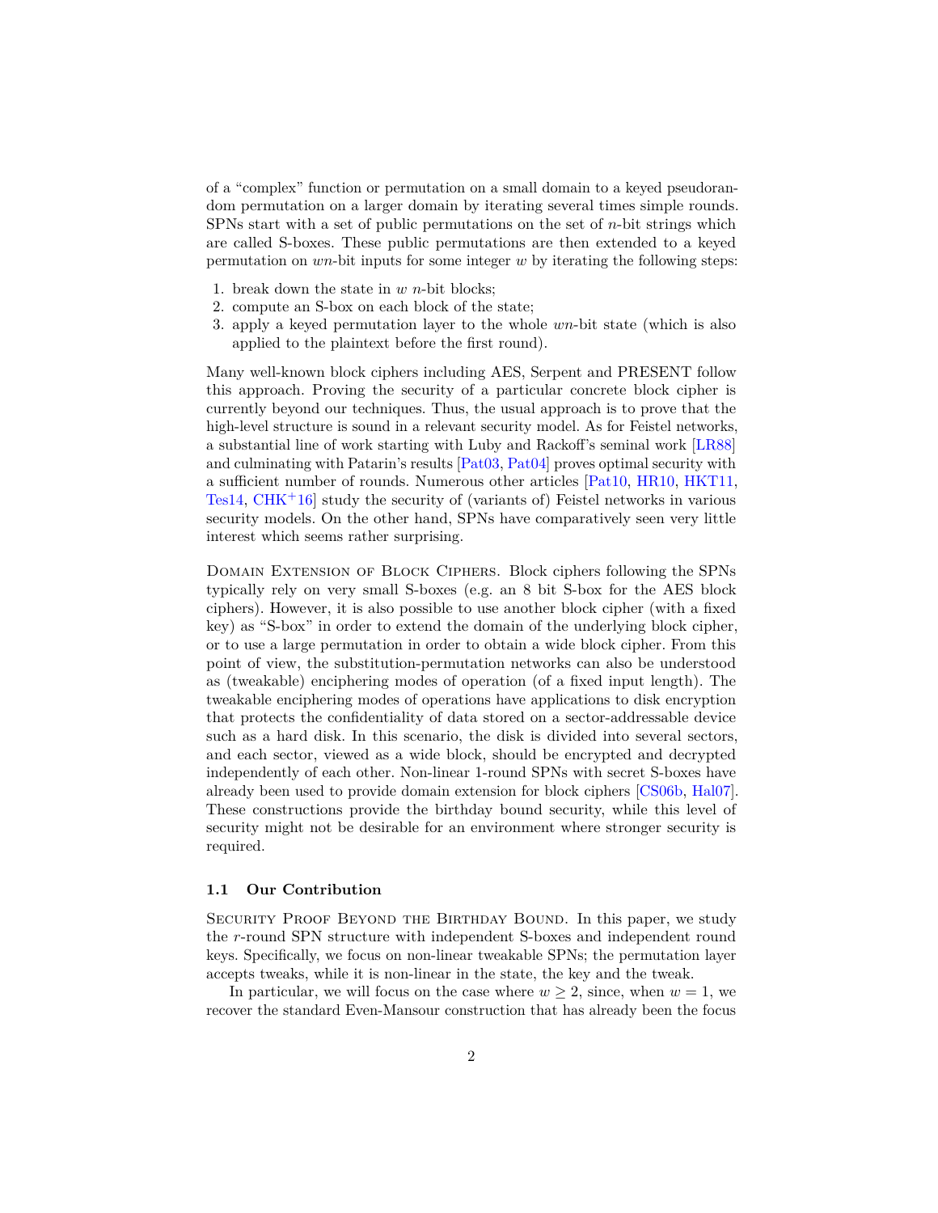of a "complex" function or permutation on a small domain to a keyed pseudorandom permutation on a larger domain by iterating several times simple rounds. SPNs start with a set of public permutations on the set of $n$-bit strings which are called S-boxes. These public permutations are then extended to a keyed permutation on $wn$-bit inputs for some integer $w$ by iterating the following steps:

1. break down the state in $w$ $n$-bit blocks;
2. compute an S-box on each block of the state;
3. apply a keyed permutation layer to the whole $wn$-bit state (which is also applied to the plaintext before the first round).

Many well-known block ciphers including AES, Serpent and PRESENT follow this approach. Proving the security of a particular concrete block cipher is currently beyond our techniques. Thus, the usual approach is to prove that the high-level structure is sound in a relevant security model. As for Feistel networks, a substantial line of work starting with Luby and Rackoff's seminal work [LR88] and culminating with Patarin's results [Pat03, Pat04] proves optimal security with a sufficient number of rounds. Numerous other articles [Pat10, HR10, HKT11, Tes14, CHK+16] study the security of (variants of) Feistel networks in various security models. On the other hand, SPNs have comparatively seen very little interest which seems rather surprising.

Domain Extension of Block Ciphers. Block ciphers following the SPNs typically rely on very small S-boxes (e.g. an 8 bit S-box for the AES block ciphers). However, it is also possible to use another block cipher (with a fixed key) as "S-box" in order to extend the domain of the underlying block cipher, or to use a large permutation in order to obtain a wide block cipher. From this point of view, the substitution-permutation networks can also be understood as (tweakable) enciphering modes of operation (of a fixed input length). The tweakable enciphering modes of operations have applications to disk encryption that protects the confidentiality of data stored on a sector-addressable device such as a hard disk. In this scenario, the disk is divided into several sectors, and each sector, viewed as a wide block, should be encrypted and decrypted independently of each other. Non-linear 1-round SPNs with secret S-boxes have already been used to provide domain extension for block ciphers [CS06b, Hal07]. These constructions provide the birthday bound security, while this level of security might not be desirable for an environment where stronger security is required.

### 1.1 Our Contribution

Security Proof Beyond the Birthday Bound. In this paper, we study the $r$-round SPN structure with independent S-boxes and independent round keys. Specifically, we focus on non-linear tweakable SPNs; the permutation layer accepts tweaks, while it is non-linear in the state, the key and the tweak.

In particular, we will focus on the case where $w \geq 2$, since, when $w = 1$, we recover the standard Even-Mansour construction that has already been the focus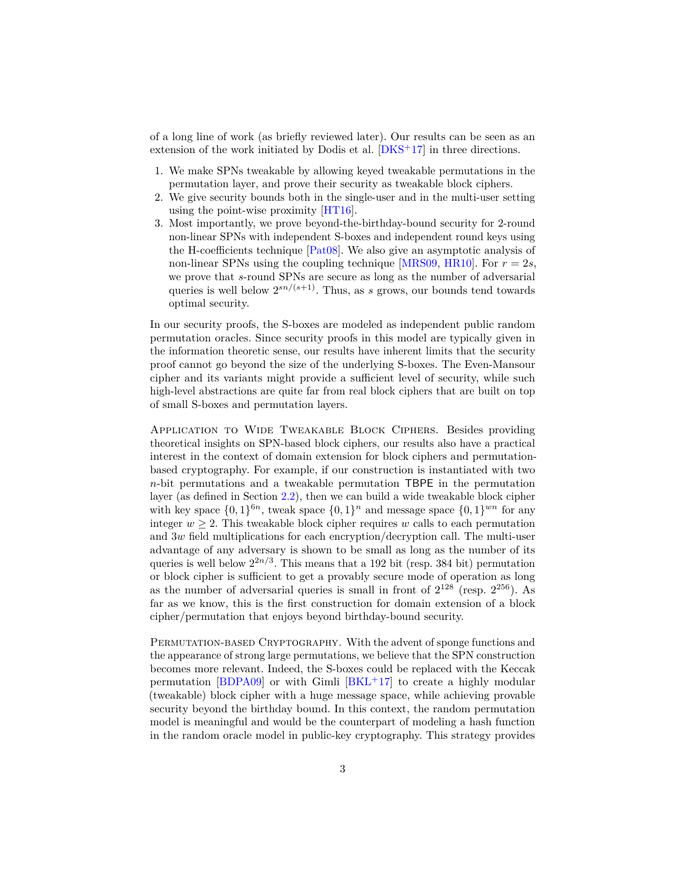of a long line of work (as briefly reviewed later). Our results can be seen as an extension of the work initiated by Dodis et al. [DKS+17] in three directions.

1. We make SPNs tweakable by allowing keyed tweakable permutations in the permutation layer, and prove their security as tweakable block ciphers.
2. We give security bounds both in the single-user and in the multi-user setting using the point-wise proximity [HT16].
3. Most importantly, we prove beyond-the-birthday-bound security for 2-round non-linear SPNs with independent S-boxes and independent round keys using the H-coefficients technique [Pat08]. We also give an asymptotic analysis of non-linear SPNs using the coupling technique [MRS09, HR10]. For $r = 2s$, we prove that $s$-round SPNs are secure as long as the number of adversarial queries is well below $2^{sn/(s+1)}$. Thus, as $s$ grows, our bounds tend towards optimal security.

In our security proofs, the S-boxes are modeled as independent public random permutation oracles. Since security proofs in this model are typically given in the information theoretic sense, our results have inherent limits that the security proof cannot go beyond the size of the underlying S-boxes. The Even-Mansour cipher and its variants might provide a sufficient level of security, while such high-level abstractions are quite far from real block ciphers that are built on top of small S-boxes and permutation layers.

Application to Wide Tweakable Block Ciphers. Besides providing theoretical insights on SPN-based block ciphers, our results also have a practical interest in the context of domain extension for block ciphers and permutation-based cryptography. For example, if our construction is instantiated with two $n$-bit permutations and a tweakable permutation TBPE in the permutation layer (as defined in Section 2.2), then we can build a wide tweakable block cipher with key space $\{0,1\}^{6n}$, tweak space $\{0,1\}^n$ and message space $\{0,1\}^{wn}$ for any integer $w \geq 2$. This tweakable block cipher requires $w$ calls to each permutation and $3w$ field multiplications for each encryption/decryption call. The multi-user advantage of any adversary is shown to be small as long as the number of its queries is well below $2^{2n/3}$. This means that a 192 bit (resp. 384 bit) permutation or block cipher is sufficient to get a provably secure mode of operation as long as the number of adversarial queries is small in front of $2^{128}$ (resp. $2^{256}$). As far as we know, this is the first construction for domain extension of a block cipher/permutation that enjoys beyond birthday-bound security.

Permutation-based Cryptography. With the advent of sponge functions and the appearance of strong large permutations, we believe that the SPN construction becomes more relevant. Indeed, the S-boxes could be replaced with the Keccak permutation [BDPA09] or with Gimli [BKL+17] to create a highly modular (tweakable) block cipher with a huge message space, while achieving provable security beyond the birthday bound. In this context, the random permutation model is meaningful and would be the counterpart of modeling a hash function in the random oracle model in public-key cryptography. This strategy provides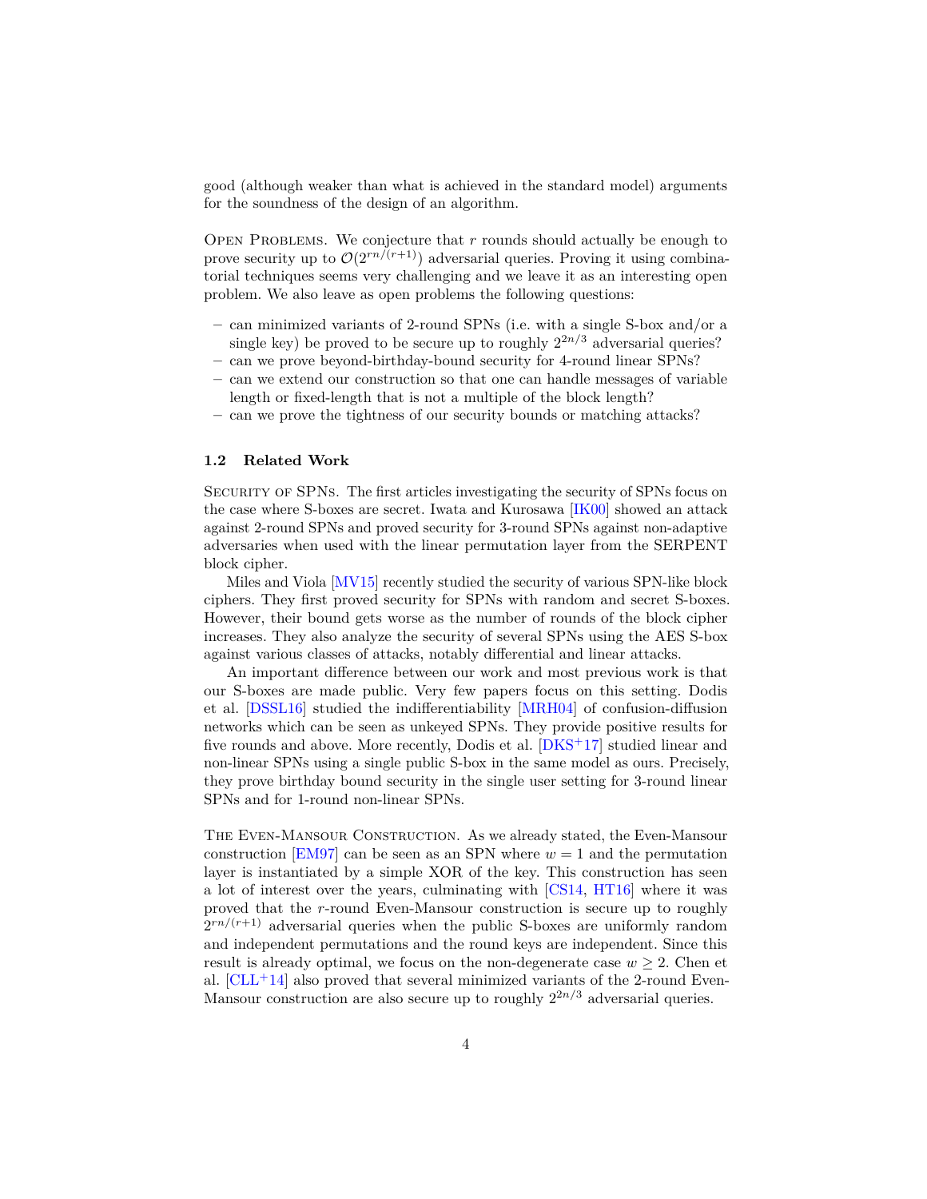good (although weaker than what is achieved in the standard model) arguments for the soundness of the design of an algorithm.

Open Problems. We conjecture that $r$ rounds should actually be enough to prove security up to $\mathcal{O}(2^{rn/(r+1)})$ adversarial queries. Proving it using combinatorial techniques seems very challenging and we leave it as an interesting open problem. We also leave as open problems the following questions:

- can minimized variants of 2-round SPNs (i.e. with a single S-box and/or a single key) be proved to be secure up to roughly $2^{2n/3}$ adversarial queries?
- can we prove beyond-birthday-bound security for 4-round linear SPNs?
- can we extend our construction so that one can handle messages of variable length or fixed-length that is not a multiple of the block length?
- can we prove the tightness of our security bounds or matching attacks?

### 1.2 Related Work

Security of SPNs. The first articles investigating the security of SPNs focus on the case where S-boxes are secret. Iwata and Kurosawa [IK00] showed an attack against 2-round SPNs and proved security for 3-round SPNs against non-adaptive adversaries when used with the linear permutation layer from the SERPENT block cipher.

Miles and Viola [MV15] recently studied the security of various SPN-like block ciphers. They first proved security for SPNs with random and secret S-boxes. However, their bound gets worse as the number of rounds of the block cipher increases. They also analyze the security of several SPNs using the AES S-box against various classes of attacks, notably differential and linear attacks.

An important difference between our work and most previous work is that our S-boxes are made public. Very few papers focus on this setting. Dodis et al. [DSSL16] studied the indifferentiability [MRH04] of confusion-diffusion networks which can be seen as unkeyed SPNs. They provide positive results for five rounds and above. More recently, Dodis et al. [DKS+17] studied linear and non-linear SPNs using a single public S-box in the same model as ours. Precisely, they prove birthday bound security in the single user setting for 3-round linear SPNs and for 1-round non-linear SPNs.

The Even-Mansour Construction. As we already stated, the Even-Mansour construction [EM97] can be seen as an SPN where $w = 1$ and the permutation layer is instantiated by a simple XOR of the key. This construction has seen a lot of interest over the years, culminating with [CS14, HT16] where it was proved that the $r$-round Even-Mansour construction is secure up to roughly $2^{rn/(r+1)}$ adversarial queries when the public S-boxes are uniformly random and independent permutations and the round keys are independent. Since this result is already optimal, we focus on the non-degenerate case $w \geq 2$. Chen et al. [CLL+14] also proved that several minimized variants of the 2-round Even-Mansour construction are also secure up to roughly $2^{2n/3}$ adversarial queries.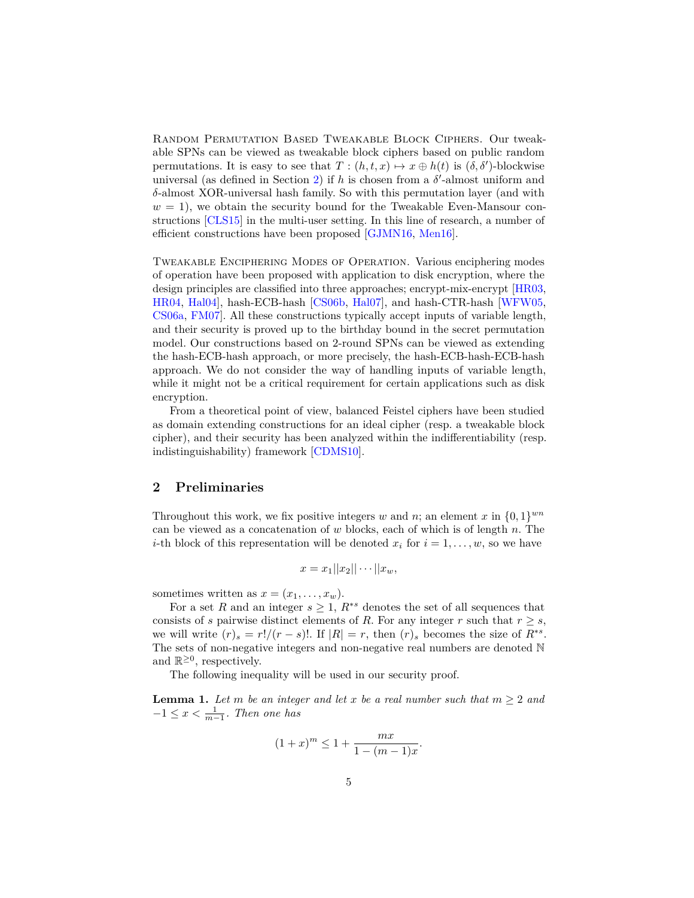Random Permutation Based Tweakable Block Ciphers. Our tweakable SPNs can be viewed as tweakable block ciphers based on public random permutations. It is easy to see that $T : (h, t, x) \mapsto x \oplus h(t)$ is $(\delta, \delta')$-blockwise universal (as defined in Section 2) if $h$ is chosen from a $\delta'$-almost uniform and $\delta$-almost XOR-universal hash family. So with this permutation layer (and with $w = 1$), we obtain the security bound for the Tweakable Even-Mansour constructions [CLS15] in the multi-user setting. In this line of research, a number of efficient constructions have been proposed [GJMN16, Men16].

Tweakable Enciphering Modes of Operation. Various enciphering modes of operation have been proposed with application to disk encryption, where the design principles are classified into three approaches; encrypt-mix-encrypt [HR03, HR04, Hal04], hash-ECB-hash [CS06b, Hal07], and hash-CTR-hash [WFW05, CS06a, FM07]. All these constructions typically accept inputs of variable length, and their security is proved up to the birthday bound in the secret permutation model. Our constructions based on 2-round SPNs can be viewed as extending the hash-ECB-hash approach, or more precisely, the hash-ECB-hash-ECB-hash approach. We do not consider the way of handling inputs of variable length, while it might not be a critical requirement for certain applications such as disk encryption.

From a theoretical point of view, balanced Feistel ciphers have been studied as domain extending constructions for an ideal cipher (resp. a tweakable block cipher), and their security has been analyzed within the indifferentiability (resp. indistinguishability) framework [CDMS10].

## 2 Preliminaries

Throughout this work, we fix positive integers $w$ and $n$; an element $x$ in $\{0,1\}^{wn}$ can be viewed as a concatenation of $w$ blocks, each of which is of length $n$. The $i$-th block of this representation will be denoted $x_i$ for $i = 1, \ldots, w$, so we have

$$x = x_1||x_2|| \cdots ||x_w,$$

sometimes written as $x = (x_1, \ldots, x_w)$.

For a set $R$ and an integer $s \geq 1$, $R^{*s}$ denotes the set of all sequences that consists of $s$ pairwise distinct elements of $R$. For any integer $r$ such that $r \geq s$, we will write $(r)_s = r!/(r-s)!$. If $|R| = r$, then $(r)_s$ becomes the size of $R^{*s}$. The sets of non-negative integers and non-negative real numbers are denoted $\mathbb{N}$ and $\mathbb{R}^{\geq 0}$, respectively.

The following inequality will be used in our security proof.

**Lemma 1.** *Let $m$ be an integer and let $x$ be a real number such that $m \geq 2$ and $-1 \leq x < \frac{1}{m-1}$. Then one has*

$$(1+x)^m \leq 1 + \frac{mx}{1-(m-1)x}.$$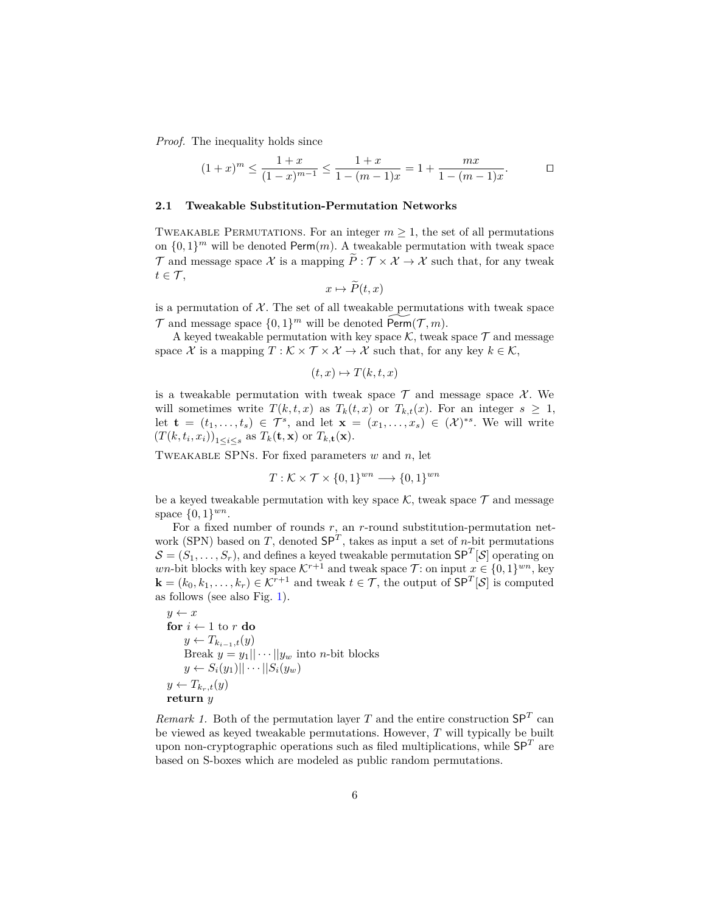*Proof.* The inequality holds since

$$(1+x)^m \leq \frac{1+x}{(1-x)^{m-1}} \leq \frac{1+x}{1-(m-1)x} = 1 + \frac{mx}{1-(m-1)x}. \qquad \square$$

### 2.1 Tweakable Substitution-Permutation Networks

Tweakable Permutations. For an integer $m \geq 1$, the set of all permutations on $\{0,1\}^m$ will be denoted $\mathsf{Perm}(m)$. A tweakable permutation with tweak space $\mathcal{T}$ and message space $\mathcal{X}$ is a mapping $\widetilde{P} : \mathcal{T} \times \mathcal{X} \rightarrow \mathcal{X}$ such that, for any tweak $t \in \mathcal{T}$,

$$x \mapsto \widetilde{P}(t, x)$$

is a permutation of $\mathcal{X}$. The set of all tweakable permutations with tweak space $\mathcal{T}$ and message space $\{0,1\}^m$ will be denoted $\widetilde{\mathsf{Perm}}(\mathcal{T}, m)$.

A keyed tweakable permutation with key space $\mathcal{K}$, tweak space $\mathcal{T}$ and message space $\mathcal{X}$ is a mapping $T : \mathcal{K} \times \mathcal{T} \times \mathcal{X} \rightarrow \mathcal{X}$ such that, for any key $k \in \mathcal{K}$,

$$(t, x) \mapsto T(k, t, x)$$

is a tweakable permutation with tweak space $\mathcal{T}$ and message space $\mathcal{X}$. We will sometimes write $T(k,t,x)$ as $T_k(t,x)$ or $T_{k,t}(x)$. For an integer $s \geq 1$, let $\mathbf{t} = (t_1, \ldots, t_s) \in \mathcal{T}^s$, and let $\mathbf{x} = (x_1, \ldots, x_s) \in (\mathcal{X})^{*s}$. We will write $(T(k, t_i, x_i))_{1 \leq i \leq s}$ as $T_k(\mathbf{t}, \mathbf{x})$ or $T_{k,\mathbf{t}}(\mathbf{x})$.

Tweakable SPNs. For fixed parameters $w$ and $n$, let

$$T : \mathcal{K} \times \mathcal{T} \times \{0,1\}^{wn} \longrightarrow \{0,1\}^{wn}$$

be a keyed tweakable permutation with key space $\mathcal{K}$, tweak space $\mathcal{T}$ and message space $\{0,1\}^{wn}$.

For a fixed number of rounds $r$, an $r$-round substitution-permutation network (SPN) based on $T$, denoted $\mathsf{SP}^T$, takes as input a set of $n$-bit permutations $\mathcal{S} = (S_1, \ldots, S_r)$, and defines a keyed tweakable permutation $\mathsf{SP}^T[\mathcal{S}]$ operating on $wn$-bit blocks with key space $\mathcal{K}^{r+1}$ and tweak space $\mathcal{T}$: on input $x \in \{0,1\}^{wn}$, key $\mathbf{k} = (k_0, k_1, \ldots, k_r) \in \mathcal{K}^{r+1}$ and tweak $t \in \mathcal{T}$, the output of $\mathsf{SP}^T[\mathcal{S}]$ is computed as follows (see also Fig. 1).

$y \leftarrow x$
**for** $i \leftarrow 1$ to $r$ **do**
  $y \leftarrow T_{k_{i-1},t}(y)$
  Break $y = y_1 || \cdots || y_w$ into $n$-bit blocks
  $y \leftarrow S_i(y_1) || \cdots || S_i(y_w)$
$y \leftarrow T_{k_r,t}(y)$
**return** $y$

*Remark 1.* Both of the permutation layer $T$ and the entire construction $\mathsf{SP}^T$ can be viewed as keyed tweakable permutations. However, $T$ will typically be built upon non-cryptographic operations such as filed multiplications, while $\mathsf{SP}^T$ are based on S-boxes which are modeled as public random permutations.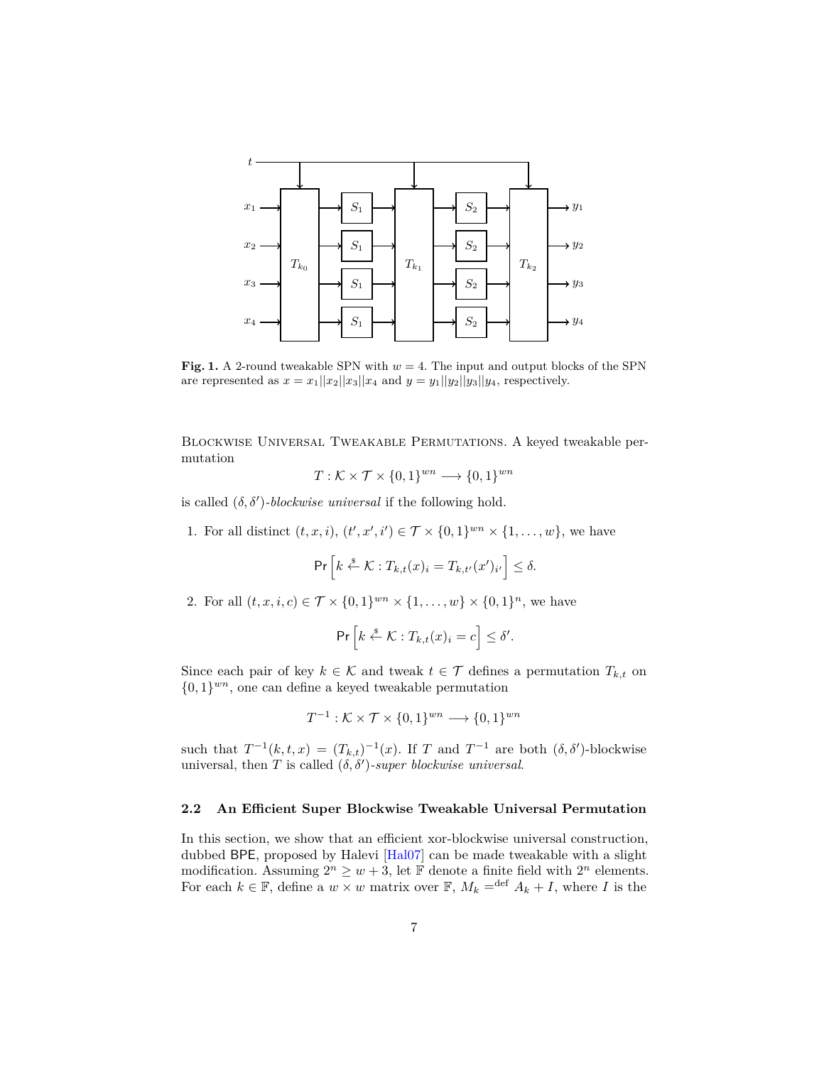**Fig. 1.** A 2-round tweakable SPN with $w = 4$. The input and output blocks of the SPN are represented as $x = x_1||x_2||x_3||x_4$ and $y = y_1||y_2||y_3||y_4$, respectively.

Blockwise Universal Tweakable Permutations. A keyed tweakable permutation

$$T : \mathcal{K} \times \mathcal{T} \times \{0,1\}^{wn} \longrightarrow \{0,1\}^{wn}$$

is called $(\delta, \delta')$-*blockwise universal* if the following hold.

1. For all distinct $(t, x, i)$, $(t', x', i') \in \mathcal{T} \times \{0,1\}^{wn} \times \{1, \ldots, w\}$, we have

$$\mathsf{Pr}\left[k \xleftarrow{\$} \mathcal{K} : T_{k,t}(x)_i = T_{k,t'}(x')_{i'}\right] \leq \delta.$$

2. For all $(t, x, i, c) \in \mathcal{T} \times \{0,1\}^{wn} \times \{1, \ldots, w\} \times \{0,1\}^n$, we have

$$\mathsf{Pr}\left[k \xleftarrow{\$} \mathcal{K} : T_{k,t}(x)_i = c\right] \leq \delta'.$$

Since each pair of key $k \in \mathcal{K}$ and tweak $t \in \mathcal{T}$ defines a permutation $T_{k,t}$ on $\{0,1\}^{wn}$, one can define a keyed tweakable permutation

$$T^{-1} : \mathcal{K} \times \mathcal{T} \times \{0,1\}^{wn} \longrightarrow \{0,1\}^{wn}$$

such that $T^{-1}(k, t, x) = (T_{k,t})^{-1}(x)$. If $T$ and $T^{-1}$ are both $(\delta, \delta')$-blockwise universal, then $T$ is called $(\delta, \delta')$-*super blockwise universal*.

### 2.2 An Efficient Super Blockwise Tweakable Universal Permutation

In this section, we show that an efficient xor-blockwise universal construction, dubbed $\mathsf{BPE}$, proposed by Halevi [Hal07] can be made tweakable with a slight modification. Assuming $2^n \geq w + 3$, let $\mathbb{F}$ denote a finite field with $2^n$ elements. For each $k \in \mathbb{F}$, define a $w \times w$ matrix over $\mathbb{F}$, $M_k \stackrel{\text{def}}{=} A_k + I$, where $I$ is the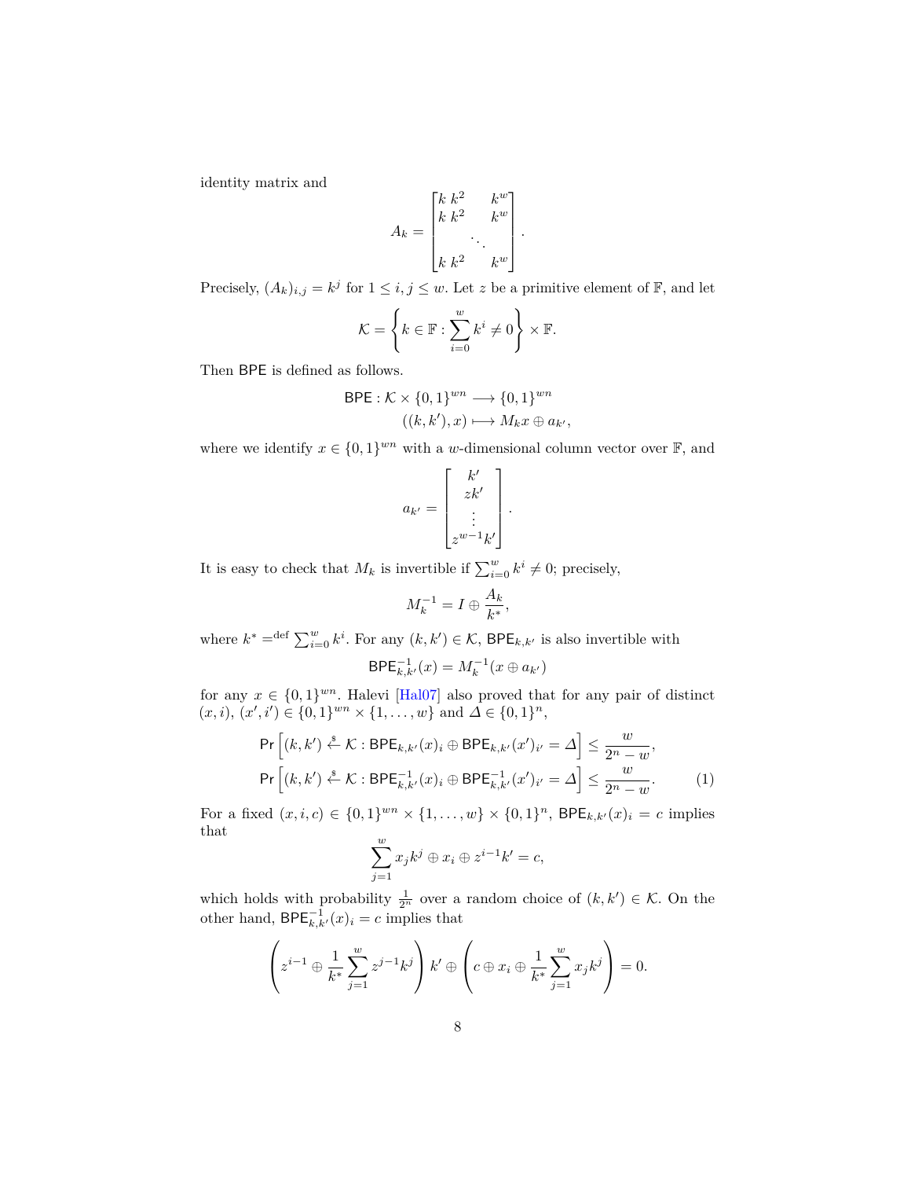identity matrix and

$$A_k = \begin{bmatrix} k & k^2 & & k^w \\ k & k^2 & & k^w \\ & & \ddots & \\ k & k^2 & & k^w \end{bmatrix}.$$

Precisely, $(A_k)_{i,j} = k^j$ for $1 \le i, j \le w$. Let $z$ be a primitive element of $\mathbb{F}$, and let

$$\mathcal{K} = \left\{ k \in \mathbb{F} : \sum_{i=0}^{w} k^i \neq 0 \right\} \times \mathbb{F}.$$

Then $\mathsf{BPE}$ is defined as follows.

$$\begin{aligned} \mathsf{BPE} : \mathcal{K} \times \{0,1\}^{wn} &\longrightarrow \{0,1\}^{wn} \\ ((k,k'),x) &\longmapsto M_k x \oplus a_{k'}, \end{aligned}$$

where we identify $x \in \{0,1\}^{wn}$ with a $w$-dimensional column vector over $\mathbb{F}$, and

$$a_{k'} = \begin{bmatrix} k' \\ zk' \\ \vdots \\ z^{w-1}k' \end{bmatrix}.$$

It is easy to check that $M_k$ is invertible if $\sum_{i=0}^{w} k^i \neq 0$; precisely,

$$M_k^{-1} = I \oplus \frac{A_k}{k^*},$$

where $k^* =^{\text{def}} \sum_{i=0}^{w} k^i$. For any $(k,k') \in \mathcal{K}$, $\mathsf{BPE}_{k,k'}$ is also invertible with

$$\mathsf{BPE}_{k,k'}^{-1}(x) = M_k^{-1}(x \oplus a_{k'})$$

for any $x \in \{0,1\}^{wn}$. Halevi [Hal07] also proved that for any pair of distinct $(x,i)$, $(x',i') \in \{0,1\}^{wn} \times \{1,\ldots,w\}$ and $\Delta \in \{0,1\}^n$,

$$\begin{aligned} \mathsf{Pr}\left[(k,k') \xleftarrow{\$} \mathcal{K} : \mathsf{BPE}_{k,k'}(x)_i \oplus \mathsf{BPE}_{k,k'}(x')_{i'} = \Delta\right] &\le \frac{w}{2^n - w}, \\ \mathsf{Pr}\left[(k,k') \xleftarrow{\$} \mathcal{K} : \mathsf{BPE}_{k,k'}^{-1}(x)_i \oplus \mathsf{BPE}_{k,k'}^{-1}(x')_{i'} = \Delta\right] &\le \frac{w}{2^n - w}. \end{aligned} \tag{1}$$

For a fixed $(x,i,c) \in \{0,1\}^{wn} \times \{1,\ldots,w\} \times \{0,1\}^n$, $\mathsf{BPE}_{k,k'}(x)_i = c$ implies that

$$\sum_{j=1}^{w} x_j k^j \oplus x_i \oplus z^{i-1}k' = c,$$

which holds with probability $\frac{1}{2^n}$ over a random choice of $(k,k') \in \mathcal{K}$. On the other hand, $\mathsf{BPE}_{k,k'}^{-1}(x)_i = c$ implies that

$$\left( z^{i-1} \oplus \frac{1}{k^*} \sum_{j=1}^{w} z^{j-1}k^j \right) k' \oplus \left( c \oplus x_i \oplus \frac{1}{k^*} \sum_{j=1}^{w} x_j k^j \right) = 0.$$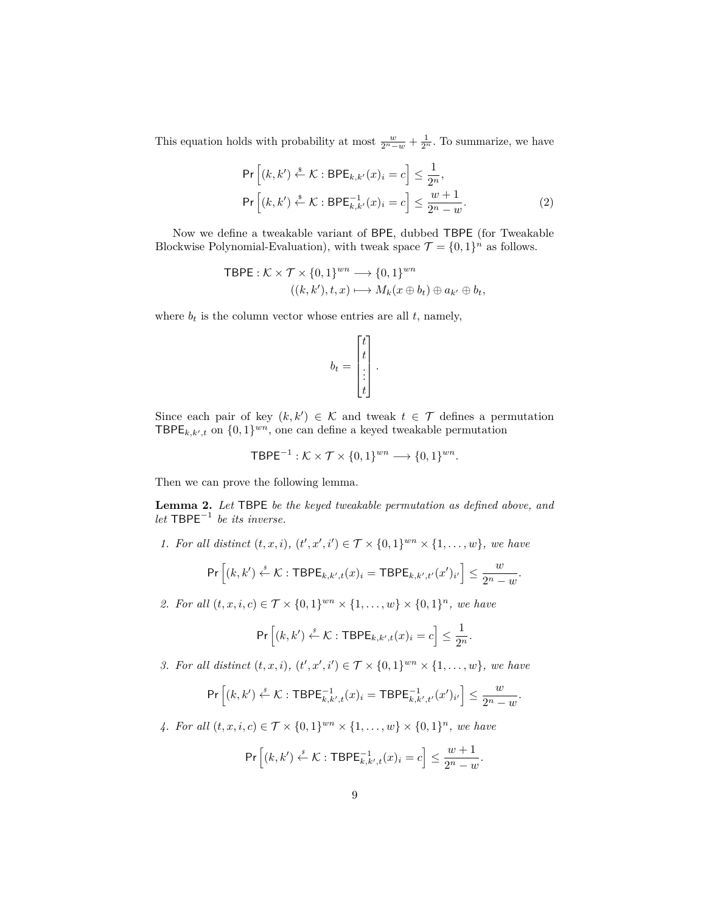This equation holds with probability at most $\frac{w}{2^n-w} + \frac{1}{2^n}$. To summarize, we have

$$
\begin{aligned}
&\Pr\left[(k,k') \xleftarrow{\$} \mathcal{K} : \mathsf{BPE}_{k,k'}(x)_i = c\right] \le \frac{1}{2^n}, \\
&\Pr\left[(k,k') \xleftarrow{\$} \mathcal{K} : \mathsf{BPE}^{-1}_{k,k'}(x)_i = c\right] \le \frac{w+1}{2^n-w}.
\end{aligned} \tag{2}
$$

Now we define a tweakable variant of $\mathsf{BPE}$, dubbed $\mathsf{TBPE}$ (for Tweakable Blockwise Polynomial-Evaluation), with tweak space $\mathcal{T} = \{0,1\}^n$ as follows.

$$
\begin{aligned}
\mathsf{TBPE} : \mathcal{K} \times \mathcal{T} \times \{0,1\}^{wn} &\longrightarrow \{0,1\}^{wn} \\
((k,k'),t,x) &\longmapsto M_k(x \oplus b_t) \oplus a_{k'} \oplus b_t,
\end{aligned}
$$

where $b_t$ is the column vector whose entries are all $t$, namely,

$$
b_t = \begin{bmatrix} t \\ t \\ \vdots \\ t \end{bmatrix}.
$$

Since each pair of key $(k,k') \in \mathcal{K}$ and tweak $t \in \mathcal{T}$ defines a permutation $\mathsf{TBPE}_{k,k',t}$ on $\{0,1\}^{wn}$, one can define a keyed tweakable permutation

$$
\mathsf{TBPE}^{-1} : \mathcal{K} \times \mathcal{T} \times \{0,1\}^{wn} \longrightarrow \{0,1\}^{wn}.
$$

Then we can prove the following lemma.

**Lemma 2.** *Let $\mathsf{TBPE}$ be the keyed tweakable permutation as defined above, and let $\mathsf{TBPE}^{-1}$ be its inverse.*

1. *For all distinct $(t,x,i)$, $(t',x',i') \in \mathcal{T} \times \{0,1\}^{wn} \times \{1,\ldots,w\}$, we have*

$$
\Pr\left[(k,k') \xleftarrow{\$} \mathcal{K} : \mathsf{TBPE}_{k,k',t}(x)_i = \mathsf{TBPE}_{k,k',t'}(x')_{i'}\right] \le \frac{w}{2^n-w}.
$$

2. *For all $(t,x,i,c) \in \mathcal{T} \times \{0,1\}^{wn} \times \{1,\ldots,w\} \times \{0,1\}^n$, we have*

$$
\Pr\left[(k,k') \xleftarrow{\$} \mathcal{K} : \mathsf{TBPE}_{k,k',t}(x)_i = c\right] \le \frac{1}{2^n}.
$$

3. *For all distinct $(t,x,i)$, $(t',x',i') \in \mathcal{T} \times \{0,1\}^{wn} \times \{1,\ldots,w\}$, we have*

$$
\Pr\left[(k,k') \xleftarrow{\$} \mathcal{K} : \mathsf{TBPE}^{-1}_{k,k',t}(x)_i = \mathsf{TBPE}^{-1}_{k,k',t'}(x')_{i'}\right] \le \frac{w}{2^n-w}.
$$

4. *For all $(t,x,i,c) \in \mathcal{T} \times \{0,1\}^{wn} \times \{1,\ldots,w\} \times \{0,1\}^n$, we have*

$$
\Pr\left[(k,k') \xleftarrow{\$} \mathcal{K} : \mathsf{TBPE}^{-1}_{k,k',t}(x)_i = c\right] \le \frac{w+1}{2^n-w}.
$$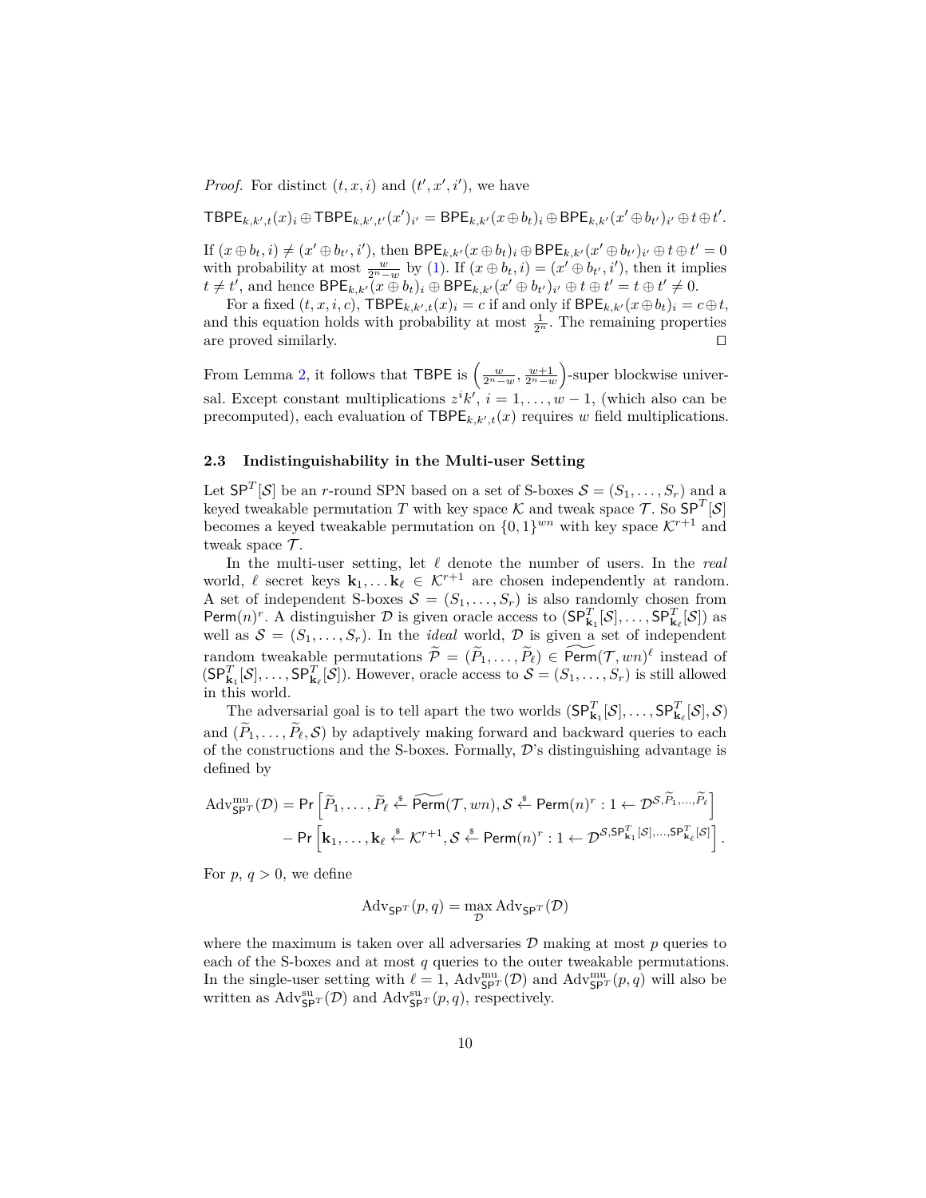*Proof.* For distinct $(t, x, i)$ and $(t', x', i')$, we have

$$\mathsf{TBPE}_{k,k',t}(x)_i \oplus \mathsf{TBPE}_{k,k',t'}(x')_{i'} = \mathsf{BPE}_{k,k'}(x \oplus b_t)_i \oplus \mathsf{BPE}_{k,k'}(x' \oplus b_{t'})_{i'} \oplus t \oplus t'.$$

If $(x \oplus b_t, i) \neq (x' \oplus b_{t'}, i')$, then $\mathsf{BPE}_{k,k'}(x \oplus b_t)_i \oplus \mathsf{BPE}_{k,k'}(x' \oplus b_{t'})_{i'} \oplus t \oplus t' = 0$ with probability at most $\frac{w}{2^n - w}$ by (1). If $(x \oplus b_t, i) = (x' \oplus b_{t'}, i')$, then it implies $t \neq t'$, and hence $\mathsf{BPE}_{k,k'}(x \oplus b_t)_i \oplus \mathsf{BPE}_{k,k'}(x' \oplus b_{t'})_{i'} \oplus t \oplus t' = t \oplus t' \neq 0$.

For a fixed $(t, x, i, c)$, $\mathsf{TBPE}_{k,k',t}(x)_i = c$ if and only if $\mathsf{BPE}_{k,k'}(x \oplus b_t)_i = c \oplus t$, and this equation holds with probability at most $\frac{1}{2^n}$. The remaining properties are proved similarly. ◻

From Lemma 2, it follows that $\mathsf{TBPE}$ is $\left(\frac{w}{2^n - w}, \frac{w+1}{2^n - w}\right)$-super blockwise universal. Except constant multiplications $z^i k'$, $i = 1, \ldots, w-1$, (which also can be precomputed), each evaluation of $\mathsf{TBPE}_{k,k',t}(x)$ requires $w$ field multiplications.

### 2.3 Indistinguishability in the Multi-user Setting

Let $\mathsf{SP}^T[\mathcal{S}]$ be an $r$-round SPN based on a set of S-boxes $\mathcal{S} = (S_1, \ldots, S_r)$ and a keyed tweakable permutation $T$ with key space $\mathcal{K}$ and tweak space $\mathcal{T}$. So $\mathsf{SP}^T[\mathcal{S}]$ becomes a keyed tweakable permutation on $\{0,1\}^{wn}$ with key space $\mathcal{K}^{r+1}$ and tweak space $\mathcal{T}$.

In the multi-user setting, let $\ell$ denote the number of users. In the *real* world, $\ell$ secret keys $\mathbf{k}_1, \ldots \mathbf{k}_\ell \in \mathcal{K}^{r+1}$ are chosen independently at random. A set of independent S-boxes $\mathcal{S} = (S_1, \ldots, S_r)$ is also randomly chosen from $\mathsf{Perm}(n)^r$. A distinguisher $\mathcal{D}$ is given oracle access to $(\mathsf{SP}^T_{\mathbf{k}_1}[\mathcal{S}], \ldots, \mathsf{SP}^T_{\mathbf{k}_\ell}[\mathcal{S}])$ as well as $\mathcal{S} = (S_1, \ldots, S_r)$. In the *ideal* world, $\mathcal{D}$ is given a set of independent random tweakable permutations $\widetilde{\mathcal{P}} = (\widetilde{P}_1, \ldots, \widetilde{P}_\ell) \in \widetilde{\mathsf{Perm}}(\mathcal{T}, wn)^\ell$ instead of $(\mathsf{SP}^T_{\mathbf{k}_1}[\mathcal{S}], \ldots, \mathsf{SP}^T_{\mathbf{k}_\ell}[\mathcal{S}])$. However, oracle access to $\mathcal{S} = (S_1, \ldots, S_r)$ is still allowed in this world.

The adversarial goal is to tell apart the two worlds $(\mathsf{SP}^T_{\mathbf{k}_1}[\mathcal{S}], \ldots, \mathsf{SP}^T_{\mathbf{k}_\ell}[\mathcal{S}], \mathcal{S})$ and $(\widetilde{P}_1, \ldots, \widetilde{P}_\ell, \mathcal{S})$ by adaptively making forward and backward queries to each of the constructions and the S-boxes. Formally, $\mathcal{D}$'s distinguishing advantage is defined by

$$\begin{aligned}
\mathrm{Adv}^{\mathrm{mu}}_{\mathsf{SP}^T}(\mathcal{D}) = \mathsf{Pr}\left[\widetilde{P}_1, \ldots, \widetilde{P}_\ell \xleftarrow{\$} \widetilde{\mathsf{Perm}}(\mathcal{T}, wn), \mathcal{S} \xleftarrow{\$} \mathsf{Perm}(n)^r : 1 \leftarrow \mathcal{D}^{\mathcal{S}, \widetilde{P}_1, \ldots, \widetilde{P}_\ell}\right] \\
- \mathsf{Pr}\left[\mathbf{k}_1, \ldots, \mathbf{k}_\ell \xleftarrow{\$} \mathcal{K}^{r+1}, \mathcal{S} \xleftarrow{\$} \mathsf{Perm}(n)^r : 1 \leftarrow \mathcal{D}^{\mathcal{S}, \mathsf{SP}^T_{\mathbf{k}_1}[\mathcal{S}], \ldots, \mathsf{SP}^T_{\mathbf{k}_\ell}[\mathcal{S}]}\right].
\end{aligned}$$

For $p$, $q > 0$, we define

$$\mathrm{Adv}_{\mathsf{SP}^T}(p, q) = \max_{\mathcal{D}} \mathrm{Adv}_{\mathsf{SP}^T}(\mathcal{D})$$

where the maximum is taken over all adversaries $\mathcal{D}$ making at most $p$ queries to each of the S-boxes and at most $q$ queries to the outer tweakable permutations. In the single-user setting with $\ell = 1$, $\mathrm{Adv}^{\mathrm{mu}}_{\mathsf{SP}^T}(\mathcal{D})$ and $\mathrm{Adv}^{\mathrm{mu}}_{\mathsf{SP}^T}(p, q)$ will also be written as $\mathrm{Adv}^{\mathrm{su}}_{\mathsf{SP}^T}(\mathcal{D})$ and $\mathrm{Adv}^{\mathrm{su}}_{\mathsf{SP}^T}(p, q)$, respectively.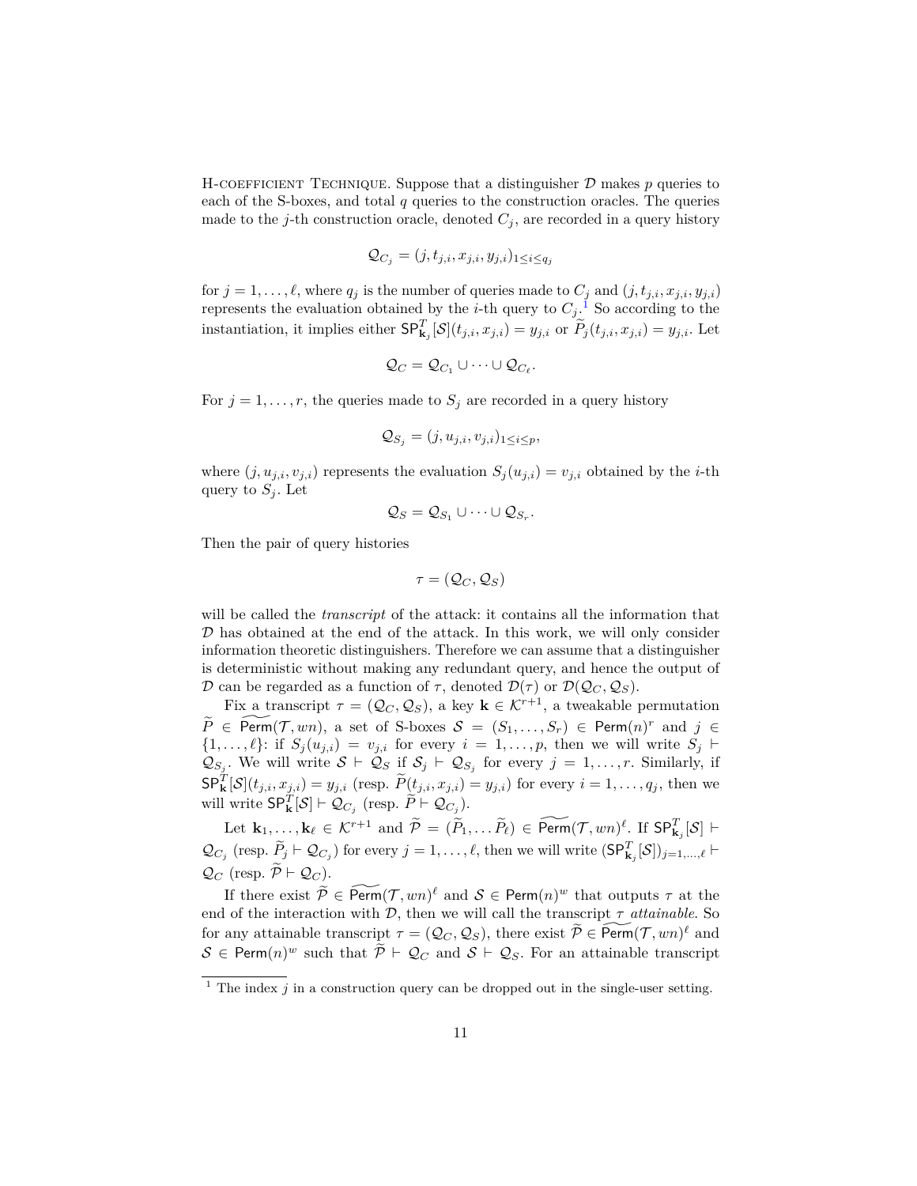H-COEFFICIENT TECHNIQUE. Suppose that a distinguisher $\mathcal{D}$ makes $p$ queries to each of the S-boxes, and total $q$ queries to the construction oracles. The queries made to the $j$-th construction oracle, denoted $C_j$, are recorded in a query history

$$\mathcal{Q}_{C_j} = (j, t_{j,i}, x_{j,i}, y_{j,i})_{1 \le i \le q_j}$$

for $j = 1, \ldots, \ell$, where $q_j$ is the number of queries made to $C_j$ and $(j, t_{j,i}, x_{j,i}, y_{j,i})$ represents the evaluation obtained by the $i$-th query to $C_j$.[1] So according to the instantiation, it implies either $\mathsf{SP}^T_{\mathbf{k}_j}[\mathcal{S}](t_{j,i}, x_{j,i}) = y_{j,i}$ or $\widetilde{P}_j(t_{j,i}, x_{j,i}) = y_{j,i}$. Let

$$\mathcal{Q}_C = \mathcal{Q}_{C_1} \cup \cdots \cup \mathcal{Q}_{C_\ell}.$$

For $j = 1, \ldots, r$, the queries made to $S_j$ are recorded in a query history

$$\mathcal{Q}_{S_j} = (j, u_{j,i}, v_{j,i})_{1 \le i \le p},$$

where $(j, u_{j,i}, v_{j,i})$ represents the evaluation $S_j(u_{j,i}) = v_{j,i}$ obtained by the $i$-th query to $S_j$. Let

$$\mathcal{Q}_S = \mathcal{Q}_{S_1} \cup \cdots \cup \mathcal{Q}_{S_r}.$$

Then the pair of query histories

$$\tau = (\mathcal{Q}_C, \mathcal{Q}_S)$$

will be called the *transcript* of the attack: it contains all the information that $\mathcal{D}$ has obtained at the end of the attack. In this work, we will only consider information theoretic distinguishers. Therefore we can assume that a distinguisher is deterministic without making any redundant query, and hence the output of $\mathcal{D}$ can be regarded as a function of $\tau$, denoted $\mathcal{D}(\tau)$ or $\mathcal{D}(\mathcal{Q}_C, \mathcal{Q}_S)$.

Fix a transcript $\tau = (\mathcal{Q}_C, \mathcal{Q}_S)$, a key $\mathbf{k} \in \mathcal{K}^{r+1}$, a tweakable permutation $\widetilde{P} \in \widetilde{\mathsf{Perm}}(\mathcal{T}, wn)$, a set of S-boxes $\mathcal{S} = (S_1, \ldots, S_r) \in \mathsf{Perm}(n)^r$ and $j \in \{1, \ldots, \ell\}$: if $S_j(u_{j,i}) = v_{j,i}$ for every $i = 1, \ldots, p$, then we will write $S_j \vdash \mathcal{Q}_{S_j}$. We will write $\mathcal{S} \vdash \mathcal{Q}_S$ if $\mathcal{S}_j \vdash \mathcal{Q}_{S_j}$ for every $j = 1, \ldots, r$. Similarly, if $\mathsf{SP}^T_{\mathbf{k}}[\mathcal{S}](t_{j,i}, x_{j,i}) = y_{j,i}$ (resp. $\widetilde{P}(t_{j,i}, x_{j,i}) = y_{j,i}$) for every $i = 1, \ldots, q_j$, then we will write $\mathsf{SP}^T_{\mathbf{k}}[\mathcal{S}] \vdash \mathcal{Q}_{C_j}$ (resp. $\widetilde{P} \vdash \mathcal{Q}_{C_j}$).

Let $\mathbf{k}_1, \ldots, \mathbf{k}_\ell \in \mathcal{K}^{r+1}$ and $\widetilde{\mathcal{P}} = (\widetilde{P}_1, \ldots \widetilde{P}_\ell) \in \widetilde{\mathsf{Perm}}(\mathcal{T}, wn)^\ell$. If $\mathsf{SP}^T_{\mathbf{k}_j}[\mathcal{S}] \vdash \mathcal{Q}_{C_j}$ (resp. $\widetilde{P}_j \vdash \mathcal{Q}_{C_j}$) for every $j = 1, \ldots, \ell$, then we will write $(\mathsf{SP}^T_{\mathbf{k}_j}[\mathcal{S}])_{j=1,\ldots,\ell} \vdash \mathcal{Q}_C$ (resp. $\widetilde{\mathcal{P}} \vdash \mathcal{Q}_C$).

If there exist $\widetilde{\mathcal{P}} \in \widetilde{\mathsf{Perm}}(\mathcal{T}, wn)^\ell$ and $\mathcal{S} \in \mathsf{Perm}(n)^w$ that outputs $\tau$ at the end of the interaction with $\mathcal{D}$, then we will call the transcript $\tau$ *attainable*. So for any attainable transcript $\tau = (\mathcal{Q}_C, \mathcal{Q}_S)$, there exist $\widetilde{\mathcal{P}} \in \widetilde{\mathsf{Perm}}(\mathcal{T}, wn)^\ell$ and $\mathcal{S} \in \mathsf{Perm}(n)^w$ such that $\widetilde{\mathcal{P}} \vdash \mathcal{Q}_C$ and $\mathcal{S} \vdash \mathcal{Q}_S$. For an attainable transcript

[1] The index $j$ in a construction query can be dropped out in the single-user setting.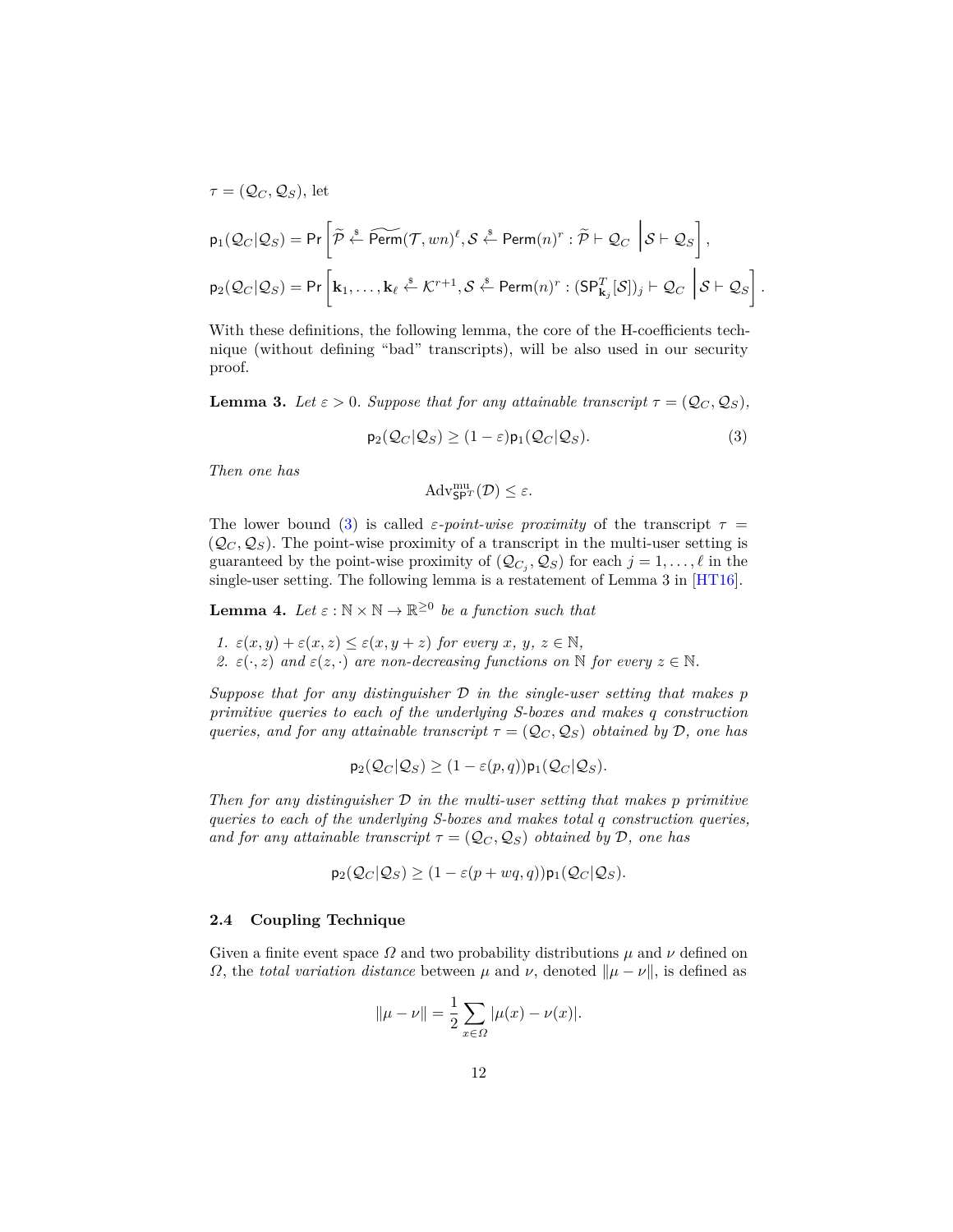$\tau = (\mathcal{Q}_C, \mathcal{Q}_S)$, let

$$\mathsf{p}_1(\mathcal{Q}_C|\mathcal{Q}_S) = \mathsf{Pr}\left[\widetilde{\mathcal{P}} \xleftarrow{\$} \widetilde{\mathsf{Perm}}(\mathcal{T}, wn)^\ell, \mathcal{S} \xleftarrow{\$} \mathsf{Perm}(n)^r : \widetilde{\mathcal{P}} \vdash \mathcal{Q}_C \;\middle|\; \mathcal{S} \vdash \mathcal{Q}_S\right],$$

$$\mathsf{p}_2(\mathcal{Q}_C|\mathcal{Q}_S) = \mathsf{Pr}\left[\mathbf{k}_1, \dots, \mathbf{k}_\ell \xleftarrow{\$} \mathcal{K}^{r+1}, \mathcal{S} \xleftarrow{\$} \mathsf{Perm}(n)^r : (\mathsf{SP}^T_{\mathbf{k}_j}[\mathcal{S}])_j \vdash \mathcal{Q}_C \;\middle|\; \mathcal{S} \vdash \mathcal{Q}_S\right].$$

With these definitions, the following lemma, the core of the H-coefficients technique (without defining "bad" transcripts), will be also used in our security proof.

**Lemma 3.** *Let $\varepsilon > 0$. Suppose that for any attainable transcript $\tau = (\mathcal{Q}_C, \mathcal{Q}_S)$,*

$$\mathsf{p}_2(\mathcal{Q}_C|\mathcal{Q}_S) \geq (1 - \varepsilon)\mathsf{p}_1(\mathcal{Q}_C|\mathcal{Q}_S). \tag{3}$$

*Then one has*

$$\mathrm{Adv}^{\mathrm{mu}}_{\mathsf{SP}^T}(\mathcal{D}) \leq \varepsilon.$$

The lower bound (3) is called *$\varepsilon$-point-wise proximity* of the transcript $\tau = (\mathcal{Q}_C, \mathcal{Q}_S)$. The point-wise proximity of a transcript in the multi-user setting is guaranteed by the point-wise proximity of $(\mathcal{Q}_{C_j}, \mathcal{Q}_S)$ for each $j = 1, \dots, \ell$ in the single-user setting. The following lemma is a restatement of Lemma 3 in [HT16].

**Lemma 4.** *Let $\varepsilon : \mathbb{N} \times \mathbb{N} \to \mathbb{R}^{\geq 0}$ be a function such that*

1. *$\varepsilon(x, y) + \varepsilon(x, z) \leq \varepsilon(x, y + z)$ for every $x$, $y$, $z \in \mathbb{N}$,*
2. *$\varepsilon(\cdot, z)$ and $\varepsilon(z, \cdot)$ are non-decreasing functions on $\mathbb{N}$ for every $z \in \mathbb{N}$.*

*Suppose that for any distinguisher $\mathcal{D}$ in the single-user setting that makes $p$ primitive queries to each of the underlying S-boxes and makes $q$ construction queries, and for any attainable transcript $\tau = (\mathcal{Q}_C, \mathcal{Q}_S)$ obtained by $\mathcal{D}$, one has*

$$\mathsf{p}_2(\mathcal{Q}_C|\mathcal{Q}_S) \geq (1 - \varepsilon(p, q))\mathsf{p}_1(\mathcal{Q}_C|\mathcal{Q}_S).$$

*Then for any distinguisher $\mathcal{D}$ in the multi-user setting that makes $p$ primitive queries to each of the underlying S-boxes and makes total $q$ construction queries, and for any attainable transcript $\tau = (\mathcal{Q}_C, \mathcal{Q}_S)$ obtained by $\mathcal{D}$, one has*

$$\mathsf{p}_2(\mathcal{Q}_C|\mathcal{Q}_S) \geq (1 - \varepsilon(p + wq, q))\mathsf{p}_1(\mathcal{Q}_C|\mathcal{Q}_S).$$

### 2.4 Coupling Technique

Given a finite event space $\Omega$ and two probability distributions $\mu$ and $\nu$ defined on $\Omega$, the *total variation distance* between $\mu$ and $\nu$, denoted $\|\mu - \nu\|$, is defined as

$$\|\mu - \nu\| = \frac{1}{2}\sum_{x \in \Omega} |\mu(x) - \nu(x)|.$$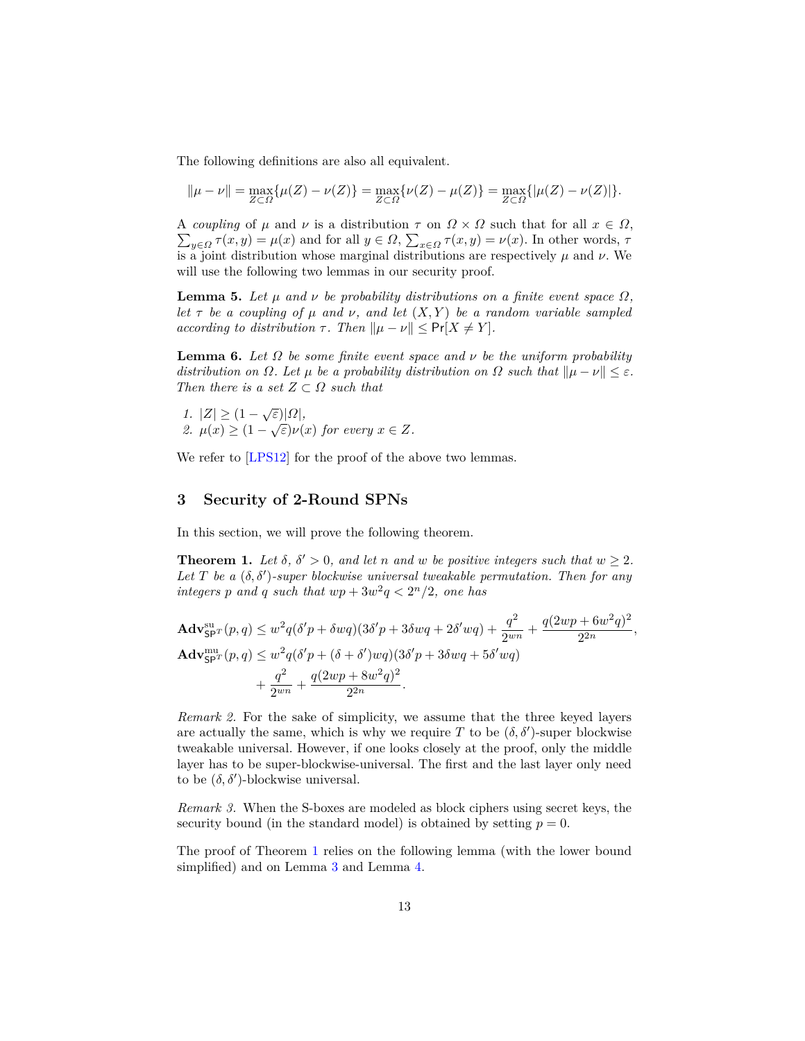The following definitions are also all equivalent.

$$\|\mu - \nu\| = \max_{Z \subset \Omega}\{\mu(Z) - \nu(Z)\} = \max_{Z \subset \Omega}\{\nu(Z) - \mu(Z)\} = \max_{Z \subset \Omega}\{|\mu(Z) - \nu(Z)|\}.$$

A *coupling* of $\mu$ and $\nu$ is a distribution $\tau$ on $\Omega \times \Omega$ such that for all $x \in \Omega$, $\sum_{y \in \Omega} \tau(x, y) = \mu(x)$ and for all $y \in \Omega$, $\sum_{x \in \Omega} \tau(x, y) = \nu(x)$. In other words, $\tau$ is a joint distribution whose marginal distributions are respectively $\mu$ and $\nu$. We will use the following two lemmas in our security proof.

**Lemma 5.** *Let $\mu$ and $\nu$ be probability distributions on a finite event space $\Omega$, let $\tau$ be a coupling of $\mu$ and $\nu$, and let $(X, Y)$ be a random variable sampled according to distribution $\tau$. Then $\|\mu - \nu\| \leq \Pr[X \neq Y]$.*

**Lemma 6.** *Let $\Omega$ be some finite event space and $\nu$ be the uniform probability distribution on $\Omega$. Let $\mu$ be a probability distribution on $\Omega$ such that $\|\mu - \nu\| \leq \varepsilon$. Then there is a set $Z \subset \Omega$ such that*

1. *$|Z| \geq (1 - \sqrt{\varepsilon})|\Omega|$,*
2. *$\mu(x) \geq (1 - \sqrt{\varepsilon})\nu(x)$ for every $x \in Z$.*

We refer to [LPS12] for the proof of the above two lemmas.

## 3 Security of 2-Round SPNs

In this section, we will prove the following theorem.

**Theorem 1.** *Let $\delta$, $\delta' > 0$, and let $n$ and $w$ be positive integers such that $w \geq 2$. Let $T$ be a $(\delta, \delta')$-super blockwise universal tweakable permutation. Then for any integers $p$ and $q$ such that $wp + 3w^2 q < 2^n/2$, one has*

$$\mathbf{Adv}^{\mathrm{su}}_{\mathsf{SP}^T}(p, q) \leq w^2 q(\delta' p + \delta w q)(3\delta' p + 3\delta w q + 2\delta' w q) + \frac{q^2}{2^{wn}} + \frac{q(2wp + 6w^2 q)^2}{2^{2n}},$$

$$\mathbf{Adv}^{\mathrm{mu}}_{\mathsf{SP}^T}(p, q) \leq w^2 q(\delta' p + (\delta + \delta')wq)(3\delta' p + 3\delta w q + 5\delta' w q) + \frac{q^2}{2^{wn}} + \frac{q(2wp + 8w^2 q)^2}{2^{2n}}.$$

*Remark 2.* For the sake of simplicity, we assume that the three keyed layers are actually the same, which is why we require $T$ to be $(\delta, \delta')$-super blockwise tweakable universal. However, if one looks closely at the proof, only the middle layer has to be super-blockwise-universal. The first and the last layer only need to be $(\delta, \delta')$-blockwise universal.

*Remark 3.* When the S-boxes are modeled as block ciphers using secret keys, the security bound (in the standard model) is obtained by setting $p = 0$.

The proof of Theorem 1 relies on the following lemma (with the lower bound simplified) and on Lemma 3 and Lemma 4.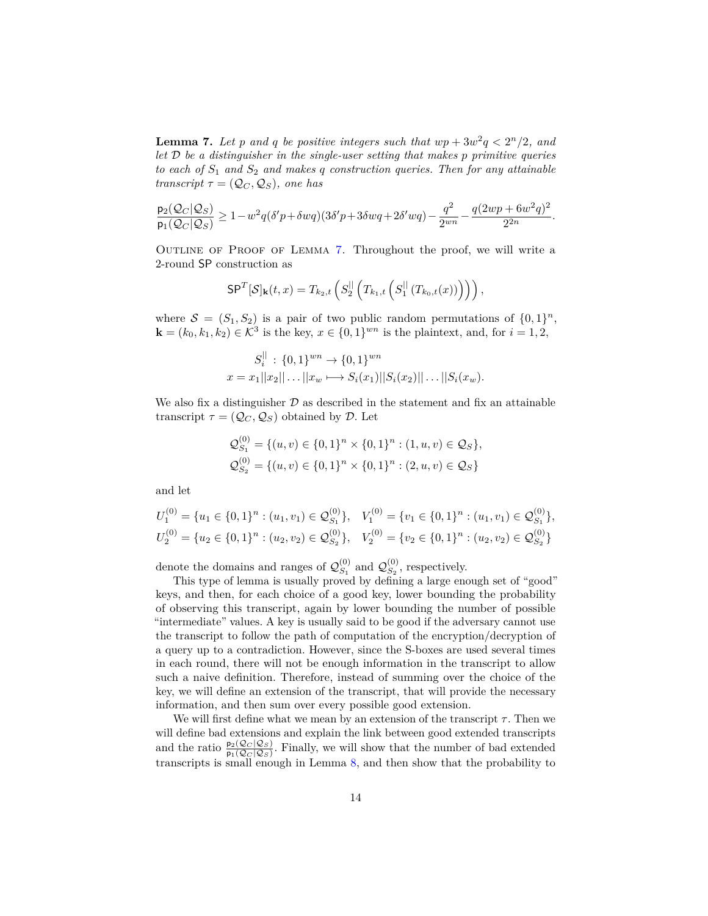**Lemma 7.** *Let $p$ and $q$ be positive integers such that $wp + 3w^2q < 2^n/2$, and let $\mathcal{D}$ be a distinguisher in the single-user setting that makes $p$ primitive queries to each of $S_1$ and $S_2$ and makes $q$ construction queries. Then for any attainable transcript $\tau = (\mathcal{Q}_C, \mathcal{Q}_S)$, one has*

$$\frac{\mathsf{p}_2(\mathcal{Q}_C|\mathcal{Q}_S)}{\mathsf{p}_1(\mathcal{Q}_C|\mathcal{Q}_S)} \geq 1 - w^2q(\delta' p + \delta wq)(3\delta' p + 3\delta wq + 2\delta' wq) - \frac{q^2}{2^{wn}} - \frac{q(2wp + 6w^2q)^2}{2^{2n}}.$$

Outline of Proof of Lemma 7. Throughout the proof, we will write a 2-round $\mathsf{SP}$ construction as

$$\mathsf{SP}^T[\mathcal{S}]_{\mathbf{k}}(t, x) = T_{k_2,t}\left(S_2^{||}\left(T_{k_1,t}\left(S_1^{||}\left(T_{k_0,t}(x)\right)\right)\right)\right),$$

where $\mathcal{S} = (S_1, S_2)$ is a pair of two public random permutations of $\{0,1\}^n$, $\mathbf{k} = (k_0, k_1, k_2) \in \mathcal{K}^3$ is the key, $x \in \{0,1\}^{wn}$ is the plaintext, and, for $i = 1, 2$,

$$\begin{aligned} S_i^{||} &: \{0,1\}^{wn} \to \{0,1\}^{wn} \\ x = x_1||x_2||\ldots||x_w &\longmapsto S_i(x_1)||S_i(x_2)||\ldots||S_i(x_w). \end{aligned}$$

We also fix a distinguisher $\mathcal{D}$ as described in the statement and fix an attainable transcript $\tau = (\mathcal{Q}_C, \mathcal{Q}_S)$ obtained by $\mathcal{D}$. Let

$$\begin{aligned} \mathcal{Q}_{S_1}^{(0)} &= \{(u, v) \in \{0,1\}^n \times \{0,1\}^n : (1, u, v) \in \mathcal{Q}_S\}, \\ \mathcal{Q}_{S_2}^{(0)} &= \{(u, v) \in \{0,1\}^n \times \{0,1\}^n : (2, u, v) \in \mathcal{Q}_S\} \end{aligned}$$

and let

$$\begin{aligned} U_1^{(0)} &= \{u_1 \in \{0,1\}^n : (u_1, v_1) \in \mathcal{Q}_{S_1}^{(0)}\}, \quad V_1^{(0)} = \{v_1 \in \{0,1\}^n : (u_1, v_1) \in \mathcal{Q}_{S_1}^{(0)}\}, \\ U_2^{(0)} &= \{u_2 \in \{0,1\}^n : (u_2, v_2) \in \mathcal{Q}_{S_2}^{(0)}\}, \quad V_2^{(0)} = \{v_2 \in \{0,1\}^n : (u_2, v_2) \in \mathcal{Q}_{S_2}^{(0)}\} \end{aligned}$$

denote the domains and ranges of $\mathcal{Q}_{S_1}^{(0)}$ and $\mathcal{Q}_{S_2}^{(0)}$, respectively.

This type of lemma is usually proved by defining a large enough set of "good" keys, and then, for each choice of a good key, lower bounding the probability of observing this transcript, again by lower bounding the number of possible "intermediate" values. A key is usually said to be good if the adversary cannot use the transcript to follow the path of computation of the encryption/decryption of a query up to a contradiction. However, since the S-boxes are used several times in each round, there will not be enough information in the transcript to allow such a naive definition. Therefore, instead of summing over the choice of the key, we will define an extension of the transcript, that will provide the necessary information, and then sum over every possible good extension.

We will first define what we mean by an extension of the transcript $\tau$. Then we will define bad extensions and explain the link between good extended transcripts and the ratio $\frac{\mathsf{p}_2(\mathcal{Q}_C|\mathcal{Q}_S)}{\mathsf{p}_1(\mathcal{Q}_C|\mathcal{Q}_S)}$. Finally, we will show that the number of bad extended transcripts is small enough in Lemma 8, and then show that the probability to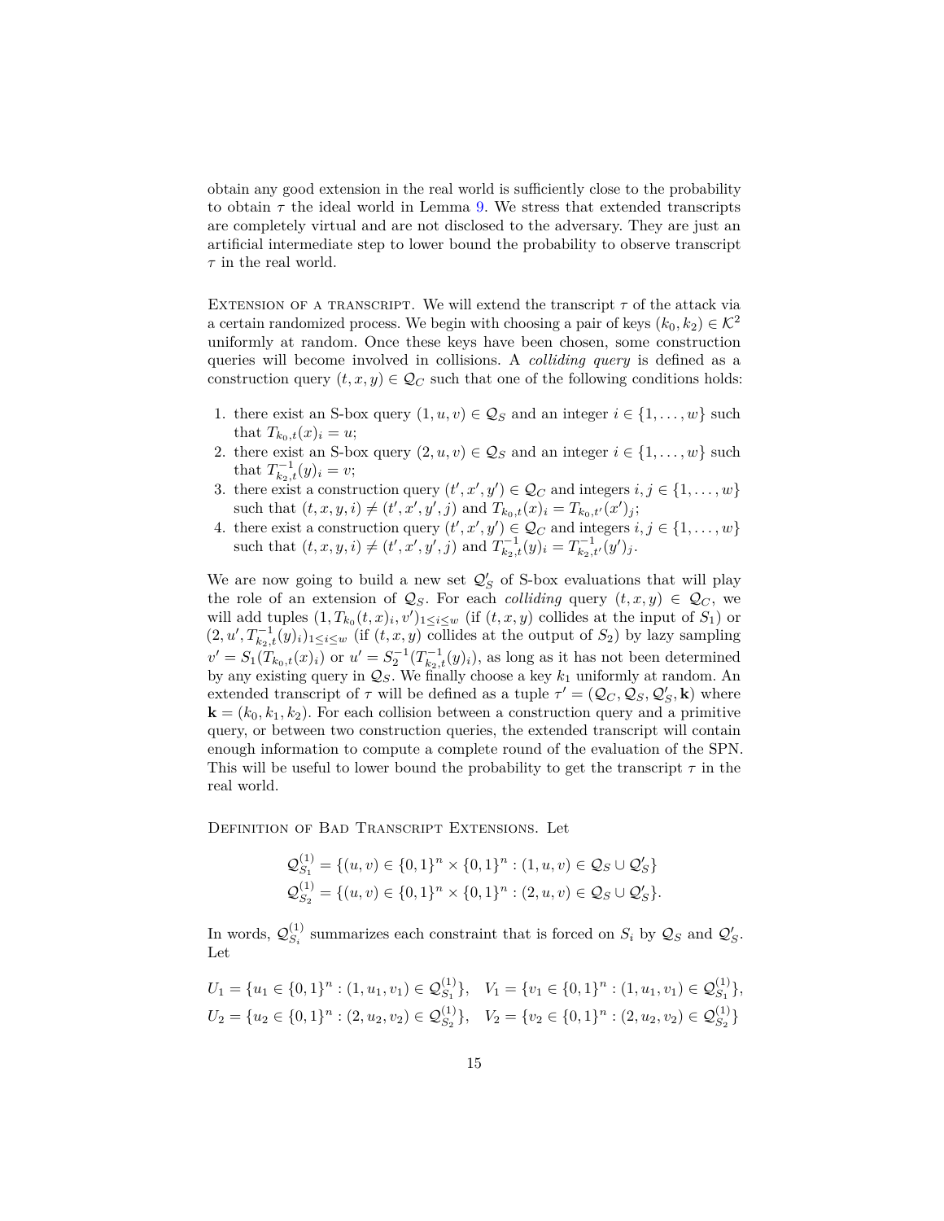obtain any good extension in the real world is sufficiently close to the probability to obtain $\tau$ the ideal world in Lemma 9. We stress that extended transcripts are completely virtual and are not disclosed to the adversary. They are just an artificial intermediate step to lower bound the probability to observe transcript $\tau$ in the real world.

Extension of a transcript. We will extend the transcript $\tau$ of the attack via a certain randomized process. We begin with choosing a pair of keys $(k_0, k_2) \in \mathcal{K}^2$ uniformly at random. Once these keys have been chosen, some construction queries will become involved in collisions. A *colliding query* is defined as a construction query $(t, x, y) \in \mathcal{Q}_C$ such that one of the following conditions holds:

1. there exist an S-box query $(1, u, v) \in \mathcal{Q}_S$ and an integer $i \in \{1, \ldots, w\}$ such that $T_{k_0,t}(x)_i = u$;
2. there exist an S-box query $(2, u, v) \in \mathcal{Q}_S$ and an integer $i \in \{1, \ldots, w\}$ such that $T_{k_2,t}^{-1}(y)_i = v$;
3. there exist a construction query $(t', x', y') \in \mathcal{Q}_C$ and integers $i, j \in \{1, \ldots, w\}$ such that $(t, x, y, i) \neq (t', x', y', j)$ and $T_{k_0,t}(x)_i = T_{k_0,t'}(x')_j$;
4. there exist a construction query $(t', x', y') \in \mathcal{Q}_C$ and integers $i, j \in \{1, \ldots, w\}$ such that $(t, x, y, i) \neq (t', x', y', j)$ and $T_{k_2,t}^{-1}(y)_i = T_{k_2,t'}^{-1}(y')_j$.

We are now going to build a new set $\mathcal{Q}'_S$ of S-box evaluations that will play the role of an extension of $\mathcal{Q}_S$. For each *colliding* query $(t, x, y) \in \mathcal{Q}_C$, we will add tuples $(1, T_{k_0}(t, x)_i, v')_{1 \leq i \leq w}$ (if $(t, x, y)$ collides at the input of $S_1$) or $(2, u', T_{k_2,t}^{-1}(y)_i)_{1 \leq i \leq w}$ (if $(t, x, y)$ collides at the output of $S_2$) by lazy sampling $v' = S_1(T_{k_0,t}(x)_i)$ or $u' = S_2^{-1}(T_{k_2,t}^{-1}(y)_i)$, as long as it has not been determined by any existing query in $\mathcal{Q}_S$. We finally choose a key $k_1$ uniformly at random. An extended transcript of $\tau$ will be defined as a tuple $\tau' = (\mathcal{Q}_C, \mathcal{Q}_S, \mathcal{Q}'_S, \mathbf{k})$ where $\mathbf{k} = (k_0, k_1, k_2)$. For each collision between a construction query and a primitive query, or between two construction queries, the extended transcript will contain enough information to compute a complete round of the evaluation of the SPN. This will be useful to lower bound the probability to get the transcript $\tau$ in the real world.

Definition of Bad Transcript Extensions. Let

$$\mathcal{Q}_{S_1}^{(1)} = \{(u, v) \in \{0,1\}^n \times \{0,1\}^n : (1, u, v) \in \mathcal{Q}_S \cup \mathcal{Q}'_S\}$$
$$\mathcal{Q}_{S_2}^{(1)} = \{(u, v) \in \{0,1\}^n \times \{0,1\}^n : (2, u, v) \in \mathcal{Q}_S \cup \mathcal{Q}'_S\}.$$

In words, $\mathcal{Q}_{S_i}^{(1)}$ summarizes each constraint that is forced on $S_i$ by $\mathcal{Q}_S$ and $\mathcal{Q}'_S$. Let

$$U_1 = \{u_1 \in \{0,1\}^n : (1, u_1, v_1) \in \mathcal{Q}_{S_1}^{(1)}\}, \quad V_1 = \{v_1 \in \{0,1\}^n : (1, u_1, v_1) \in \mathcal{Q}_{S_1}^{(1)}\},$$
$$U_2 = \{u_2 \in \{0,1\}^n : (2, u_2, v_2) \in \mathcal{Q}_{S_2}^{(1)}\}, \quad V_2 = \{v_2 \in \{0,1\}^n : (2, u_2, v_2) \in \mathcal{Q}_{S_2}^{(1)}\}$$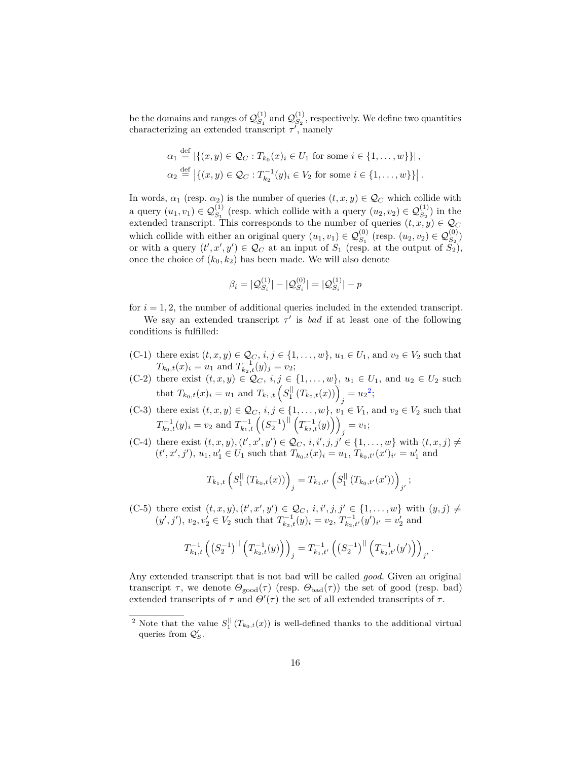be the domains and ranges of $\mathcal{Q}_{S_1}^{(1)}$ and $\mathcal{Q}_{S_2}^{(1)}$, respectively. We define two quantities characterizing an extended transcript $\tau'$, namely

$$\alpha_1 \stackrel{\text{def}}{=} |\{(x,y) \in \mathcal{Q}_C : T_{k_0}(x)_i \in U_1 \text{ for some } i \in \{1,\dots,w\}\}|,$$
$$\alpha_2 \stackrel{\text{def}}{=} \left|\{(x,y) \in \mathcal{Q}_C : T_{k_2}^{-1}(y)_i \in V_2 \text{ for some } i \in \{1,\dots,w\}\}\right|.$$

In words, $\alpha_1$ (resp. $\alpha_2$) is the number of queries $(t,x,y) \in \mathcal{Q}_C$ which collide with a query $(u_1, v_1) \in \mathcal{Q}_{S_1}^{(1)}$ (resp. which collide with a query $(u_2, v_2) \in \mathcal{Q}_{S_2}^{(1)}$) in the extended transcript. This corresponds to the number of queries $(t,x,y) \in \mathcal{Q}_C$ which collide with either an original query $(u_1, v_1) \in \mathcal{Q}_{S_1}^{(0)}$ (resp. $(u_2, v_2) \in \mathcal{Q}_{S_2}^{(0)}$) or with a query $(t', x', y') \in \mathcal{Q}_C$ at an input of $S_1$ (resp. at the output of $S_2$), once the choice of $(k_0, k_2)$ has been made. We will also denote

$$\beta_i = |\mathcal{Q}_{S_i}^{(1)}| - |\mathcal{Q}_{S_i}^{(0)}| = |\mathcal{Q}_{S_i}^{(1)}| - p$$

for $i = 1, 2$, the number of additional queries included in the extended transcript.

We say an extended transcript $\tau'$ is *bad* if at least one of the following conditions is fulfilled:

- (C-1) there exist $(t,x,y) \in \mathcal{Q}_C$, $i,j \in \{1,\dots,w\}$, $u_1 \in U_1$, and $v_2 \in V_2$ such that $T_{k_0,t}(x)_i = u_1$ and $T_{k_2,t}^{-1}(y)_j = v_2$;
- (C-2) there exist $(t,x,y) \in \mathcal{Q}_C$, $i,j \in \{1,\dots,w\}$, $u_1 \in U_1$, and $u_2 \in U_2$ such that $T_{k_0,t}(x)_i = u_1$ and $T_{k_1,t}\left(S_1^{||}\left(T_{k_0,t}(x)\right)\right)_j = u_2$[2];
- (C-3) there exist $(t,x,y) \in \mathcal{Q}_C$, $i,j \in \{1,\dots,w\}$, $v_1 \in V_1$, and $v_2 \in V_2$ such that $T_{k_2,t}^{-1}(y)_i = v_2$ and $T_{k_1,t}^{-1}\left(\left(S_2^{-1}\right)^{||}\left(T_{k_2,t}^{-1}(y)\right)\right)_j = v_1$;
- (C-4) there exist $(t,x,y), (t',x',y') \in \mathcal{Q}_C$, $i,i',j,j' \in \{1,\dots,w\}$ with $(t,x,j) \neq (t',x',j')$, $u_1, u_1' \in U_1$ such that $T_{k_0,t}(x)_i = u_1$, $T_{k_0,t'}(x')_{i'} = u_1'$ and
$$T_{k_1,t}\left(S_1^{||}\left(T_{k_0,t}(x)\right)\right)_j = T_{k_1,t'}\left(S_1^{||}\left(T_{k_0,t'}(x')\right)\right)_{j'};$$
- (C-5) there exist $(t,x,y), (t',x',y') \in \mathcal{Q}_C$, $i,i',j,j' \in \{1,\dots,w\}$ with $(y,j) \neq (y',j')$, $v_2, v_2' \in V_2$ such that $T_{k_2,t}^{-1}(y)_i = v_2$, $T_{k_2,t'}^{-1}(y')_{i'} = v_2'$ and
$$T_{k_1,t}^{-1}\left(\left(S_2^{-1}\right)^{||}\left(T_{k_2,t}^{-1}(y)\right)\right)_j = T_{k_1,t'}^{-1}\left(\left(S_2^{-1}\right)^{||}\left(T_{k_2,t'}^{-1}(y')\right)\right)_{j'}.$$

Any extended transcript that is not bad will be called *good*. Given an original transcript $\tau$, we denote $\Theta_{\text{good}}(\tau)$ (resp. $\Theta_{\text{bad}}(\tau)$) the set of good (resp. bad) extended transcripts of $\tau$ and $\Theta'(\tau)$ the set of all extended transcripts of $\tau$.

[2] Note that the value $S_1^{||}\left(T_{k_0,t}(x)\right)$ is well-defined thanks to the additional virtual queries from $\mathcal{Q}_S'$.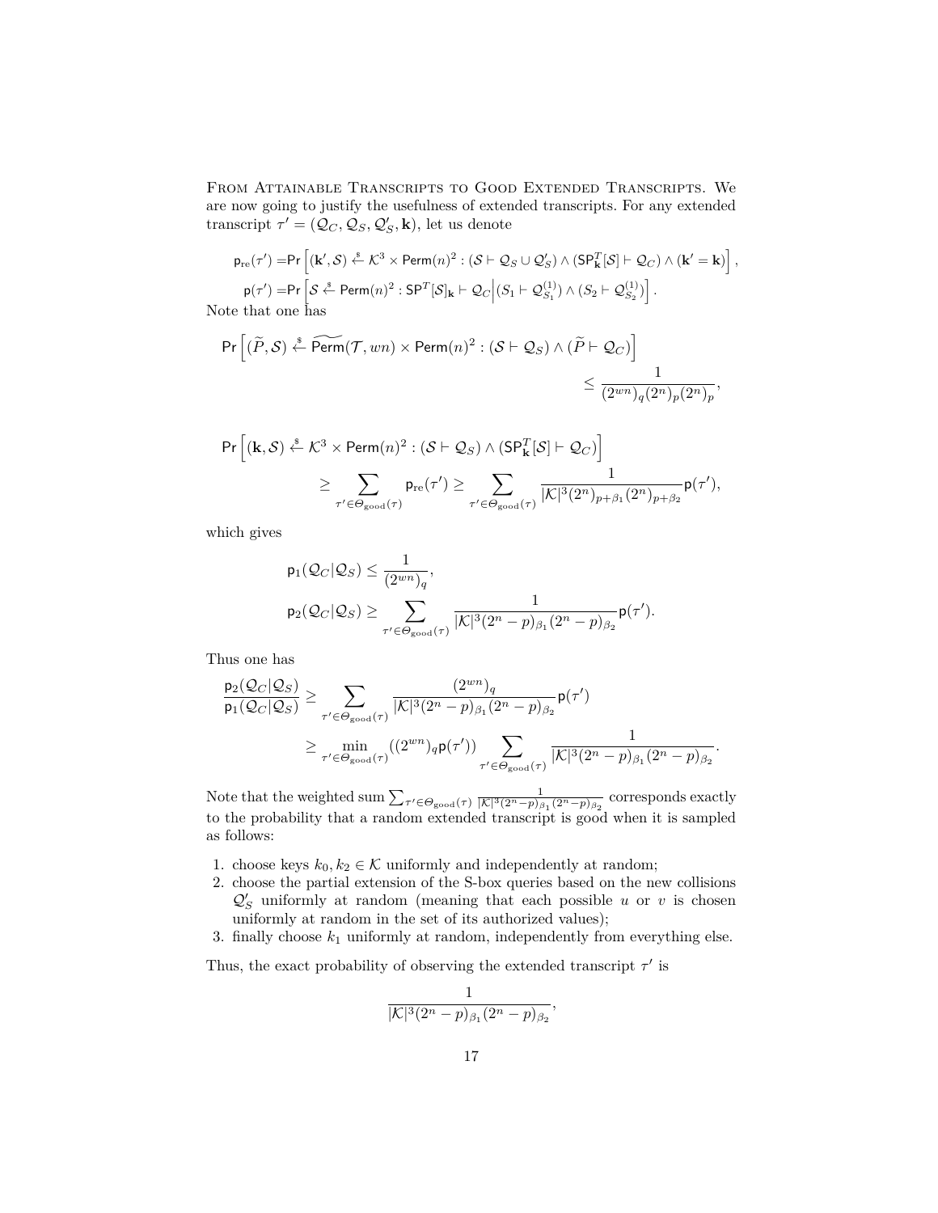From Attainable Transcripts to Good Extended Transcripts. We are now going to justify the usefulness of extended transcripts. For any extended transcript $\tau' = (\mathcal{Q}_C, \mathcal{Q}_S, \mathcal{Q}'_S, \mathbf{k})$, let us denote

$$\mathsf{p}_{\text{re}}(\tau') = \Pr\left[(\mathbf{k}', \mathcal{S}) \xleftarrow{\$} \mathcal{K}^3 \times \mathsf{Perm}(n)^2 : (\mathcal{S} \vdash \mathcal{Q}_S \cup \mathcal{Q}'_S) \wedge (\mathsf{SP}^T_{\mathbf{k}}[\mathcal{S}] \vdash \mathcal{Q}_C) \wedge (\mathbf{k}' = \mathbf{k})\right],$$

$$\mathsf{p}(\tau') = \Pr\left[\mathcal{S} \xleftarrow{\$} \mathsf{Perm}(n)^2 : \mathsf{SP}^T[\mathcal{S}]_{\mathbf{k}} \vdash \mathcal{Q}_C \middle| (S_1 \vdash \mathcal{Q}^{(1)}_{S_1}) \wedge (S_2 \vdash \mathcal{Q}^{(1)}_{S_2})\right].$$

Note that one has

$$\Pr\left[(\widetilde{P}, \mathcal{S}) \xleftarrow{\$} \widetilde{\mathsf{Perm}}(\mathcal{T}, wn) \times \mathsf{Perm}(n)^2 : (\mathcal{S} \vdash \mathcal{Q}_S) \wedge (\widetilde{P} \vdash \mathcal{Q}_C)\right] \leq \frac{1}{(2^{wn})_q (2^n)_p (2^n)_p},$$

$$\Pr\left[(\mathbf{k}, \mathcal{S}) \xleftarrow{\$} \mathcal{K}^3 \times \mathsf{Perm}(n)^2 : (\mathcal{S} \vdash \mathcal{Q}_S) \wedge (\mathsf{SP}^T_{\mathbf{k}}[\mathcal{S}] \vdash \mathcal{Q}_C)\right] \geq \sum_{\tau' \in \Theta_{\text{good}}(\tau)} \mathsf{p}_{\text{re}}(\tau') \geq \sum_{\tau' \in \Theta_{\text{good}}(\tau)} \frac{1}{|\mathcal{K}|^3 (2^n)_{p+\beta_1} (2^n)_{p+\beta_2}} \mathsf{p}(\tau'),$$

which gives

$$\mathsf{p}_1(\mathcal{Q}_C | \mathcal{Q}_S) \leq \frac{1}{(2^{wn})_q},$$

$$\mathsf{p}_2(\mathcal{Q}_C | \mathcal{Q}_S) \geq \sum_{\tau' \in \Theta_{\text{good}}(\tau)} \frac{1}{|\mathcal{K}|^3 (2^n - p)_{\beta_1} (2^n - p)_{\beta_2}} \mathsf{p}(\tau').$$

Thus one has

$$\frac{\mathsf{p}_2(\mathcal{Q}_C | \mathcal{Q}_S)}{\mathsf{p}_1(\mathcal{Q}_C | \mathcal{Q}_S)} \geq \sum_{\tau' \in \Theta_{\text{good}}(\tau)} \frac{(2^{wn})_q}{|\mathcal{K}|^3 (2^n - p)_{\beta_1} (2^n - p)_{\beta_2}} \mathsf{p}(\tau')$$

$$\geq \min_{\tau' \in \Theta_{\text{good}}(\tau)} ((2^{wn})_q \mathsf{p}(\tau')) \sum_{\tau' \in \Theta_{\text{good}}(\tau)} \frac{1}{|\mathcal{K}|^3 (2^n - p)_{\beta_1} (2^n - p)_{\beta_2}}.$$

Note that the weighted sum $\sum_{\tau' \in \Theta_{\text{good}}(\tau)} \frac{1}{|\mathcal{K}|^3 (2^n - p)_{\beta_1} (2^n - p)_{\beta_2}}$ corresponds exactly to the probability that a random extended transcript is good when it is sampled as follows:

1. choose keys $k_0, k_2 \in \mathcal{K}$ uniformly and independently at random;
2. choose the partial extension of the S-box queries based on the new collisions $\mathcal{Q}'_S$ uniformly at random (meaning that each possible $u$ or $v$ is chosen uniformly at random in the set of its authorized values);
3. finally choose $k_1$ uniformly at random, independently from everything else.

Thus, the exact probability of observing the extended transcript $\tau'$ is

$$\frac{1}{|\mathcal{K}|^3 (2^n - p)_{\beta_1} (2^n - p)_{\beta_2}},$$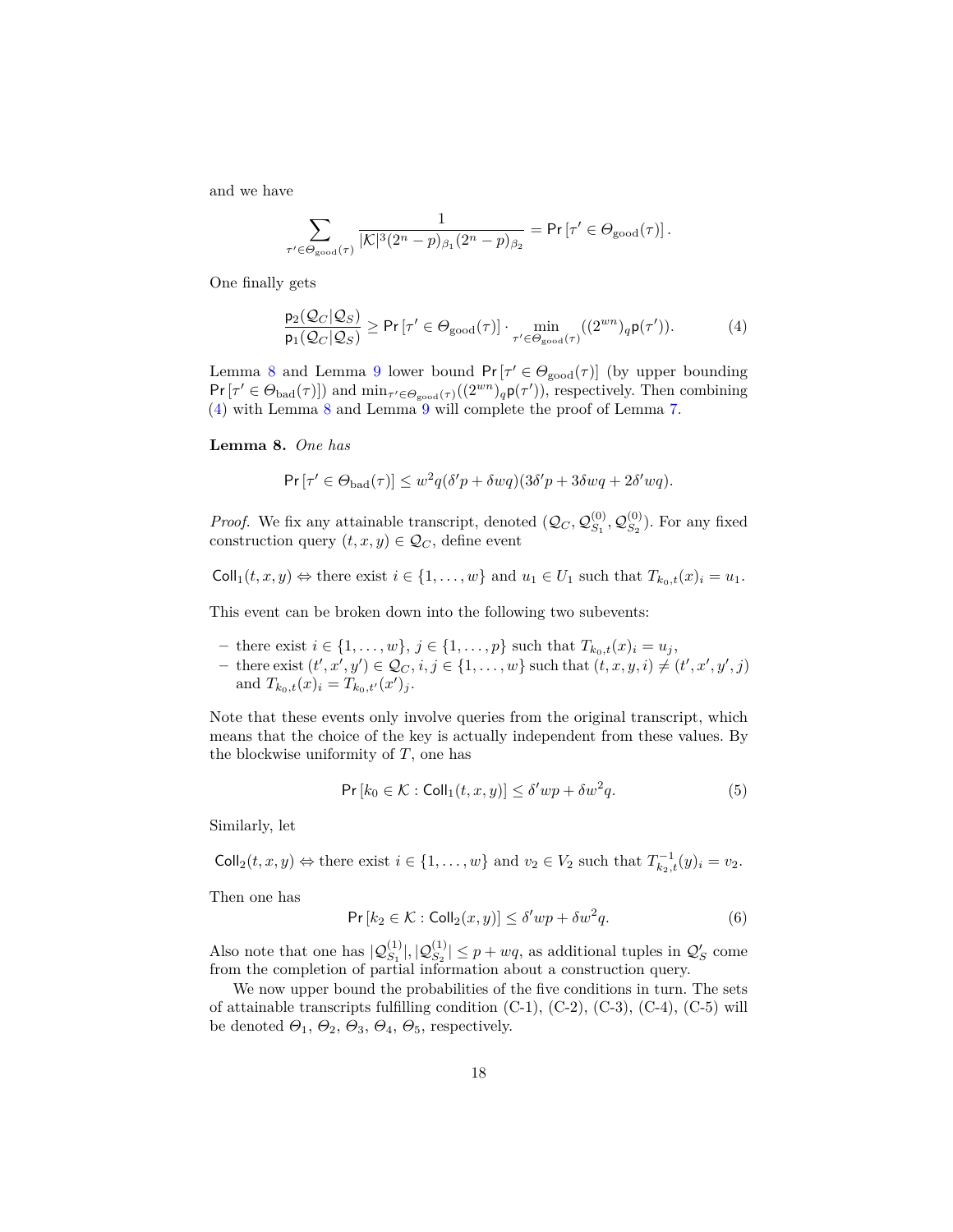and we have

$$\sum_{\tau' \in \Theta_{\mathrm{good}}(\tau)} \frac{1}{|\mathcal{K}|^3 (2^n - p)_{\beta_1} (2^n - p)_{\beta_2}} = \Pr\left[\tau' \in \Theta_{\mathrm{good}}(\tau)\right].$$

One finally gets

$$\frac{\mathsf{p}_2(\mathcal{Q}_C|\mathcal{Q}_S)}{\mathsf{p}_1(\mathcal{Q}_C|\mathcal{Q}_S)} \geq \Pr\left[\tau' \in \Theta_{\mathrm{good}}(\tau)\right] \cdot \min_{\tau' \in \Theta_{\mathrm{good}}(\tau)} ((2^{wn})_q \mathsf{p}(\tau')). \tag{4}$$

Lemma 8 and Lemma 9 lower bound $\Pr\left[\tau' \in \Theta_{\mathrm{good}}(\tau)\right]$ (by upper bounding $\Pr\left[\tau' \in \Theta_{\mathrm{bad}}(\tau)\right]$) and $\min_{\tau' \in \Theta_{\mathrm{good}}(\tau)} ((2^{wn})_q \mathsf{p}(\tau'))$, respectively. Then combining (4) with Lemma 8 and Lemma 9 will complete the proof of Lemma 7.

**Lemma 8.** *One has*

$$\Pr\left[\tau' \in \Theta_{\mathrm{bad}}(\tau)\right] \leq w^2 q(\delta' p + \delta w q)(3\delta' p + 3\delta w q + 2\delta' w q).$$

*Proof.* We fix any attainable transcript, denoted $(\mathcal{Q}_C, \mathcal{Q}_{S_1}^{(0)}, \mathcal{Q}_{S_2}^{(0)})$. For any fixed construction query $(t, x, y) \in \mathcal{Q}_C$, define event

$\mathsf{Coll}_1(t, x, y) \Leftrightarrow$ there exist $i \in \{1, \ldots, w\}$ and $u_1 \in U_1$ such that $T_{k_0,t}(x)_i = u_1$.

This event can be broken down into the following two subevents:

– there exist $i \in \{1, \ldots, w\}$, $j \in \{1, \ldots, p\}$ such that $T_{k_0,t}(x)_i = u_j$,
– there exist $(t', x', y') \in \mathcal{Q}_C$, $i, j \in \{1, \ldots, w\}$ such that $(t, x, y, i) \neq (t', x', y', j)$ and $T_{k_0,t}(x)_i = T_{k_0,t'}(x')_j$.

Note that these events only involve queries from the original transcript, which means that the choice of the key is actually independent from these values. By the blockwise uniformity of $T$, one has

$$\Pr\left[k_0 \in \mathcal{K} : \mathsf{Coll}_1(t, x, y)\right] \leq \delta' w p + \delta w^2 q. \tag{5}$$

Similarly, let

$\mathsf{Coll}_2(t, x, y) \Leftrightarrow$ there exist $i \in \{1, \ldots, w\}$ and $v_2 \in V_2$ such that $T_{k_2,t}^{-1}(y)_i = v_2$.

Then one has

$$\Pr\left[k_2 \in \mathcal{K} : \mathsf{Coll}_2(x, y)\right] \leq \delta' w p + \delta w^2 q. \tag{6}$$

Also note that one has $|\mathcal{Q}_{S_1}^{(1)}|, |\mathcal{Q}_{S_2}^{(1)}| \leq p + wq$, as additional tuples in $\mathcal{Q}'_S$ come from the completion of partial information about a construction query.

We now upper bound the probabilities of the five conditions in turn. The sets of attainable transcripts fulfilling condition (C-1), (C-2), (C-3), (C-4), (C-5) will be denoted $\Theta_1$, $\Theta_2$, $\Theta_3$, $\Theta_4$, $\Theta_5$, respectively.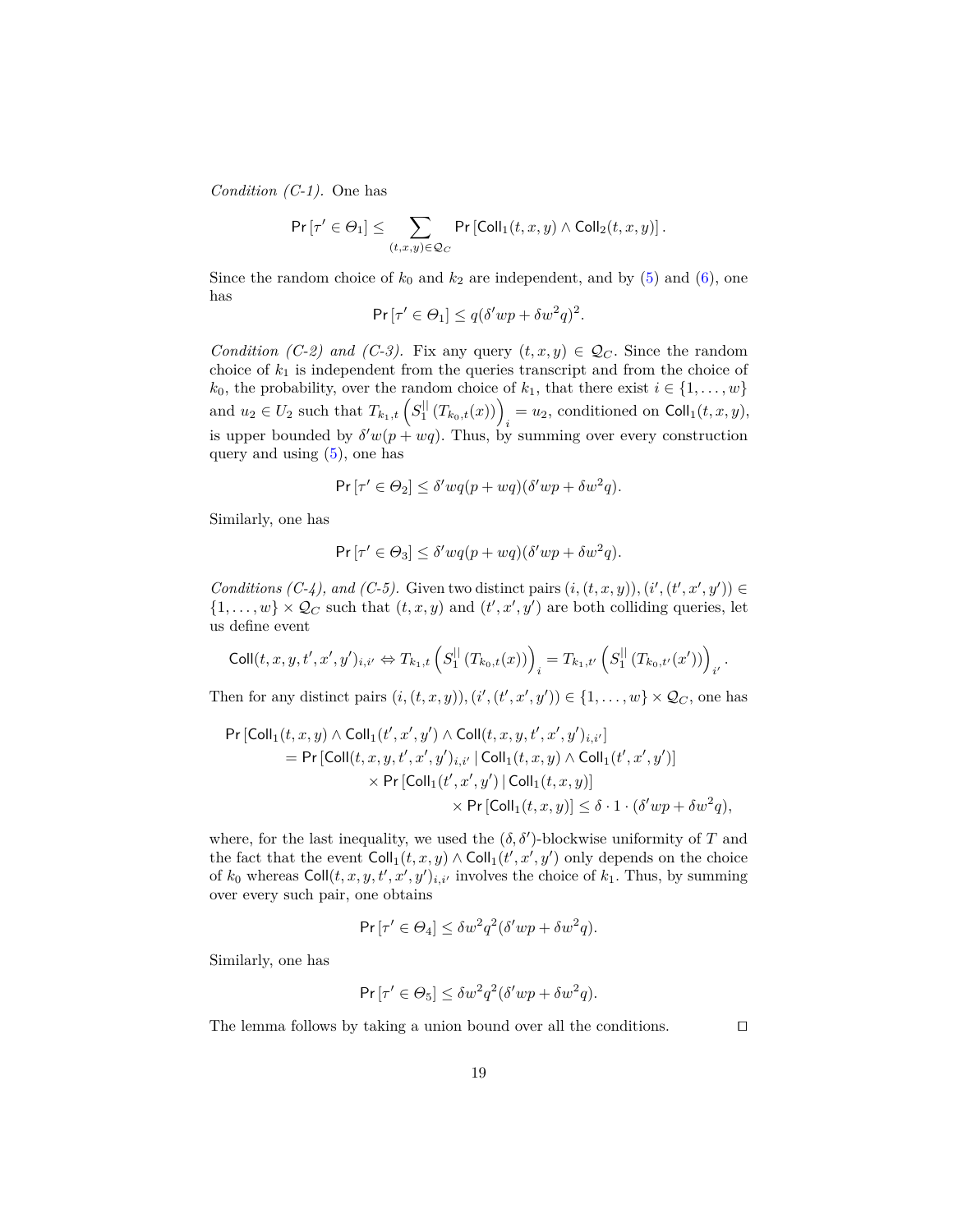*Condition (C-1).* One has

$$\Pr\left[\tau' \in \Theta_1\right] \le \sum_{(t,x,y)\in\mathcal{Q}_C} \Pr\left[\mathsf{Coll}_1(t,x,y) \wedge \mathsf{Coll}_2(t,x,y)\right].$$

Since the random choice of $k_0$ and $k_2$ are independent, and by (5) and (6), one has

$$\Pr\left[\tau' \in \Theta_1\right] \le q(\delta' wp + \delta w^2 q)^2.$$

*Condition (C-2) and (C-3).* Fix any query $(t,x,y) \in \mathcal{Q}_C$. Since the random choice of $k_1$ is independent from the queries transcript and from the choice of $k_0$, the probability, over the random choice of $k_1$, that there exist $i \in \{1,\ldots,w\}$ and $u_2 \in U_2$ such that $T_{k_1,t}\left(S_1^{||}\left(T_{k_0,t}(x)\right)\right)_i = u_2$, conditioned on $\mathsf{Coll}_1(t,x,y)$, is upper bounded by $\delta' w(p+wq)$. Thus, by summing over every construction query and using (5), one has

$$\Pr\left[\tau' \in \Theta_2\right] \le \delta' wq(p+wq)(\delta' wp + \delta w^2 q).$$

Similarly, one has

$$\Pr\left[\tau' \in \Theta_3\right] \le \delta' wq(p+wq)(\delta' wp + \delta w^2 q).$$

*Conditions (C-4), and (C-5).* Given two distinct pairs $(i,(t,x,y)),(i',(t',x',y')) \in \{1,\ldots,w\} \times \mathcal{Q}_C$ such that $(t,x,y)$ and $(t',x',y')$ are both colliding queries, let us define event

$$\mathsf{Coll}(t,x,y,t',x',y')_{i,i'} \Leftrightarrow T_{k_1,t}\left(S_1^{||}\left(T_{k_0,t}(x)\right)\right)_i = T_{k_1,t'}\left(S_1^{||}\left(T_{k_0,t'}(x')\right)\right)_{i'}.$$

Then for any distinct pairs $(i,(t,x,y)),(i',(t',x',y')) \in \{1,\ldots,w\} \times \mathcal{Q}_C$, one has

$$\begin{aligned}
\Pr&\left[\mathsf{Coll}_1(t,x,y) \wedge \mathsf{Coll}_1(t',x',y') \wedge \mathsf{Coll}(t,x,y,t',x',y')_{i,i'}\right] \\
&= \Pr\left[\mathsf{Coll}(t,x,y,t',x',y')_{i,i'} \mid \mathsf{Coll}_1(t,x,y) \wedge \mathsf{Coll}_1(t',x',y')\right] \\
&\quad \times \Pr\left[\mathsf{Coll}_1(t',x',y') \mid \mathsf{Coll}_1(t,x,y)\right] \\
&\quad\quad \times \Pr\left[\mathsf{Coll}_1(t,x,y)\right] \le \delta \cdot 1 \cdot (\delta' wp + \delta w^2 q),
\end{aligned}$$

where, for the last inequality, we used the $(\delta,\delta')$-blockwise uniformity of $T$ and the fact that the event $\mathsf{Coll}_1(t,x,y) \wedge \mathsf{Coll}_1(t',x',y')$ only depends on the choice of $k_0$ whereas $\mathsf{Coll}(t,x,y,t',x',y')_{i,i'}$ involves the choice of $k_1$. Thus, by summing over every such pair, one obtains

$$\Pr\left[\tau' \in \Theta_4\right] \le \delta w^2 q^2(\delta' wp + \delta w^2 q).$$

Similarly, one has

$$\Pr\left[\tau' \in \Theta_5\right] \le \delta w^2 q^2(\delta' wp + \delta w^2 q).$$

The lemma follows by taking a union bound over all the conditions. $\square$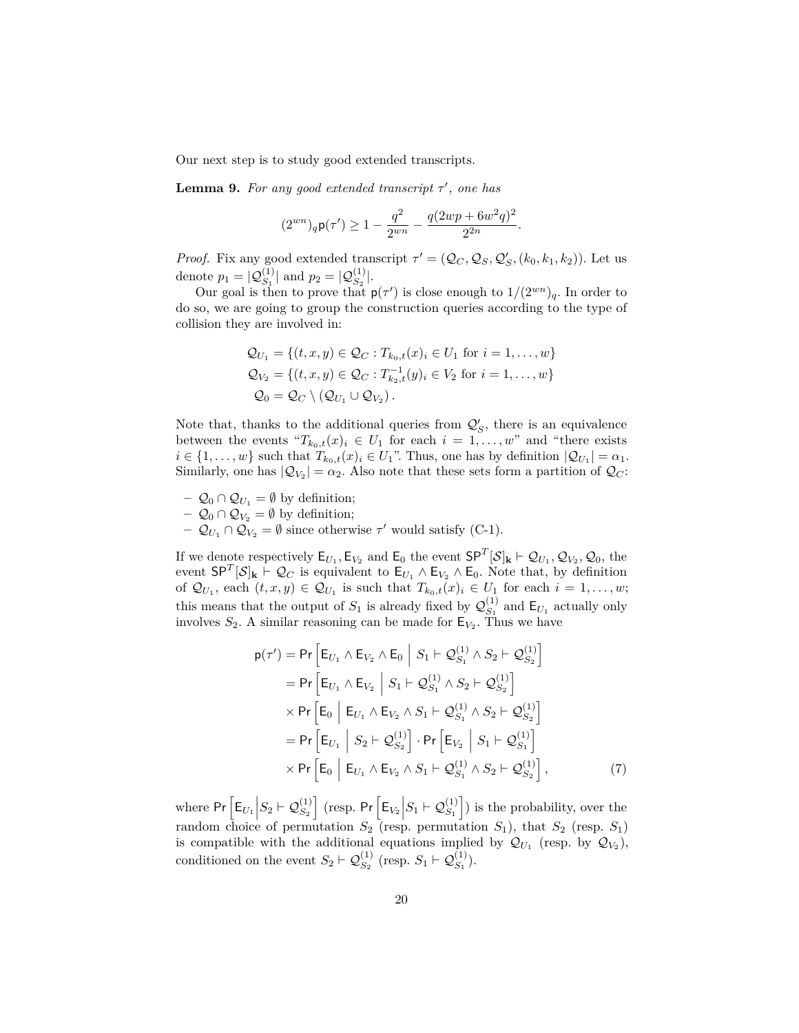Our next step is to study good extended transcripts.

**Lemma 9.** *For any good extended transcript $\tau'$, one has*

$$(2^{wn})_q \mathsf{p}(\tau') \geq 1 - \frac{q^2}{2^{wn}} - \frac{q(2wp + 6w^2q)^2}{2^{2n}}.$$

*Proof.* Fix any good extended transcript $\tau' = (\mathcal{Q}_C, \mathcal{Q}_S, \mathcal{Q}'_S, (k_0, k_1, k_2))$. Let us denote $p_1 = |\mathcal{Q}^{(1)}_{S_1}|$ and $p_2 = |\mathcal{Q}^{(1)}_{S_2}|$.

Our goal is then to prove that $\mathsf{p}(\tau')$ is close enough to $1/(2^{wn})_q$. In order to do so, we are going to group the construction queries according to the type of collision they are involved in:

$$\begin{aligned}
\mathcal{Q}_{U_1} &= \{(t, x, y) \in \mathcal{Q}_C : T_{k_0,t}(x)_i \in U_1 \text{ for } i = 1, \dots, w\} \\
\mathcal{Q}_{V_2} &= \{(t, x, y) \in \mathcal{Q}_C : T^{-1}_{k_2,t}(y)_i \in V_2 \text{ for } i = 1, \dots, w\} \\
\mathcal{Q}_0 &= \mathcal{Q}_C \setminus (\mathcal{Q}_{U_1} \cup \mathcal{Q}_{V_2}).
\end{aligned}$$

Note that, thanks to the additional queries from $\mathcal{Q}'_S$, there is an equivalence between the events "$T_{k_0,t}(x)_i \in U_1$ for each $i = 1, \dots, w$" and "there exists $i \in \{1, \dots, w\}$ such that $T_{k_0,t}(x)_i \in U_1$". Thus, one has by definition $|\mathcal{Q}_{U_1}| = \alpha_1$. Similarly, one has $|\mathcal{Q}_{V_2}| = \alpha_2$. Also note that these sets form a partition of $\mathcal{Q}_C$:

- $\mathcal{Q}_0 \cap \mathcal{Q}_{U_1} = \emptyset$ by definition;
- $\mathcal{Q}_0 \cap \mathcal{Q}_{V_2} = \emptyset$ by definition;
- $\mathcal{Q}_{U_1} \cap \mathcal{Q}_{V_2} = \emptyset$ since otherwise $\tau'$ would satisfy (C-1).

If we denote respectively $\mathsf{E}_{U_1}, \mathsf{E}_{V_2}$ and $\mathsf{E}_0$ the event $\mathsf{SP}^T[\mathcal{S}]_{\mathbf{k}} \vdash \mathcal{Q}_{U_1}, \mathcal{Q}_{V_2}, \mathcal{Q}_0$, the event $\mathsf{SP}^T[\mathcal{S}]_{\mathbf{k}} \vdash \mathcal{Q}_C$ is equivalent to $\mathsf{E}_{U_1} \wedge \mathsf{E}_{V_2} \wedge \mathsf{E}_0$. Note that, by definition of $\mathcal{Q}_{U_1}$, each $(t, x, y) \in \mathcal{Q}_{U_1}$ is such that $T_{k_0,t}(x)_i \in U_1$ for each $i = 1, \dots, w$; this means that the output of $S_1$ is already fixed by $\mathcal{Q}^{(1)}_{S_1}$ and $\mathsf{E}_{U_1}$ actually only involves $S_2$. A similar reasoning can be made for $\mathsf{E}_{V_2}$. Thus we have

$$\begin{aligned}
\mathsf{p}(\tau') &= \Pr\left[\mathsf{E}_{U_1} \wedge \mathsf{E}_{V_2} \wedge \mathsf{E}_0 \;\middle|\; S_1 \vdash \mathcal{Q}^{(1)}_{S_1} \wedge S_2 \vdash \mathcal{Q}^{(1)}_{S_2}\right] \\
&= \Pr\left[\mathsf{E}_{U_1} \wedge \mathsf{E}_{V_2} \;\middle|\; S_1 \vdash \mathcal{Q}^{(1)}_{S_1} \wedge S_2 \vdash \mathcal{Q}^{(1)}_{S_2}\right] \\
&\quad \times \Pr\left[\mathsf{E}_0 \;\middle|\; \mathsf{E}_{U_1} \wedge \mathsf{E}_{V_2} \wedge S_1 \vdash \mathcal{Q}^{(1)}_{S_1} \wedge S_2 \vdash \mathcal{Q}^{(1)}_{S_2}\right] \\
&= \Pr\left[\mathsf{E}_{U_1} \;\middle|\; S_2 \vdash \mathcal{Q}^{(1)}_{S_2}\right] \cdot \Pr\left[\mathsf{E}_{V_2} \;\middle|\; S_1 \vdash \mathcal{Q}^{(1)}_{S_1}\right] \\
&\quad \times \Pr\left[\mathsf{E}_0 \;\middle|\; \mathsf{E}_{U_1} \wedge \mathsf{E}_{V_2} \wedge S_1 \vdash \mathcal{Q}^{(1)}_{S_1} \wedge S_2 \vdash \mathcal{Q}^{(1)}_{S_2}\right], \qquad (7)
\end{aligned}$$

where $\Pr\left[\mathsf{E}_{U_1} \middle| S_2 \vdash \mathcal{Q}^{(1)}_{S_2}\right]$ (resp. $\Pr\left[\mathsf{E}_{V_2} \middle| S_1 \vdash \mathcal{Q}^{(1)}_{S_1}\right]$) is the probability, over the random choice of permutation $S_2$ (resp. permutation $S_1$), that $S_2$ (resp. $S_1$) is compatible with the additional equations implied by $\mathcal{Q}_{U_1}$ (resp. by $\mathcal{Q}_{V_2}$), conditioned on the event $S_2 \vdash \mathcal{Q}^{(1)}_{S_2}$ (resp. $S_1 \vdash \mathcal{Q}^{(1)}_{S_1}$).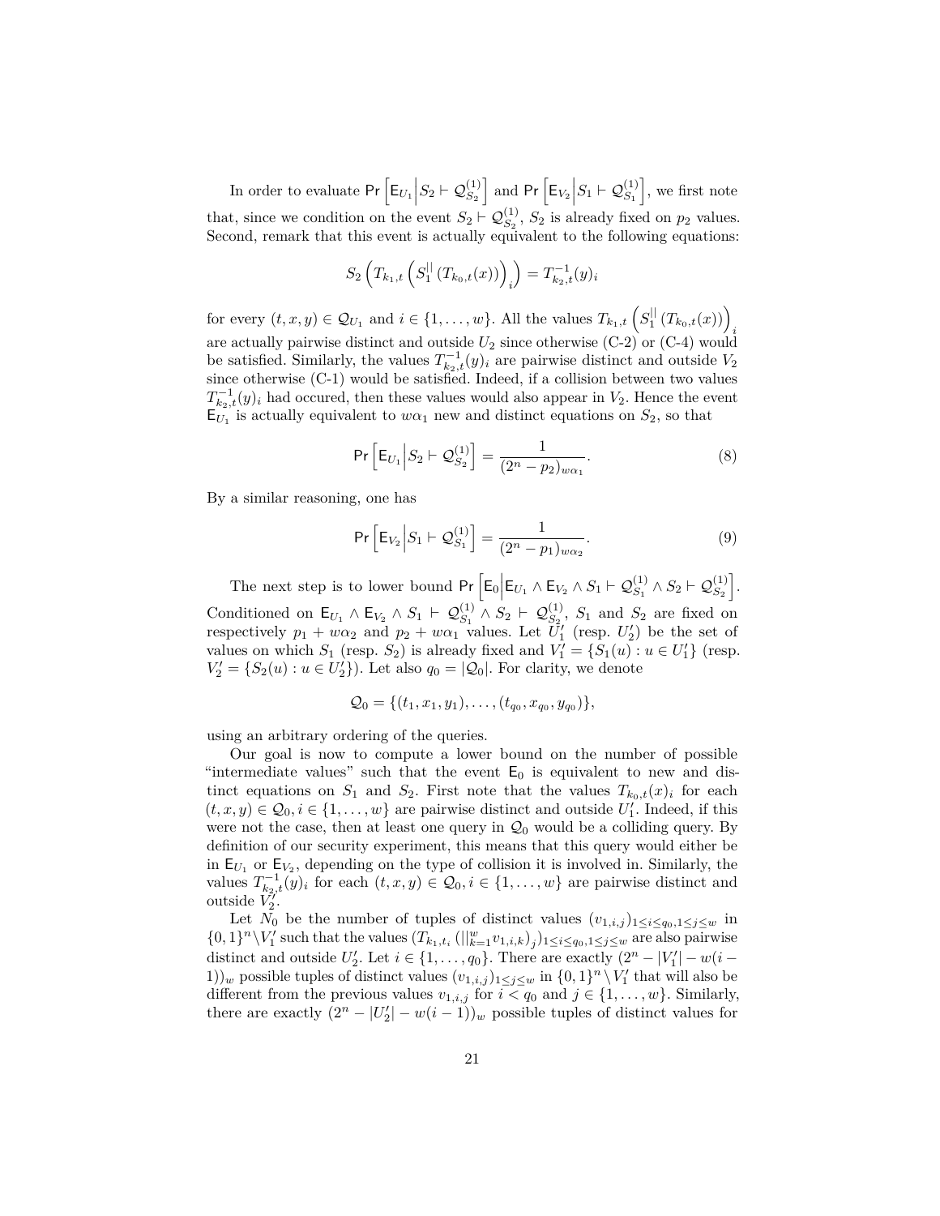In order to evaluate $\Pr\left[\mathsf{E}_{U_1}\middle|S_2 \vdash \mathcal{Q}^{(1)}_{S_2}\right]$ and $\Pr\left[\mathsf{E}_{V_2}\middle|S_1 \vdash \mathcal{Q}^{(1)}_{S_1}\right]$, we first note that, since we condition on the event $S_2 \vdash \mathcal{Q}^{(1)}_{S_2}$, $S_2$ is already fixed on $p_2$ values. Second, remark that this event is actually equivalent to the following equations:

$$S_2\left(T_{k_1,t}\left(S_1^{||}\left(T_{k_0,t}(x)\right)\right)_i\right) = T^{-1}_{k_2,t}(y)_i$$

for every $(t,x,y) \in \mathcal{Q}_{U_1}$ and $i \in \{1,\ldots,w\}$. All the values $T_{k_1,t}\left(S_1^{||}\left(T_{k_0,t}(x)\right)\right)_i$ are actually pairwise distinct and outside $U_2$ since otherwise (C-2) or (C-4) would be satisfied. Similarly, the values $T^{-1}_{k_2,t}(y)_i$ are pairwise distinct and outside $V_2$ since otherwise (C-1) would be satisfied. Indeed, if a collision between two values $T^{-1}_{k_2,t}(y)_i$ had occured, then these values would also appear in $V_2$. Hence the event $\mathsf{E}_{U_1}$ is actually equivalent to $w\alpha_1$ new and distinct equations on $S_2$, so that

$$\Pr\left[\mathsf{E}_{U_1}\middle|S_2 \vdash \mathcal{Q}^{(1)}_{S_2}\right] = \frac{1}{(2^n - p_2)_{w\alpha_1}}. \tag{8}$$

By a similar reasoning, one has

$$\Pr\left[\mathsf{E}_{V_2}\middle|S_1 \vdash \mathcal{Q}^{(1)}_{S_1}\right] = \frac{1}{(2^n - p_1)_{w\alpha_2}}. \tag{9}$$

The next step is to lower bound $\Pr\left[\mathsf{E}_0\middle|\mathsf{E}_{U_1} \wedge \mathsf{E}_{V_2} \wedge S_1 \vdash \mathcal{Q}^{(1)}_{S_1} \wedge S_2 \vdash \mathcal{Q}^{(1)}_{S_2}\right]$. Conditioned on $\mathsf{E}_{U_1} \wedge \mathsf{E}_{V_2} \wedge S_1 \vdash \mathcal{Q}^{(1)}_{S_1} \wedge S_2 \vdash \mathcal{Q}^{(1)}_{S_2}$, $S_1$ and $S_2$ are fixed on respectively $p_1 + w\alpha_2$ and $p_2 + w\alpha_1$ values. Let $U'_1$ (resp. $U'_2$) be the set of values on which $S_1$ (resp. $S_2$) is already fixed and $V'_1 = \{S_1(u) : u \in U'_1\}$ (resp. $V'_2 = \{S_2(u) : u \in U'_2\}$). Let also $q_0 = |\mathcal{Q}_0|$. For clarity, we denote

$$\mathcal{Q}_0 = \{(t_1,x_1,y_1),\ldots,(t_{q_0},x_{q_0},y_{q_0})\},$$

using an arbitrary ordering of the queries.

Our goal is now to compute a lower bound on the number of possible "intermediate values" such that the event $\mathsf{E}_0$ is equivalent to new and distinct equations on $S_1$ and $S_2$. First note that the values $T_{k_0,t}(x)_i$ for each $(t,x,y) \in \mathcal{Q}_0, i \in \{1,\ldots,w\}$ are pairwise distinct and outside $U'_1$. Indeed, if this were not the case, then at least one query in $\mathcal{Q}_0$ would be a colliding query. By definition of our security experiment, this means that this query would either be in $\mathsf{E}_{U_1}$ or $\mathsf{E}_{V_2}$, depending on the type of collision it is involved in. Similarly, the values $T^{-1}_{k_2,t}(y)_i$ for each $(t,x,y) \in \mathcal{Q}_0, i \in \{1,\ldots,w\}$ are pairwise distinct and outside $V'_2$.

Let $N_0$ be the number of tuples of distinct values $(v_{1,i,j})_{1\le i\le q_0, 1\le j\le w}$ in $\{0,1\}^n \setminus V'_1$ such that the values $(T_{k_1,t_i}(||_{k=1}^{w} v_{1,i,k})_j)_{1\le i\le q_0, 1\le j\le w}$ are also pairwise distinct and outside $U'_2$. Let $i \in \{1,\ldots,q_0\}$. There are exactly $(2^n - |V'_1| - w(i-1))_w$ possible tuples of distinct values $(v_{1,i,j})_{1\le j\le w}$ in $\{0,1\}^n \setminus V'_1$ that will also be different from the previous values $v_{1,i,j}$ for $i < q_0$ and $j \in \{1,\ldots,w\}$. Similarly, there are exactly $(2^n - |U'_2| - w(i-1))_w$ possible tuples of distinct values for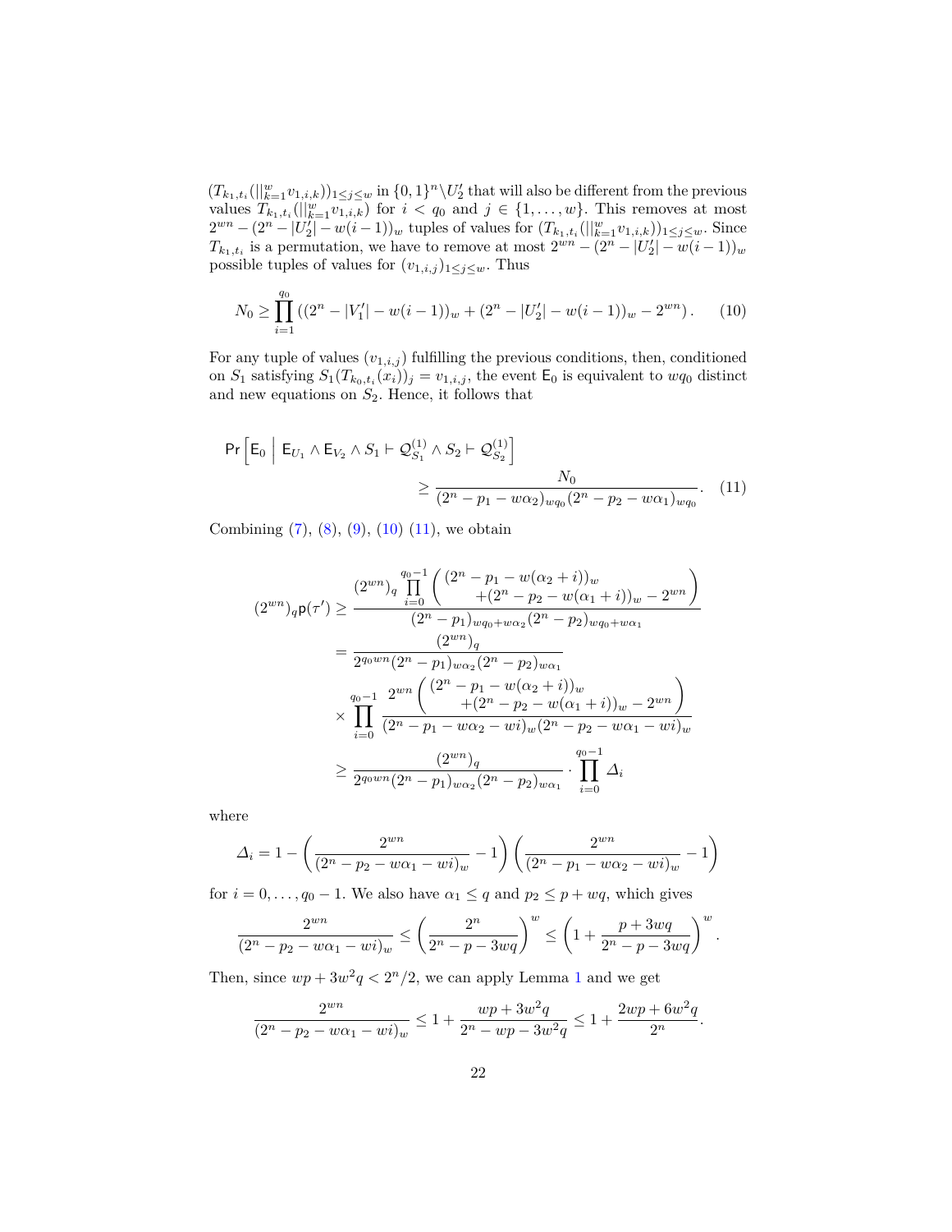$(T_{k_1,t_i}(||_{k=1}^{w} v_{1,i,k}))_{1\le j\le w}$ in $\{0,1\}^n \backslash U_2'$ that will also be different from the previous values $T_{k_1,t_i}(||_{k=1}^{w} v_{1,i,k})$ for $i < q_0$ and $j \in \{1,\dots,w\}$. This removes at most $2^{wn} - (2^n - |U_2'| - w(i-1))_w$ tuples of values for $(T_{k_1,t_i}(||_{k=1}^{w} v_{1,i,k}))_{1\le j\le w}$. Since $T_{k_1,t_i}$ is a permutation, we have to remove at most $2^{wn} - (2^n - |U_2'| - w(i-1))_w$ possible tuples of values for $(v_{1,i,j})_{1\le j\le w}$. Thus

$$N_0 \ge \prod_{i=1}^{q_0} \left( (2^n - |V_1'| - w(i-1))_w + (2^n - |U_2'| - w(i-1))_w - 2^{wn} \right). \qquad (10)$$

For any tuple of values $(v_{1,i,j})$ fulfilling the previous conditions, then, conditioned on $S_1$ satisfying $S_1(T_{k_0,t_i}(x_i))_j = v_{1,i,j}$, the event $\mathsf{E}_0$ is equivalent to $wq_0$ distinct and new equations on $S_2$. Hence, it follows that

$$\Pr\left[\mathsf{E}_0 \;\middle|\; \mathsf{E}_{U_1} \wedge \mathsf{E}_{V_2} \wedge S_1 \vdash \mathcal{Q}_{S_1}^{(1)} \wedge S_2 \vdash \mathcal{Q}_{S_2}^{(1)}\right] \ge \frac{N_0}{(2^n - p_1 - w\alpha_2)_{wq_0}(2^n - p_2 - w\alpha_1)_{wq_0}}. \qquad (11)$$

Combining (7), (8), (9), (10) (11), we obtain

$$\begin{aligned}
(2^{wn})_q \mathsf{p}(\tau') &\ge \frac{(2^{wn})_q \prod_{i=0}^{q_0-1} \left( \begin{array}{c} (2^n - p_1 - w(\alpha_2 + i))_w \\ +(2^n - p_2 - w(\alpha_1 + i))_w - 2^{wn} \end{array} \right)}{(2^n - p_1)_{wq_0 + w\alpha_2}(2^n - p_2)_{wq_0 + w\alpha_1}} \\
&= \frac{(2^{wn})_q}{2^{q_0 wn}(2^n - p_1)_{w\alpha_2}(2^n - p_2)_{w\alpha_1}} \\
&\quad \times \prod_{i=0}^{q_0-1} \frac{2^{wn} \left( \begin{array}{c} (2^n - p_1 - w(\alpha_2 + i))_w \\ +(2^n - p_2 - w(\alpha_1 + i))_w - 2^{wn} \end{array} \right)}{(2^n - p_1 - w\alpha_2 - wi)_w (2^n - p_2 - w\alpha_1 - wi)_w} \\
&\ge \frac{(2^{wn})_q}{2^{q_0 wn}(2^n - p_1)_{w\alpha_2}(2^n - p_2)_{w\alpha_1}} \cdot \prod_{i=0}^{q_0-1} \Delta_i
\end{aligned}$$

where

$$\Delta_i = 1 - \left( \frac{2^{wn}}{(2^n - p_2 - w\alpha_1 - wi)_w} - 1 \right) \left( \frac{2^{wn}}{(2^n - p_1 - w\alpha_2 - wi)_w} - 1 \right)$$

for $i = 0, \dots, q_0 - 1$. We also have $\alpha_1 \le q$ and $p_2 \le p + wq$, which gives

$$\frac{2^{wn}}{(2^n - p_2 - w\alpha_1 - wi)_w} \le \left( \frac{2^n}{2^n - p - 3wq} \right)^w \le \left( 1 + \frac{p + 3wq}{2^n - p - 3wq} \right)^w.$$

Then, since $wp + 3w^2q < 2^n/2$, we can apply Lemma 1 and we get

$$\frac{2^{wn}}{(2^n - p_2 - w\alpha_1 - wi)_w} \le 1 + \frac{wp + 3w^2q}{2^n - wp - 3w^2q} \le 1 + \frac{2wp + 6w^2q}{2^n}.$$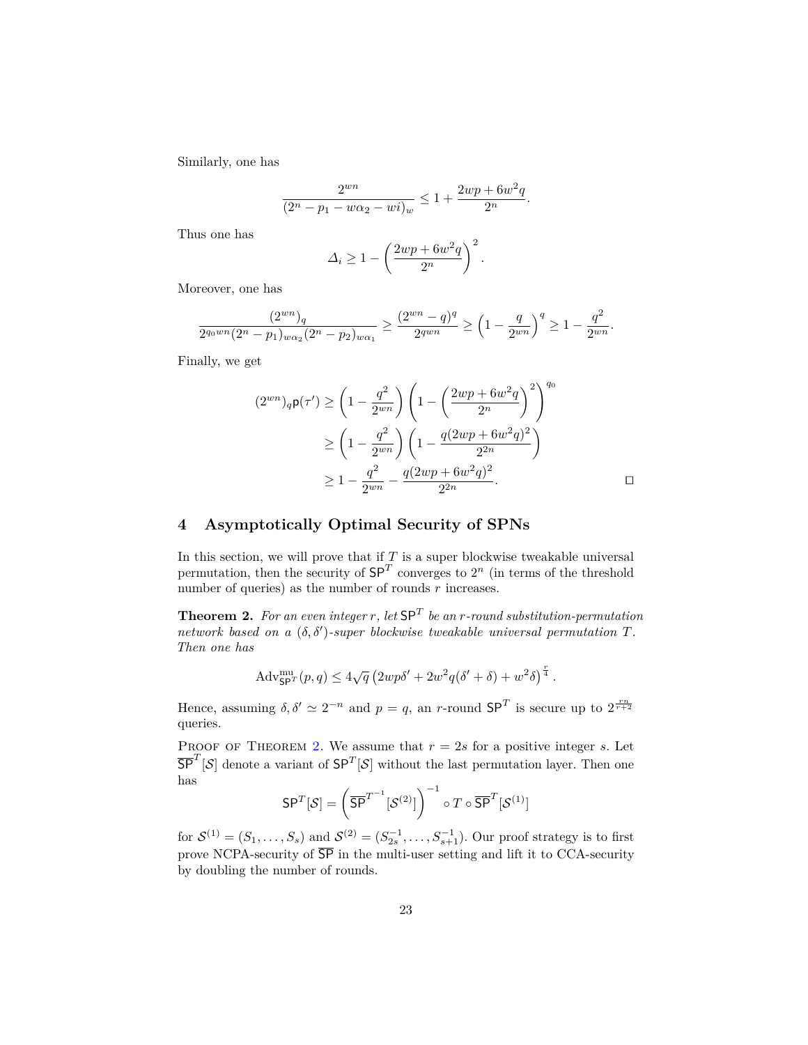Similarly, one has

$$\frac{2^{wn}}{(2^n - p_1 - w\alpha_2 - wi)_w} \leq 1 + \frac{2wp + 6w^2q}{2^n}.$$

Thus one has

$$\Delta_i \geq 1 - \left(\frac{2wp + 6w^2q}{2^n}\right)^2.$$

Moreover, one has

$$\frac{(2^{wn})_q}{2^{q_0 wn}(2^n - p_1)_{w\alpha_2}(2^n - p_2)_{w\alpha_1}} \geq \frac{(2^{wn} - q)^q}{2^{qwn}} \geq \left(1 - \frac{q}{2^{wn}}\right)^q \geq 1 - \frac{q^2}{2^{wn}}.$$

Finally, we get

$$\begin{aligned}
(2^{wn})_q \mathsf{p}(\tau') &\geq \left(1 - \frac{q^2}{2^{wn}}\right)\left(1 - \left(\frac{2wp + 6w^2q}{2^n}\right)^2\right)^{q_0} \\
&\geq \left(1 - \frac{q^2}{2^{wn}}\right)\left(1 - \frac{q(2wp + 6w^2q)^2}{2^{2n}}\right) \\
&\geq 1 - \frac{q^2}{2^{wn}} - \frac{q(2wp + 6w^2q)^2}{2^{2n}}.
\end{aligned}$$

□

## 4 Asymptotically Optimal Security of SPNs

In this section, we will prove that if $T$ is a super blockwise tweakable universal permutation, then the security of $\mathsf{SP}^T$ converges to $2^n$ (in terms of the threshold number of queries) as the number of rounds $r$ increases.

**Theorem 2.** *For an even integer $r$, let $\mathsf{SP}^T$ be an $r$-round substitution-permutation network based on a $(\delta, \delta')$-super blockwise tweakable universal permutation $T$. Then one has*

$$\mathrm{Adv}^{\mathrm{mu}}_{\mathsf{SP}^T}(p, q) \leq 4\sqrt{q}\left(2wp\delta' + 2w^2q(\delta' + \delta) + w^2\delta\right)^{\frac{r}{4}}.$$

Hence, assuming $\delta, \delta' \simeq 2^{-n}$ and $p = q$, an $r$-round $\mathsf{SP}^T$ is secure up to $2^{\frac{rn}{r+2}}$ queries.

Proof of Theorem 2. We assume that $r = 2s$ for a positive integer $s$. Let $\overline{\mathsf{SP}}^T[\mathcal{S}]$ denote a variant of $\mathsf{SP}^T[\mathcal{S}]$ without the last permutation layer. Then one has

$$\mathsf{SP}^T[\mathcal{S}] = \left(\overline{\mathsf{SP}}^{T^{-1}}[\mathcal{S}^{(2)}]\right)^{-1} \circ T \circ \overline{\mathsf{SP}}^T[\mathcal{S}^{(1)}]$$

for $\mathcal{S}^{(1)} = (S_1, \ldots, S_s)$ and $\mathcal{S}^{(2)} = (S_{2s}^{-1}, \ldots, S_{s+1}^{-1})$. Our proof strategy is to first prove NCPA-security of $\overline{\mathsf{SP}}$ in the multi-user setting and lift it to CCA-security by doubling the number of rounds.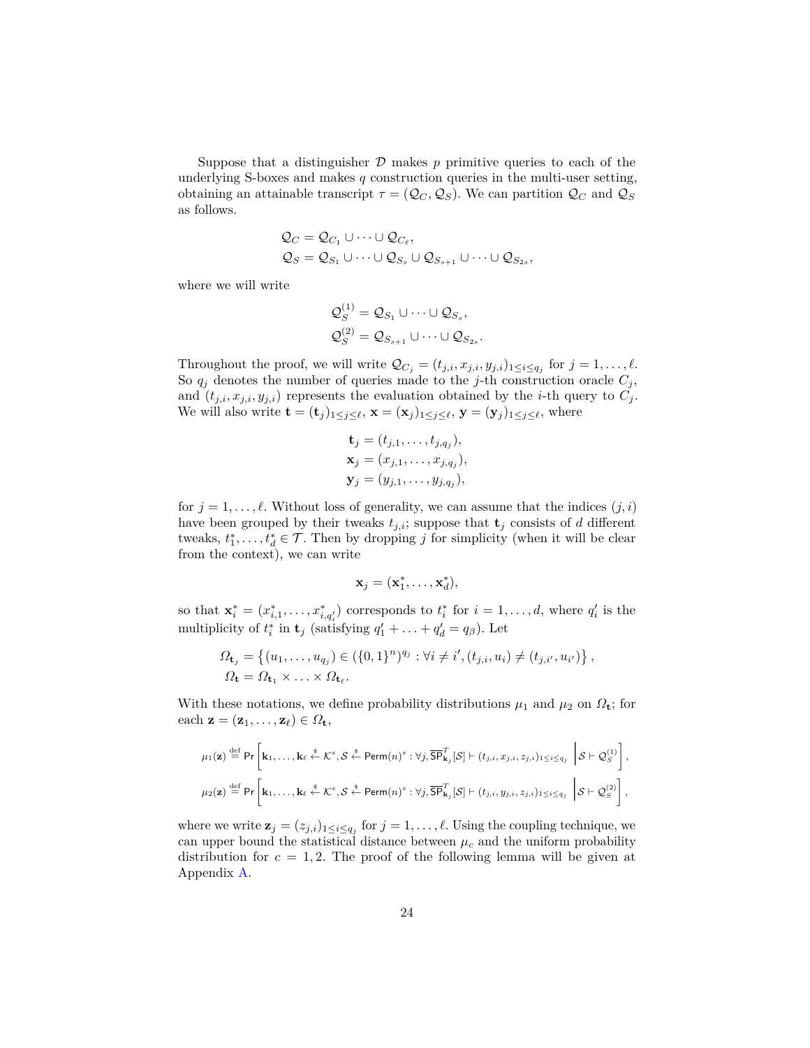Suppose that a distinguisher $\mathcal{D}$ makes $p$ primitive queries to each of the underlying S-boxes and makes $q$ construction queries in the multi-user setting, obtaining an attainable transcript $\tau = (\mathcal{Q}_C, \mathcal{Q}_S)$. We can partition $\mathcal{Q}_C$ and $\mathcal{Q}_S$ as follows.

$$
\begin{aligned}
\mathcal{Q}_C &= \mathcal{Q}_{C_1} \cup \cdots \cup \mathcal{Q}_{C_\ell}, \\
\mathcal{Q}_S &= \mathcal{Q}_{S_1} \cup \cdots \cup \mathcal{Q}_{S_s} \cup \mathcal{Q}_{S_{s+1}} \cup \cdots \cup \mathcal{Q}_{S_{2s}},
\end{aligned}
$$

where we will write

$$
\begin{aligned}
\mathcal{Q}_S^{(1)} &= \mathcal{Q}_{S_1} \cup \cdots \cup \mathcal{Q}_{S_s}, \\
\mathcal{Q}_S^{(2)} &= \mathcal{Q}_{S_{s+1}} \cup \cdots \cup \mathcal{Q}_{S_{2s}}.
\end{aligned}
$$

Throughout the proof, we will write $\mathcal{Q}_{C_j} = (t_{j,i}, x_{j,i}, y_{j,i})_{1 \le i \le q_j}$ for $j = 1, \ldots, \ell$. So $q_j$ denotes the number of queries made to the $j$-th construction oracle $C_j$, and $(t_{j,i}, x_{j,i}, y_{j,i})$ represents the evaluation obtained by the $i$-th query to $C_j$. We will also write $\mathbf{t} = (\mathbf{t}_j)_{1 \le j \le \ell}$, $\mathbf{x} = (\mathbf{x}_j)_{1 \le j \le \ell}$, $\mathbf{y} = (\mathbf{y}_j)_{1 \le j \le \ell}$, where

$$
\begin{aligned}
\mathbf{t}_j &= (t_{j,1}, \ldots, t_{j,q_j}), \\
\mathbf{x}_j &= (x_{j,1}, \ldots, x_{j,q_j}), \\
\mathbf{y}_j &= (y_{j,1}, \ldots, y_{j,q_j}),
\end{aligned}
$$

for $j = 1, \ldots, \ell$. Without loss of generality, we can assume that the indices $(j, i)$ have been grouped by their tweaks $t_{j,i}$; suppose that $\mathbf{t}_j$ consists of $d$ different tweaks, $t_1^*, \ldots, t_d^* \in \mathcal{T}$. Then by dropping $j$ for simplicity (when it will be clear from the context), we can write

$$
\mathbf{x}_j = (\mathbf{x}_1^*, \ldots, \mathbf{x}_d^*),
$$

so that $\mathbf{x}_i^* = (x_{i,1}^*, \ldots, x_{i,q_i'}^*)$ corresponds to $t_i^*$ for $i = 1, \ldots, d$, where $q_i'$ is the multiplicity of $t_i^*$ in $\mathbf{t}_j$ (satisfying $q_1' + \ldots + q_d' = q_\beta$). Let

$$
\begin{aligned}
\Omega_{\mathbf{t}_j} &= \left\{ (u_1, \ldots, u_{q_j}) \in (\{0,1\}^n)^{q_j} : \forall i \neq i', (t_{j,i}, u_i) \neq (t_{j,i'}, u_{i'}) \right\}, \\
\Omega_{\mathbf{t}} &= \Omega_{\mathbf{t}_1} \times \ldots \times \Omega_{\mathbf{t}_\ell}.
\end{aligned}
$$

With these notations, we define probability distributions $\mu_1$ and $\mu_2$ on $\Omega_{\mathbf{t}}$; for each $\mathbf{z} = (\mathbf{z}_1, \ldots, \mathbf{z}_\ell) \in \Omega_{\mathbf{t}}$,

$$
\mu_1(\mathbf{z}) \stackrel{\text{def}}{=} \Pr\left[ \mathbf{k}_1, \ldots, \mathbf{k}_\ell \xleftarrow{\$} \mathcal{K}^s, \mathcal{S} \xleftarrow{\$} \mathsf{Perm}(n)^s : \forall j, \overline{\mathsf{SP}}_{\mathbf{k}_j}^T[\mathcal{S}] \vdash (t_{j,i}, x_{j,i}, z_{j,i})_{1 \le i \le q_j} \;\middle|\; \mathcal{S} \vdash \mathcal{Q}_S^{(1)} \right],
$$

$$
\mu_2(\mathbf{z}) \stackrel{\text{def}}{=} \Pr\left[ \mathbf{k}_1, \ldots, \mathbf{k}_\ell \xleftarrow{\$} \mathcal{K}^s, \mathcal{S} \xleftarrow{\$} \mathsf{Perm}(n)^s : \forall j, \overline{\mathsf{SP}}_{\mathbf{k}_j}^T[\mathcal{S}] \vdash (t_{j,i}, y_{j,i}, z_{j,i})_{1 \le i \le q_j} \;\middle|\; \mathcal{S} \vdash \mathcal{Q}_S^{(2)} \right],
$$

where we write $\mathbf{z}_j = (z_{j,i})_{1 \le i \le q_j}$ for $j = 1, \ldots, \ell$. Using the coupling technique, we can upper bound the statistical distance between $\mu_c$ and the uniform probability distribution for $c = 1, 2$. The proof of the following lemma will be given at Appendix A.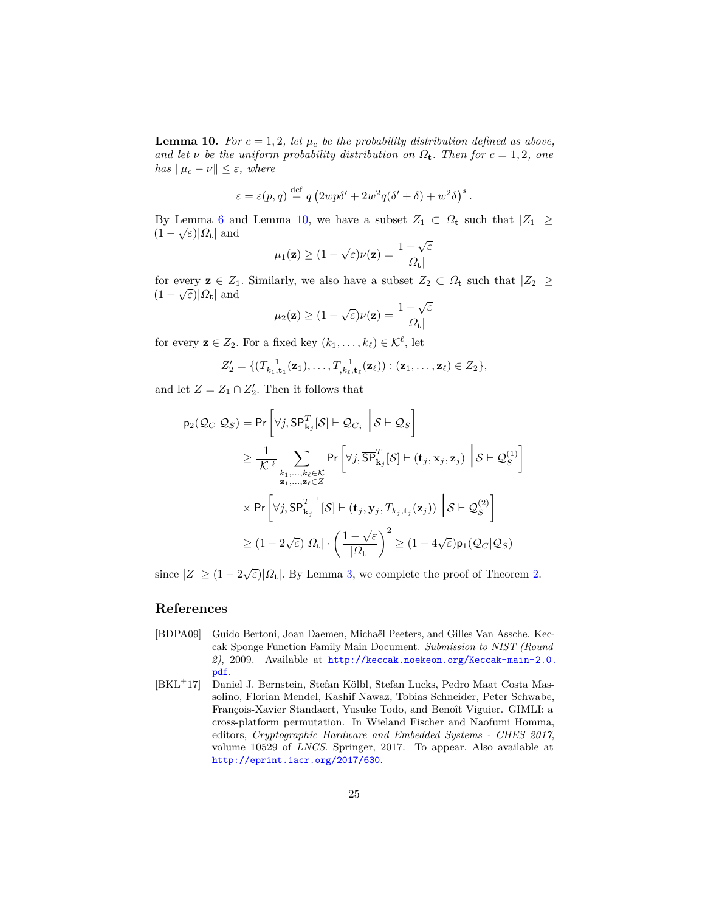**Lemma 10.** *For $c = 1, 2$, let $\mu_c$ be the probability distribution defined as above, and let $\nu$ be the uniform probability distribution on $\Omega_{\mathbf{t}}$. Then for $c = 1, 2$, one has $\|\mu_c - \nu\| \le \varepsilon$, where*

$$\varepsilon = \varepsilon(p, q) \stackrel{\text{def}}{=} q\left(2wp\delta' + 2w^2 q(\delta' + \delta) + w^2\delta\right)^s.$$

By Lemma 6 and Lemma 10, we have a subset $Z_1 \subset \Omega_{\mathbf{t}}$ such that $|Z_1| \ge (1 - \sqrt{\varepsilon})|\Omega_{\mathbf{t}}|$ and

$$\mu_1(\mathbf{z}) \ge (1 - \sqrt{\varepsilon})\nu(\mathbf{z}) = \frac{1 - \sqrt{\varepsilon}}{|\Omega_{\mathbf{t}}|}$$

for every $\mathbf{z} \in Z_1$. Similarly, we also have a subset $Z_2 \subset \Omega_{\mathbf{t}}$ such that $|Z_2| \ge (1 - \sqrt{\varepsilon})|\Omega_{\mathbf{t}}|$ and

$$\mu_2(\mathbf{z}) \ge (1 - \sqrt{\varepsilon})\nu(\mathbf{z}) = \frac{1 - \sqrt{\varepsilon}}{|\Omega_{\mathbf{t}}|}$$

for every $\mathbf{z} \in Z_2$. For a fixed key $(k_1, \ldots, k_\ell) \in \mathcal{K}^\ell$, let

$$Z_2' = \{(T^{-1}_{k_1,\mathbf{t}_1}(\mathbf{z}_1), \ldots, T^{-1}_{,k_\ell,\mathbf{t}_\ell}(\mathbf{z}_\ell)) : (\mathbf{z}_1, \ldots, \mathbf{z}_\ell) \in Z_2\},$$

and let $Z = Z_1 \cap Z_2'$. Then it follows that

$$\begin{aligned}
\mathsf{p}_2(\mathcal{Q}_C | \mathcal{Q}_S) &= \Pr\left[\forall j, \mathsf{SP}^T_{\mathbf{k}_j}[\mathcal{S}] \vdash \mathcal{Q}_{C_j} \;\middle|\; \mathcal{S} \vdash \mathcal{Q}_S\right] \\
&\ge \frac{1}{|\mathcal{K}|^\ell} \sum_{\substack{k_1,\ldots,k_\ell \in \mathcal{K} \\ \mathbf{z}_1,\ldots,\mathbf{z}_\ell \in Z}} \Pr\left[\forall j, \overline{\mathsf{SP}}^T_{\mathbf{k}_j}[\mathcal{S}] \vdash (\mathbf{t}_j, \mathbf{x}_j, \mathbf{z}_j) \;\middle|\; \mathcal{S} \vdash \mathcal{Q}_S^{(1)}\right] \\
&\times \Pr\left[\forall j, \overline{\mathsf{SP}}^{T^{-1}}_{\mathbf{k}_j}[\mathcal{S}] \vdash (\mathbf{t}_j, \mathbf{y}_j, T_{k_j,\mathbf{t}_j}(\mathbf{z}_j)) \;\middle|\; \mathcal{S} \vdash \mathcal{Q}_S^{(2)}\right] \\
&\ge (1 - 2\sqrt{\varepsilon})|\Omega_{\mathbf{t}}| \cdot \left(\frac{1 - \sqrt{\varepsilon}}{|\Omega_{\mathbf{t}}|}\right)^2 \ge (1 - 4\sqrt{\varepsilon})\mathsf{p}_1(\mathcal{Q}_C | \mathcal{Q}_S)
\end{aligned}$$

since $|Z| \ge (1 - 2\sqrt{\varepsilon})|\Omega_{\mathbf{t}}|$. By Lemma 3, we complete the proof of Theorem 2.

## References

[BDPA09] Guido Bertoni, Joan Daemen, Michaël Peeters, and Gilles Van Assche. Keccak Sponge Function Family Main Document. *Submission to NIST (Round 2)*, 2009. Available at http://keccak.noekeon.org/Keccak-main-2.0.pdf.

[BKL+17] Daniel J. Bernstein, Stefan Kölbl, Stefan Lucks, Pedro Maat Costa Massolino, Florian Mendel, Kashif Nawaz, Tobias Schneider, Peter Schwabe, François-Xavier Standaert, Yusuke Todo, and Benoît Viguier. GIMLI: a cross-platform permutation. In Wieland Fischer and Naofumi Homma, editors, *Cryptographic Hardware and Embedded Systems - CHES 2017*, volume 10529 of *LNCS*. Springer, 2017. To appear. Also available at http://eprint.iacr.org/2017/630.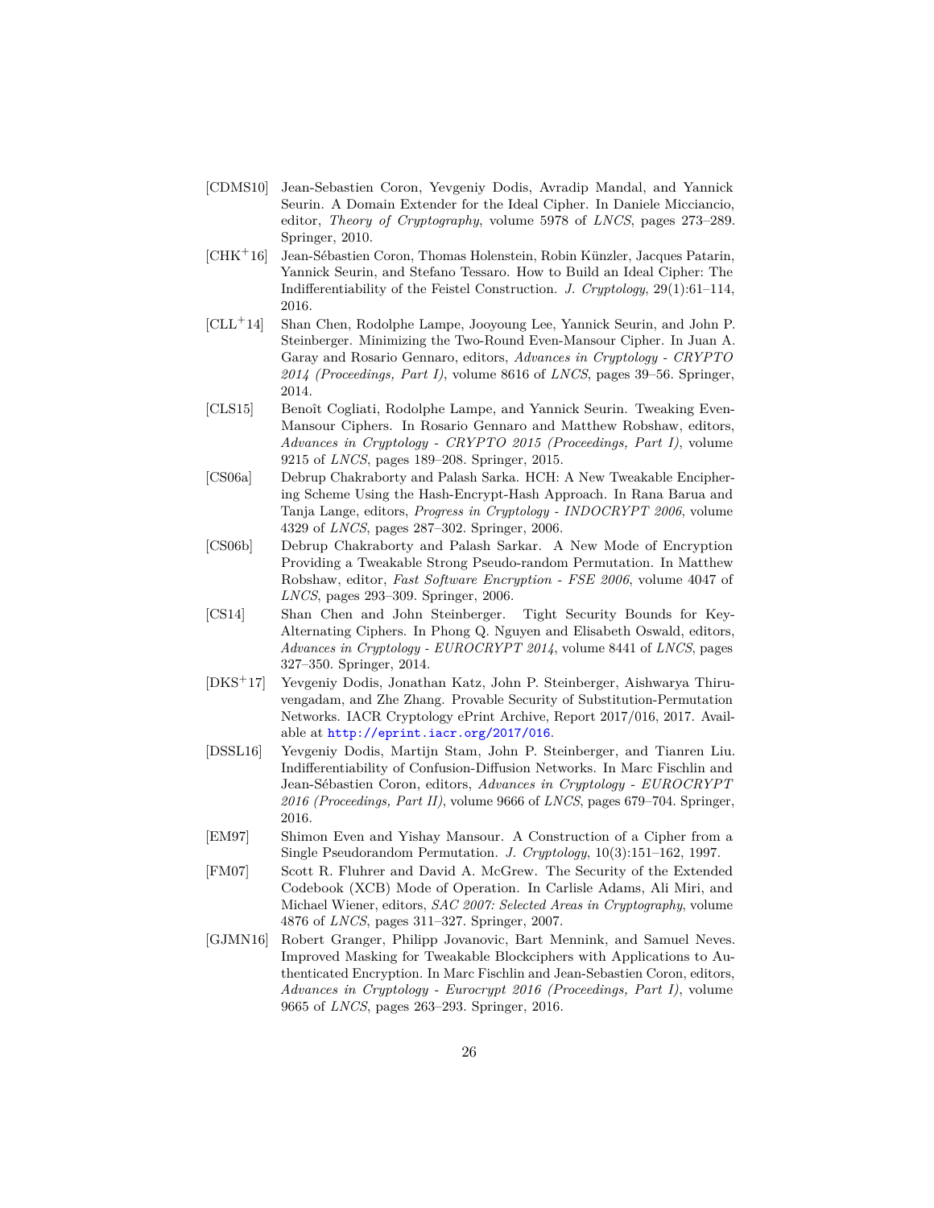[CDMS10] Jean-Sebastien Coron, Yevgeniy Dodis, Avradip Mandal, and Yannick Seurin. A Domain Extender for the Ideal Cipher. In Daniele Micciancio, editor, *Theory of Cryptography*, volume 5978 of *LNCS*, pages 273–289. Springer, 2010.

[CHK+16] Jean-Sébastien Coron, Thomas Holenstein, Robin Künzler, Jacques Patarin, Yannick Seurin, and Stefano Tessaro. How to Build an Ideal Cipher: The Indifferentiability of the Feistel Construction. *J. Cryptology*, 29(1):61–114, 2016.

[CLL+14] Shan Chen, Rodolphe Lampe, Jooyoung Lee, Yannick Seurin, and John P. Steinberger. Minimizing the Two-Round Even-Mansour Cipher. In Juan A. Garay and Rosario Gennaro, editors, *Advances in Cryptology - CRYPTO 2014 (Proceedings, Part I)*, volume 8616 of *LNCS*, pages 39–56. Springer, 2014.

[CLS15] Benoît Cogliati, Rodolphe Lampe, and Yannick Seurin. Tweaking Even-Mansour Ciphers. In Rosario Gennaro and Matthew Robshaw, editors, *Advances in Cryptology - CRYPTO 2015 (Proceedings, Part I)*, volume 9215 of *LNCS*, pages 189–208. Springer, 2015.

[CS06a] Debrup Chakraborty and Palash Sarka. HCH: A New Tweakable Enciphering Scheme Using the Hash-Encrypt-Hash Approach. In Rana Barua and Tanja Lange, editors, *Progress in Cryptology - INDOCRYPT 2006*, volume 4329 of *LNCS*, pages 287–302. Springer, 2006.

[CS06b] Debrup Chakraborty and Palash Sarkar. A New Mode of Encryption Providing a Tweakable Strong Pseudo-random Permutation. In Matthew Robshaw, editor, *Fast Software Encryption - FSE 2006*, volume 4047 of *LNCS*, pages 293–309. Springer, 2006.

[CS14] Shan Chen and John Steinberger. Tight Security Bounds for Key-Alternating Ciphers. In Phong Q. Nguyen and Elisabeth Oswald, editors, *Advances in Cryptology - EUROCRYPT 2014*, volume 8441 of *LNCS*, pages 327–350. Springer, 2014.

[DKS+17] Yevgeniy Dodis, Jonathan Katz, John P. Steinberger, Aishwarya Thiruvengadam, and Zhe Zhang. Provable Security of Substitution-Permutation Networks. IACR Cryptology ePrint Archive, Report 2017/016, 2017. Available at http://eprint.iacr.org/2017/016.

[DSSL16] Yevgeniy Dodis, Martijn Stam, John P. Steinberger, and Tianren Liu. Indifferentiability of Confusion-Diffusion Networks. In Marc Fischlin and Jean-Sébastien Coron, editors, *Advances in Cryptology - EUROCRYPT 2016 (Proceedings, Part II)*, volume 9666 of *LNCS*, pages 679–704. Springer, 2016.

[EM97] Shimon Even and Yishay Mansour. A Construction of a Cipher from a Single Pseudorandom Permutation. *J. Cryptology*, 10(3):151–162, 1997.

[FM07] Scott R. Fluhrer and David A. McGrew. The Security of the Extended Codebook (XCB) Mode of Operation. In Carlisle Adams, Ali Miri, and Michael Wiener, editors, *SAC 2007: Selected Areas in Cryptography*, volume 4876 of *LNCS*, pages 311–327. Springer, 2007.

[GJMN16] Robert Granger, Philipp Jovanovic, Bart Mennink, and Samuel Neves. Improved Masking for Tweakable Blockciphers with Applications to Authenticated Encryption. In Marc Fischlin and Jean-Sebastien Coron, editors, *Advances in Cryptology - Eurocrypt 2016 (Proceedings, Part I)*, volume 9665 of *LNCS*, pages 263–293. Springer, 2016.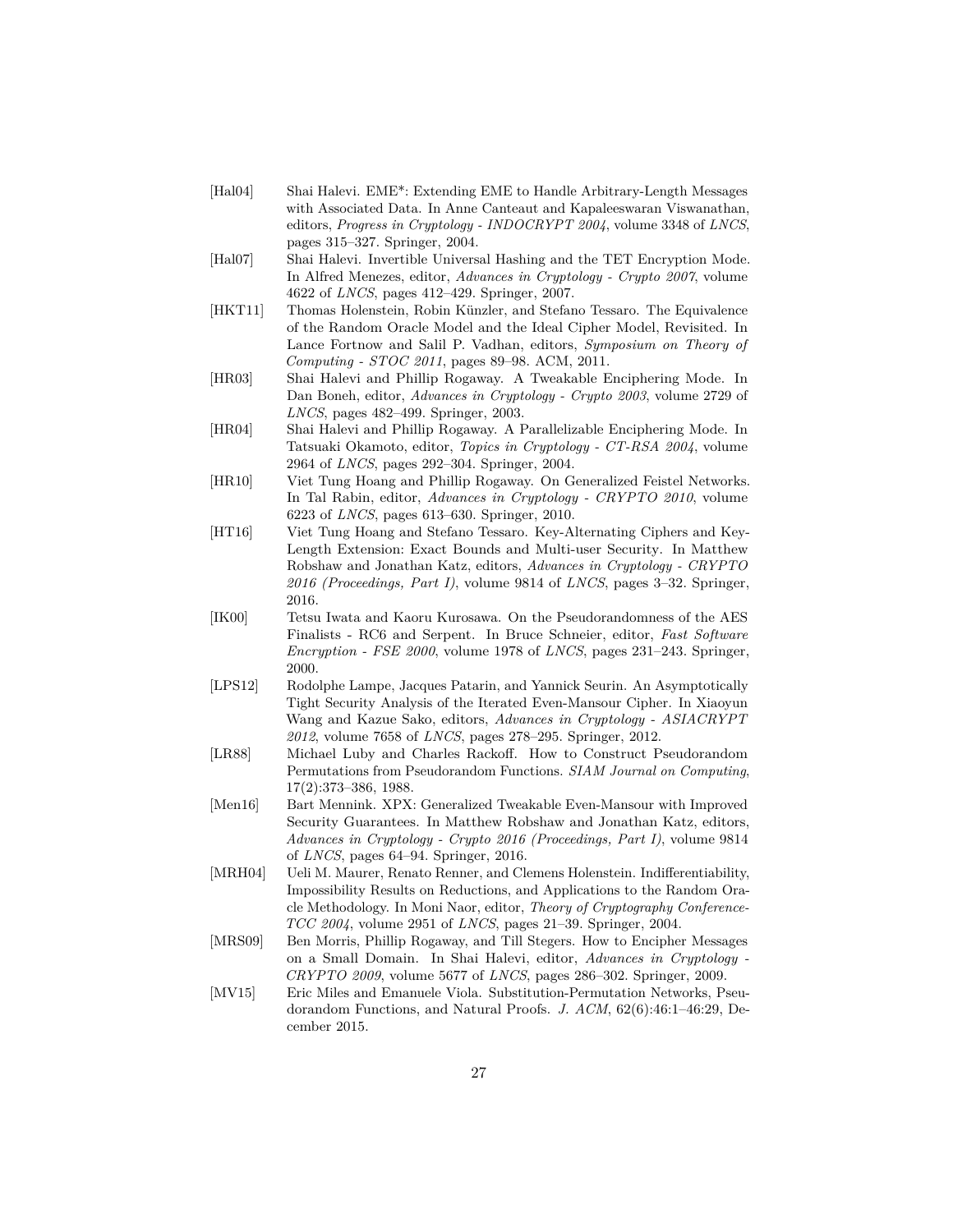[Hal04] Shai Halevi. EME*: Extending EME to Handle Arbitrary-Length Messages with Associated Data. In Anne Canteaut and Kapaleeswaran Viswanathan, editors, *Progress in Cryptology - INDOCRYPT 2004*, volume 3348 of *LNCS*, pages 315–327. Springer, 2004.

[Hal07] Shai Halevi. Invertible Universal Hashing and the TET Encryption Mode. In Alfred Menezes, editor, *Advances in Cryptology - Crypto 2007*, volume 4622 of *LNCS*, pages 412–429. Springer, 2007.

[HKT11] Thomas Holenstein, Robin Künzler, and Stefano Tessaro. The Equivalence of the Random Oracle Model and the Ideal Cipher Model, Revisited. In Lance Fortnow and Salil P. Vadhan, editors, *Symposium on Theory of Computing - STOC 2011*, pages 89–98. ACM, 2011.

[HR03] Shai Halevi and Phillip Rogaway. A Tweakable Enciphering Mode. In Dan Boneh, editor, *Advances in Cryptology - Crypto 2003*, volume 2729 of *LNCS*, pages 482–499. Springer, 2003.

[HR04] Shai Halevi and Phillip Rogaway. A Parallelizable Enciphering Mode. In Tatsuaki Okamoto, editor, *Topics in Cryptology - CT-RSA 2004*, volume 2964 of *LNCS*, pages 292–304. Springer, 2004.

[HR10] Viet Tung Hoang and Phillip Rogaway. On Generalized Feistel Networks. In Tal Rabin, editor, *Advances in Cryptology - CRYPTO 2010*, volume 6223 of *LNCS*, pages 613–630. Springer, 2010.

[HT16] Viet Tung Hoang and Stefano Tessaro. Key-Alternating Ciphers and Key-Length Extension: Exact Bounds and Multi-user Security. In Matthew Robshaw and Jonathan Katz, editors, *Advances in Cryptology - CRYPTO 2016 (Proceedings, Part I)*, volume 9814 of *LNCS*, pages 3–32. Springer, 2016.

[IK00] Tetsu Iwata and Kaoru Kurosawa. On the Pseudorandomness of the AES Finalists - RC6 and Serpent. In Bruce Schneier, editor, *Fast Software Encryption - FSE 2000*, volume 1978 of *LNCS*, pages 231–243. Springer, 2000.

[LPS12] Rodolphe Lampe, Jacques Patarin, and Yannick Seurin. An Asymptotically Tight Security Analysis of the Iterated Even-Mansour Cipher. In Xiaoyun Wang and Kazue Sako, editors, *Advances in Cryptology - ASIACRYPT 2012*, volume 7658 of *LNCS*, pages 278–295. Springer, 2012.

[LR88] Michael Luby and Charles Rackoff. How to Construct Pseudorandom Permutations from Pseudorandom Functions. *SIAM Journal on Computing*, 17(2):373–386, 1988.

[Men16] Bart Mennink. XPX: Generalized Tweakable Even-Mansour with Improved Security Guarantees. In Matthew Robshaw and Jonathan Katz, editors, *Advances in Cryptology - Crypto 2016 (Proceedings, Part I)*, volume 9814 of *LNCS*, pages 64–94. Springer, 2016.

[MRH04] Ueli M. Maurer, Renato Renner, and Clemens Holenstein. Indifferentiability, Impossibility Results on Reductions, and Applications to the Random Oracle Methodology. In Moni Naor, editor, *Theory of Cryptography Conference-TCC 2004*, volume 2951 of *LNCS*, pages 21–39. Springer, 2004.

[MRS09] Ben Morris, Phillip Rogaway, and Till Stegers. How to Encipher Messages on a Small Domain. In Shai Halevi, editor, *Advances in Cryptology - CRYPTO 2009*, volume 5677 of *LNCS*, pages 286–302. Springer, 2009.

[MV15] Eric Miles and Emanuele Viola. Substitution-Permutation Networks, Pseudorandom Functions, and Natural Proofs. *J. ACM*, 62(6):46:1–46:29, December 2015.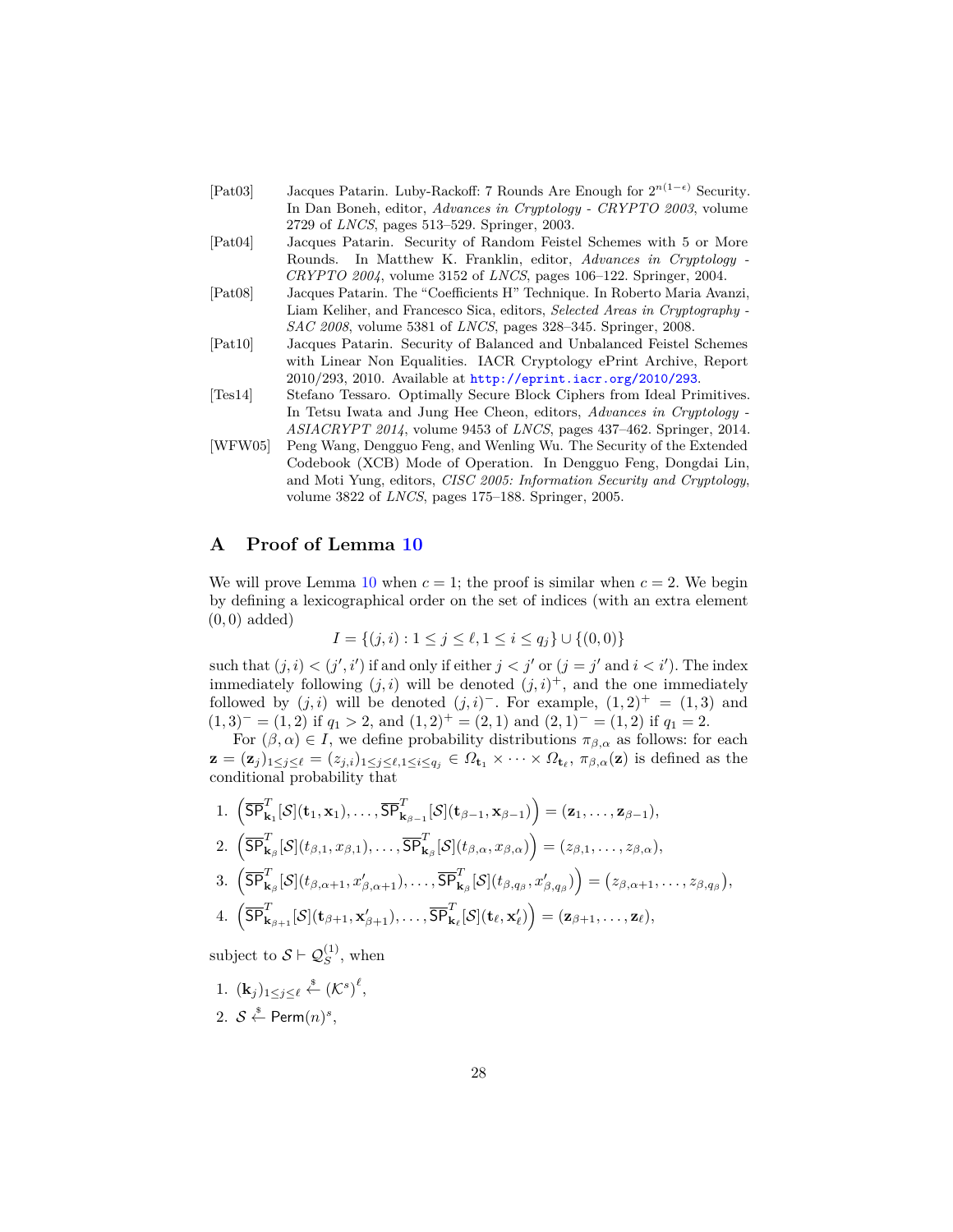[Pat03] Jacques Patarin. Luby-Rackoff: 7 Rounds Are Enough for $2^{n(1-\epsilon)}$ Security. In Dan Boneh, editor, *Advances in Cryptology - CRYPTO 2003*, volume 2729 of *LNCS*, pages 513–529. Springer, 2003.

[Pat04] Jacques Patarin. Security of Random Feistel Schemes with 5 or More Rounds. In Matthew K. Franklin, editor, *Advances in Cryptology - CRYPTO 2004*, volume 3152 of *LNCS*, pages 106–122. Springer, 2004.

[Pat08] Jacques Patarin. The "Coefficients H" Technique. In Roberto Maria Avanzi, Liam Keliher, and Francesco Sica, editors, *Selected Areas in Cryptography - SAC 2008*, volume 5381 of *LNCS*, pages 328–345. Springer, 2008.

[Pat10] Jacques Patarin. Security of Balanced and Unbalanced Feistel Schemes with Linear Non Equalities. IACR Cryptology ePrint Archive, Report 2010/293, 2010. Available at http://eprint.iacr.org/2010/293.

[Tes14] Stefano Tessaro. Optimally Secure Block Ciphers from Ideal Primitives. In Tetsu Iwata and Jung Hee Cheon, editors, *Advances in Cryptology - ASIACRYPT 2014*, volume 9453 of *LNCS*, pages 437–462. Springer, 2014.

[WFW05] Peng Wang, Dengguo Feng, and Wenling Wu. The Security of the Extended Codebook (XCB) Mode of Operation. In Dengguo Feng, Dongdai Lin, and Moti Yung, editors, *CISC 2005: Information Security and Cryptology*, volume 3822 of *LNCS*, pages 175–188. Springer, 2005.

## A Proof of Lemma 10

We will prove Lemma 10 when $c = 1$; the proof is similar when $c = 2$. We begin by defining a lexicographical order on the set of indices (with an extra element $(0, 0)$ added)

$$I = \{(j, i) : 1 \le j \le \ell, 1 \le i \le q_j\} \cup \{(0, 0)\}$$

such that $(j, i) < (j', i')$ if and only if either $j < j'$ or ($j = j'$ and $i < i'$). The index immediately following $(j, i)$ will be denoted $(j, i)^+$, and the one immediately followed by $(j, i)$ will be denoted $(j, i)^-$. For example, $(1, 2)^+ = (1, 3)$ and $(1, 3)^- = (1, 2)$ if $q_1 > 2$, and $(1, 2)^+ = (2, 1)$ and $(2, 1)^- = (1, 2)$ if $q_1 = 2$.

For $(\beta, \alpha) \in I$, we define probability distributions $\pi_{\beta,\alpha}$ as follows: for each $\mathbf{z} = (\mathbf{z}_j)_{1 \le j \le \ell} = (z_{j,i})_{1 \le j \le \ell, 1 \le i \le q_j} \in \Omega_{\mathbf{t}_1} \times \cdots \times \Omega_{\mathbf{t}_\ell}$, $\pi_{\beta,\alpha}(\mathbf{z})$ is defined as the conditional probability that

1. $\left(\overline{\mathsf{SP}}^T_{\mathbf{k}_1}[\mathcal{S}](\mathbf{t}_1, \mathbf{x}_1), \ldots, \overline{\mathsf{SP}}^T_{\mathbf{k}_{\beta-1}}[\mathcal{S}](\mathbf{t}_{\beta-1}, \mathbf{x}_{\beta-1})\right) = (\mathbf{z}_1, \ldots, \mathbf{z}_{\beta-1})$,
2. $\left(\overline{\mathsf{SP}}^T_{\mathbf{k}_\beta}[\mathcal{S}](t_{\beta,1}, x_{\beta,1}), \ldots, \overline{\mathsf{SP}}^T_{\mathbf{k}_\beta}[\mathcal{S}](t_{\beta,\alpha}, x_{\beta,\alpha})\right) = (z_{\beta,1}, \ldots, z_{\beta,\alpha})$,
3. $\left(\overline{\mathsf{SP}}^T_{\mathbf{k}_\beta}[\mathcal{S}](t_{\beta,\alpha+1}, x'_{\beta,\alpha+1}), \ldots, \overline{\mathsf{SP}}^T_{\mathbf{k}_\beta}[\mathcal{S}](t_{\beta,q_\beta}, x'_{\beta,q_\beta})\right) = \left(z_{\beta,\alpha+1}, \ldots, z_{\beta,q_\beta}\right)$,
4. $\left(\overline{\mathsf{SP}}^T_{\mathbf{k}_{\beta+1}}[\mathcal{S}](\mathbf{t}_{\beta+1}, \mathbf{x}'_{\beta+1}), \ldots, \overline{\mathsf{SP}}^T_{\mathbf{k}_\ell}[\mathcal{S}](\mathbf{t}_\ell, \mathbf{x}'_\ell)\right) = (\mathbf{z}_{\beta+1}, \ldots, \mathbf{z}_\ell)$,

subject to $\mathcal{S} \vdash \mathcal{Q}^{(1)}_S$, when

1. $(\mathbf{k}_j)_{1 \le j \le \ell} \xleftarrow{\$} (\mathcal{K}^s)^\ell$,
2. $\mathcal{S} \xleftarrow{\$} \mathsf{Perm}(n)^s$,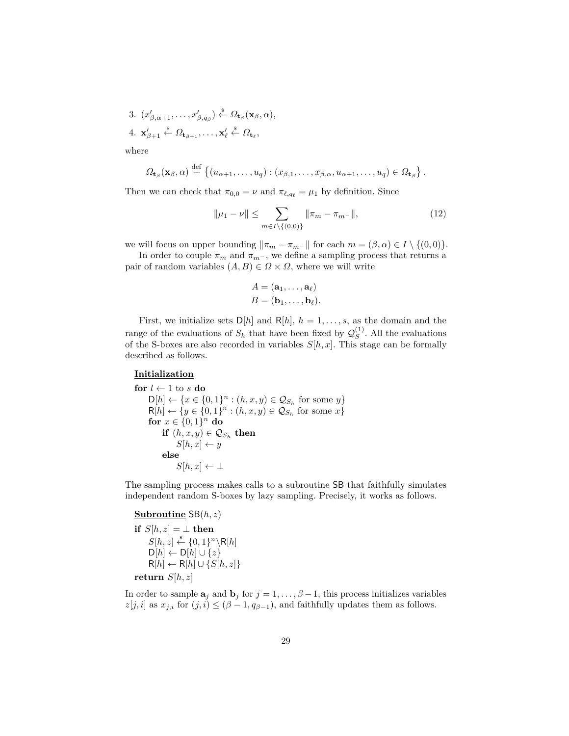3. $(x'_{\beta,\alpha+1}, \ldots, x'_{\beta,q_\beta}) \xleftarrow{\$} \Omega_{\mathbf{t}_\beta}(\mathbf{x}_\beta, \alpha)$,
4. $\mathbf{x}'_{\beta+1} \xleftarrow{\$} \Omega_{\mathbf{t}_{\beta+1}}, \ldots, \mathbf{x}'_\ell \xleftarrow{\$} \Omega_{\mathbf{t}_\ell}$,

where

$$\Omega_{\mathbf{t}_\beta}(\mathbf{x}_\beta, \alpha) \stackrel{\text{def}}{=} \left\{ (u_{\alpha+1}, \ldots, u_q) : (x_{\beta,1}, \ldots, x_{\beta,\alpha}, u_{\alpha+1}, \ldots, u_q) \in \Omega_{\mathbf{t}_\beta} \right\}.$$

Then we can check that $\pi_{0,0} = \nu$ and $\pi_{\ell,q_\ell} = \mu_1$ by definition. Since

$$\|\mu_1 - \nu\| \leq \sum_{m \in I \setminus \{(0,0)\}} \|\pi_m - \pi_{m^-}\|, \tag{12}$$

we will focus on upper bounding $\|\pi_m - \pi_{m^-}\|$ for each $m = (\beta, \alpha) \in I \setminus \{(0,0)\}$.

In order to couple $\pi_m$ and $\pi_{m^-}$, we define a sampling process that returns a pair of random variables $(A, B) \in \Omega \times \Omega$, where we will write

$$A = (\mathbf{a}_1, \ldots, \mathbf{a}_\ell)$$
$$B = (\mathbf{b}_1, \ldots, \mathbf{b}_\ell).$$

First, we initialize sets $\mathsf{D}[h]$ and $\mathsf{R}[h]$, $h = 1, \ldots, s$, as the domain and the range of the evaluations of $S_h$ that have been fixed by $\mathcal{Q}_S^{(1)}$. All the evaluations of the S-boxes are also recorded in variables $S[h, x]$. This stage can be formally described as follows.

**Initialization**

```
for l ← 1 to s do
    D[h] ← {x ∈ {0,1}^n : (h, x, y) ∈ Q_{S_h} for some y}
    R[h] ← {y ∈ {0,1}^n : (h, x, y) ∈ Q_{S_h} for some x}
    for x ∈ {0,1}^n do
        if (h, x, y) ∈ Q_{S_h} then
            S[h, x] ← y
        else
            S[h, x] ← ⊥
```

The sampling process makes calls to a subroutine $\mathsf{SB}$ that faithfully simulates independent random S-boxes by lazy sampling. Precisely, it works as follows.

**Subroutine** $\mathsf{SB}(h, z)$

```
if S[h, z] = ⊥ then
    S[h, z] ←$ {0,1}^n \ R[h]
    D[h] ← D[h] ∪ {z}
    R[h] ← R[h] ∪ {S[h, z]}
return S[h, z]
```

In order to sample $\mathbf{a}_j$ and $\mathbf{b}_j$ for $j = 1, \ldots, \beta - 1$, this process initializes variables $z[j, i]$ as $x_{j,i}$ for $(j, i) \leq (\beta - 1, q_{\beta-1})$, and faithfully updates them as follows.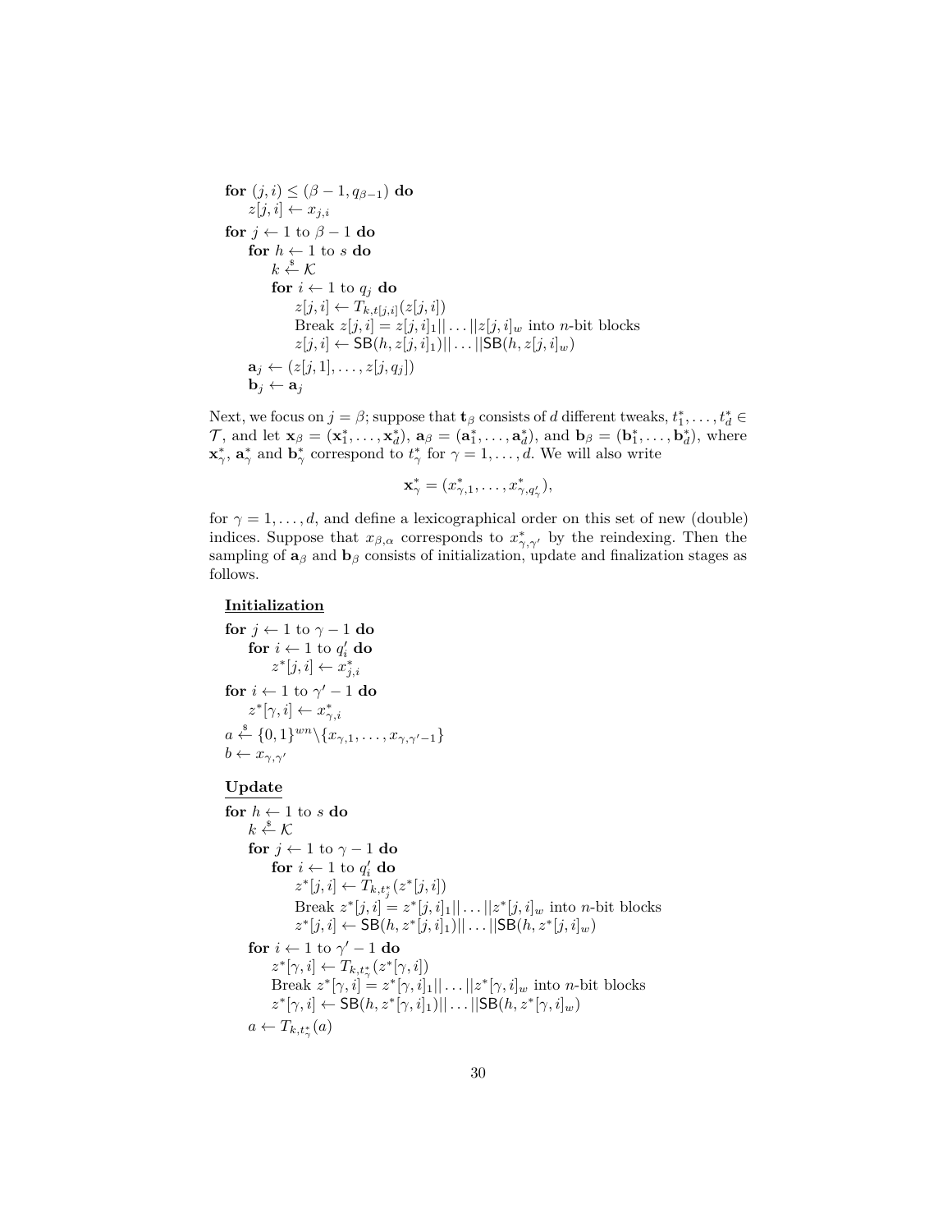```
for (j, i) ≤ (β − 1, q_{β−1}) do
    z[j, i] ← x_{j,i}
for j ← 1 to β − 1 do
    for h ← 1 to s do
        k ←$ 𝒦
        for i ← 1 to q_j do
            z[j, i] ← T_{k,t[j,i]}(z[j, i])
            Break z[j, i] = z[j, i]_1 || ... || z[j, i]_w into n-bit blocks
            z[j, i] ← SB(h, z[j, i]_1) || ... || SB(h, z[j, i]_w)
    a_j ← (z[j, 1], ..., z[j, q_j])
    b_j ← a_j
```

Next, we focus on $j = \beta$; suppose that $\mathbf{t}_\beta$ consists of $d$ different tweaks, $t_1^*, \ldots, t_d^* \in \mathcal{T}$, and let $\mathbf{x}_\beta = (\mathbf{x}_1^*, \ldots, \mathbf{x}_d^*)$, $\mathbf{a}_\beta = (\mathbf{a}_1^*, \ldots, \mathbf{a}_d^*)$, and $\mathbf{b}_\beta = (\mathbf{b}_1^*, \ldots, \mathbf{b}_d^*)$, where $\mathbf{x}_\gamma^*$, $\mathbf{a}_\gamma^*$ and $\mathbf{b}_\gamma^*$ correspond to $t_\gamma^*$ for $\gamma = 1, \ldots, d$. We will also write

$$\mathbf{x}_\gamma^* = (x_{\gamma,1}^*, \ldots, x_{\gamma,q'_\gamma}^*),$$

for $\gamma = 1, \ldots, d$, and define a lexicographical order on this set of new (double) indices. Suppose that $x_{\beta,\alpha}$ corresponds to $x_{\gamma,\gamma'}^*$ by the reindexing. Then the sampling of $\mathbf{a}_\beta$ and $\mathbf{b}_\beta$ consists of initialization, update and finalization stages as follows.

**Initialization**

```
for j ← 1 to γ − 1 do
    for i ← 1 to q'_i do
        z*[j, i] ← x*_{j,i}
for i ← 1 to γ' − 1 do
    z*[γ, i] ← x*_{γ,i}
a ←$ {0,1}^{wn} \ {x_{γ,1}, ..., x_{γ,γ'−1}}
b ← x_{γ,γ'}
```

**Update**

```
for h ← 1 to s do
    k ←$ 𝒦
    for j ← 1 to γ − 1 do
        for i ← 1 to q'_i do
            z*[j, i] ← T_{k,t*_j}(z*[j, i])
            Break z*[j, i] = z*[j, i]_1 || ... || z*[j, i]_w into n-bit blocks
            z*[j, i] ← SB(h, z*[j, i]_1) || ... || SB(h, z*[j, i]_w)
    for i ← 1 to γ' − 1 do
        z*[γ, i] ← T_{k,t*_γ}(z*[γ, i])
        Break z*[γ, i] = z*[γ, i]_1 || ... || z*[γ, i]_w into n-bit blocks
        z*[γ, i] ← SB(h, z*[γ, i]_1) || ... || SB(h, z*[γ, i]_w)
    a ← T_{k,t*_γ}(a)
```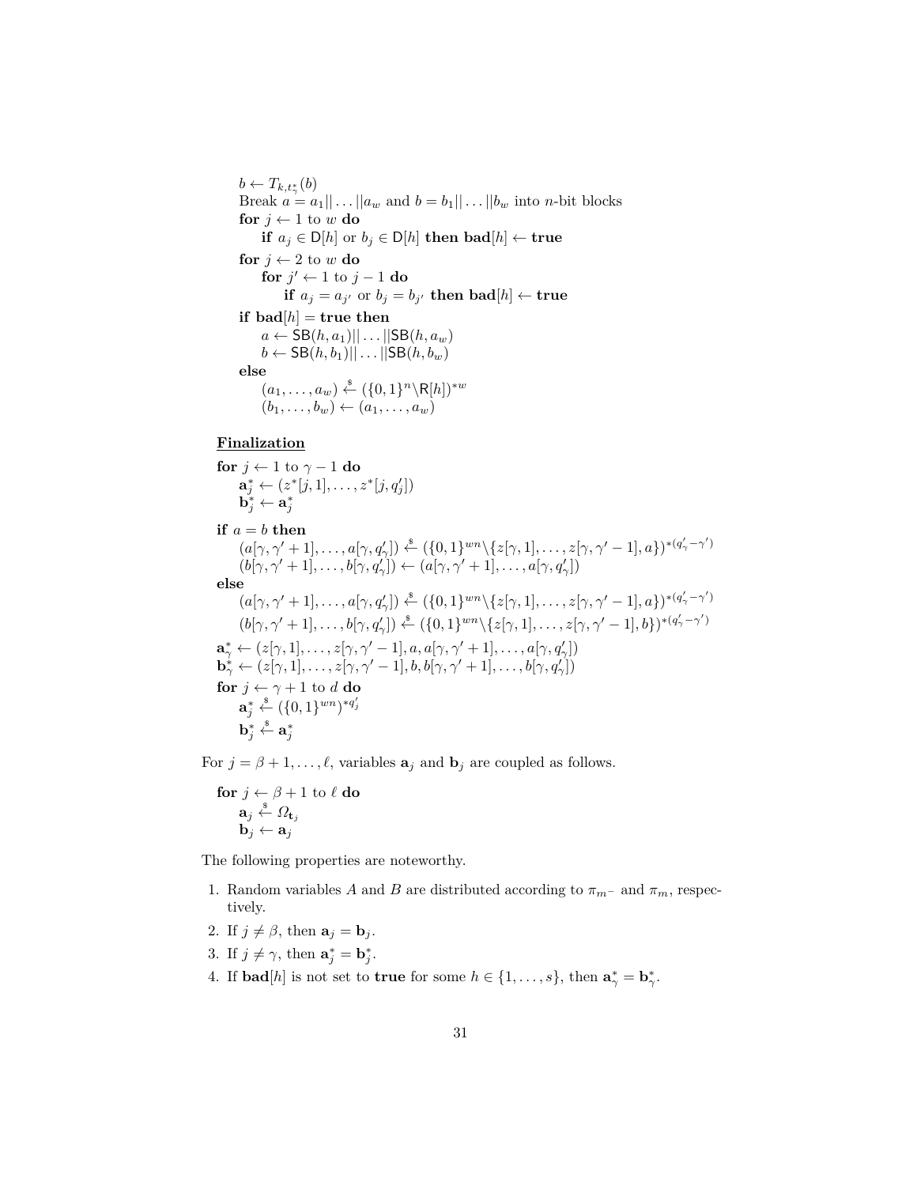```
b ← T_{k,t*_γ}(b)
Break a = a_1||...||a_w and b = b_1||...||b_w into n-bit blocks
for j ← 1 to w do
    if a_j ∈ D[h] or b_j ∈ D[h] then bad[h] ← true
for j ← 2 to w do
    for j' ← 1 to j − 1 do
        if a_j = a_{j'} or b_j = b_{j'} then bad[h] ← true
if bad[h] = true then
    a ← SB(h, a_1)||...||SB(h, a_w)
    b ← SB(h, b_1)||...||SB(h, b_w)
else
    (a_1, ..., a_w) ←$ ({0,1}^n \ R[h])^{*w}
    (b_1, ..., b_w) ← (a_1, ..., a_w)
```

**Finalization**

```
for j ← 1 to γ − 1 do
    a*_j ← (z*[j,1], ..., z*[j,q'_j])
    b*_j ← a*_j
if a = b then
    (a[γ,γ'+1], ..., a[γ,q'_γ]) ←$ ({0,1}^{wn} \ {z[γ,1], ..., z[γ,γ'−1], a})^{*(q'_γ−γ')}
    (b[γ,γ'+1], ..., b[γ,q'_γ]) ← (a[γ,γ'+1], ..., a[γ,q'_γ])
else
    (a[γ,γ'+1], ..., a[γ,q'_γ]) ←$ ({0,1}^{wn} \ {z[γ,1], ..., z[γ,γ'−1], a})^{*(q'_γ−γ')}
    (b[γ,γ'+1], ..., b[γ,q'_γ]) ←$ ({0,1}^{wn} \ {z[γ,1], ..., z[γ,γ'−1], b})^{*(q'_γ−γ')}
a*_γ ← (z[γ,1], ..., z[γ,γ'−1], a, a[γ,γ'+1], ..., a[γ,q'_γ])
b*_γ ← (z[γ,1], ..., z[γ,γ'−1], b, b[γ,γ'+1], ..., b[γ,q'_γ])
for j ← γ + 1 to d do
    a*_j ←$ ({0,1}^{wn})^{*q'_j}
    b*_j ←$ a*_j
```

For $j = \beta+1, \ldots, \ell$, variables $\mathbf{a}_j$ and $\mathbf{b}_j$ are coupled as follows.

```
for j ← β + 1 to ℓ do
    a_j ←$ Ω_{t_j}
    b_j ← a_j
```

The following properties are noteworthy.

1. Random variables $A$ and $B$ are distributed according to $\pi_{m^-}$ and $\pi_m$, respectively.
2. If $j \neq \beta$, then $\mathbf{a}_j = \mathbf{b}_j$.
3. If $j \neq \gamma$, then $\mathbf{a}^*_j = \mathbf{b}^*_j$.
4. If $\mathbf{bad}[h]$ is not set to **true** for some $h \in \{1, \ldots, s\}$, then $\mathbf{a}^*_\gamma = \mathbf{b}^*_\gamma$.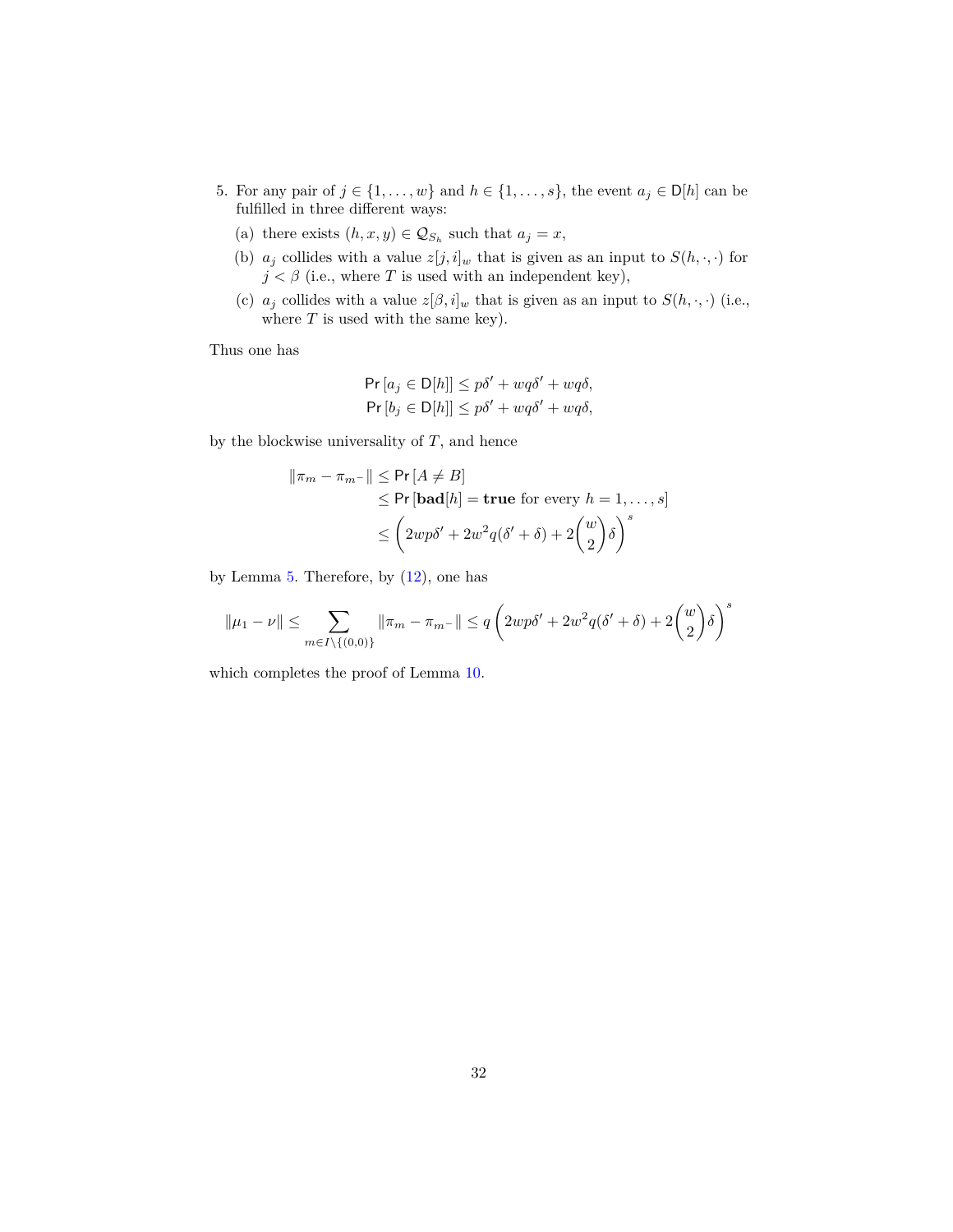5. For any pair of $j \in \{1, \ldots, w\}$ and $h \in \{1, \ldots, s\}$, the event $a_j \in \mathsf{D}[h]$ can be fulfilled in three different ways:
   (a) there exists $(h, x, y) \in \mathcal{Q}_{S_h}$ such that $a_j = x$,
   (b) $a_j$ collides with a value $z[j, i]_w$ that is given as an input to $S(h, \cdot, \cdot)$ for $j < \beta$ (i.e., where $T$ is used with an independent key),
   (c) $a_j$ collides with a value $z[\beta, i]_w$ that is given as an input to $S(h, \cdot, \cdot)$ (i.e., where $T$ is used with the same key).

Thus one has

$$\begin{aligned}
\mathsf{Pr}\left[a_j \in \mathsf{D}[h]\right] &\leq p\delta' + wq\delta' + wq\delta, \\
\mathsf{Pr}\left[b_j \in \mathsf{D}[h]\right] &\leq p\delta' + wq\delta' + wq\delta,
\end{aligned}$$

by the blockwise universality of $T$, and hence

$$\begin{aligned}
\|\pi_m - \pi_{m^-}\| &\leq \mathsf{Pr}\left[A \neq B\right] \\
&\leq \mathsf{Pr}\left[\mathbf{bad}[h] = \mathbf{true} \text{ for every } h = 1, \ldots, s\right] \\
&\leq \left(2wp\delta' + 2w^2 q(\delta' + \delta) + 2\binom{w}{2}\delta\right)^s
\end{aligned}$$

by Lemma 5. Therefore, by (12), one has

$$\|\mu_1 - \nu\| \leq \sum_{m \in I \setminus \{(0,0)\}} \|\pi_m - \pi_{m^-}\| \leq q\left(2wp\delta' + 2w^2 q(\delta' + \delta) + 2\binom{w}{2}\delta\right)^s$$

which completes the proof of Lemma 10.